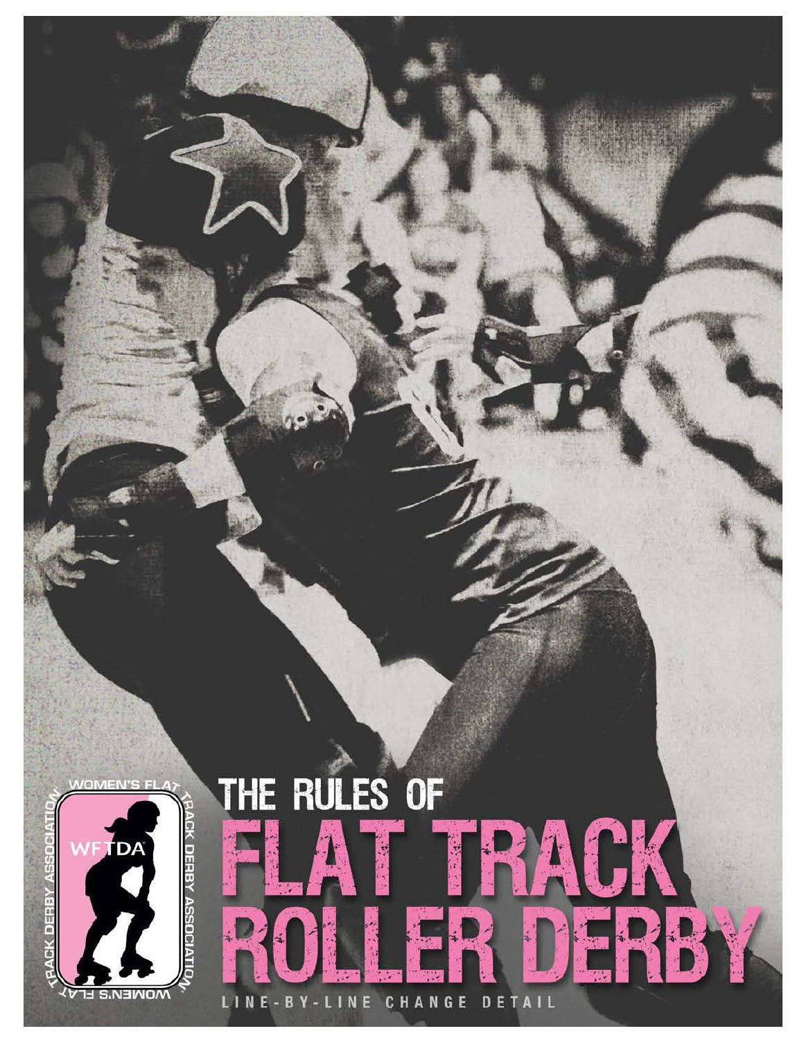# THE RULES OF FLAT TRACK ROLLER DERBY

LINE-BY-LINE CHANGE DETAIL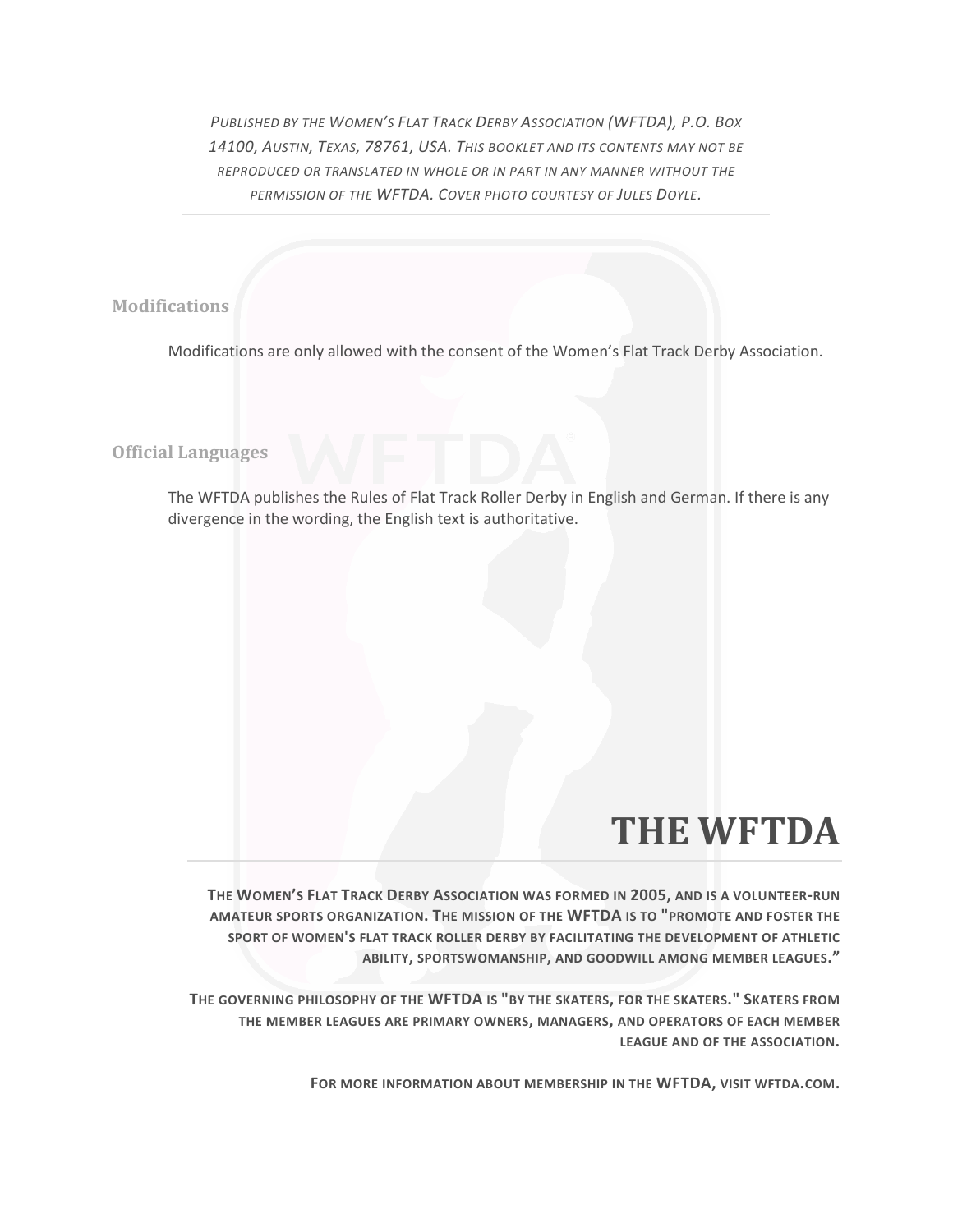*Published by the Women's Flat Track Derby Association (WFTDA), P.O. Box 14100, Austin, Texas, 78761, USA. This booklet and its contents may not be reproduced or translated in whole or in part in any manner without the permission of the WFTDA. Cover photo courtesy of Jules Doyle.*

### Modifications

Modifications are only allowed with the consent of the Women's Flat Track Derby Association.

### Official Languages

The WFTDA publishes the Rules of Flat Track Roller Derby in English and German. If there is any divergence in the wording, the English text is authoritative.

# THE WFTDA

**The Women's Flat Track Derby Association was formed in 2005, and is a volunteer-run amateur sports organization. The mission of the WFTDA is to "promote and foster the sport of women's flat track roller derby by facilitating the development of athletic ability, sportswomanship, and goodwill among member leagues."**

**The governing philosophy of the WFTDA is "by the skaters, for the skaters." Skaters from the member leagues are primary owners, managers, and operators of each member league and of the association.**

**For more information about membership in the WFTDA, visit wftda.com.**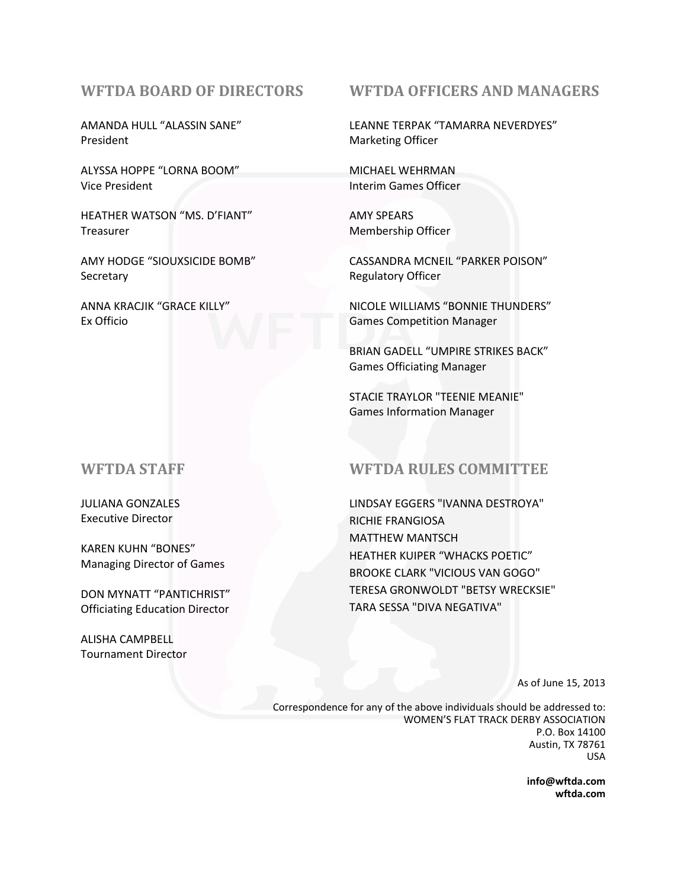## WFTDA BOARD OF DIRECTORS

AMANDA HULL “ALASSIN SANE”
President

ALYSSA HOPPE “LORNA BOOM”
Vice President

HEATHER WATSON “MS. D’FIANT”
Treasurer

AMY HODGE “SIOUXSICIDE BOMB”
Secretary

ANNA KRACJIK “GRACE KILLY”
Ex Officio

## WFTDA OFFICERS AND MANAGERS

LEANNE TERPAK “TAMARRA NEVERDYES”
Marketing Officer

MICHAEL WEHRMAN
Interim Games Officer

AMY SPEARS
Membership Officer

CASSANDRA MCNEIL “PARKER POISON”
Regulatory Officer

NICOLE WILLIAMS “BONNIE THUNDERS”
Games Competition Manager

BRIAN GADELL “UMPIRE STRIKES BACK”
Games Officiating Manager

STACIE TRAYLOR "TEENIE MEANIE"
Games Information Manager

## WFTDA STAFF

JULIANA GONZALES
Executive Director

KAREN KUHN “BONES”
Managing Director of Games

DON MYNATT “PANTICHRIST”
Officiating Education Director

ALISHA CAMPBELL
Tournament Director

## WFTDA RULES COMMITTEE

LINDSAY EGGERS "IVANNA DESTROYA"
RICHIE FRANGIOSA
MATTHEW MANTSCH
HEATHER KUIPER “WHACKS POETIC”
BROOKE CLARK "VICIOUS VAN GOGO"
TERESA GRONWOLDT "BETSY WRECKSIE"
TARA SESSA "DIVA NEGATIVA"

As of June 15, 2013

Correspondence for any of the above individuals should be addressed to:
WOMEN’S FLAT TRACK DERBY ASSOCIATION
P.O. Box 14100
Austin, TX 78761
USA

**info@wftda.com**
**wftda.com**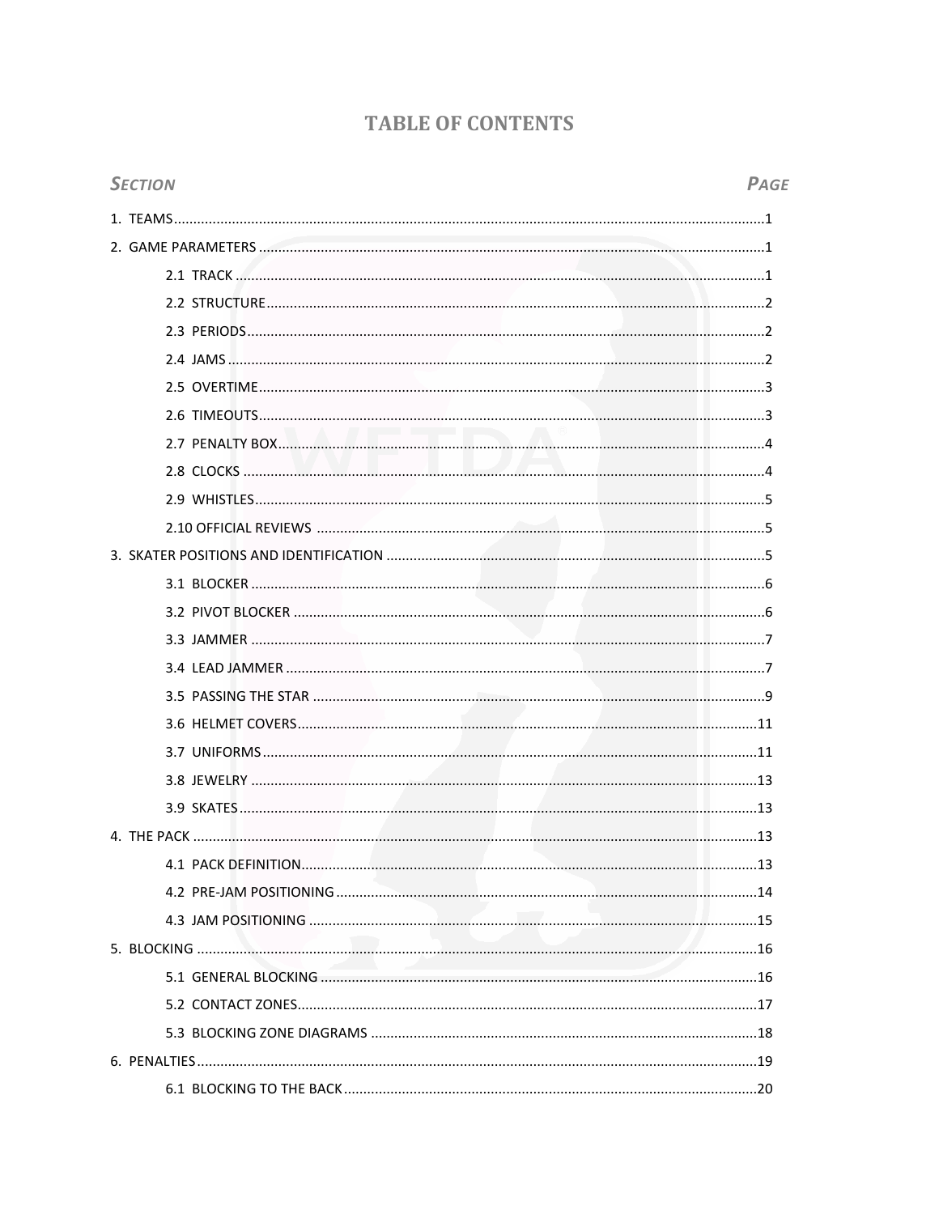# TABLE OF CONTENTS

| *SECTION* | *PAGE* |
| --- | --- |
| 1. TEAMS | 1 |
| 2. GAME PARAMETERS | 1 |
| 2.1 TRACK | 1 |
| 2.2 STRUCTURE | 2 |
| 2.3 PERIODS | 2 |
| 2.4 JAMS | 2 |
| 2.5 OVERTIME | 3 |
| 2.6 TIMEOUTS | 3 |
| 2.7 PENALTY BOX | 4 |
| 2.8 CLOCKS | 4 |
| 2.9 WHISTLES | 5 |
| 2.10 OFFICIAL REVIEWS | 5 |
| 3. SKATER POSITIONS AND IDENTIFICATION | 5 |
| 3.1 BLOCKER | 6 |
| 3.2 PIVOT BLOCKER | 6 |
| 3.3 JAMMER | 7 |
| 3.4 LEAD JAMMER | 7 |
| 3.5 PASSING THE STAR | 9 |
| 3.6 HELMET COVERS | 11 |
| 3.7 UNIFORMS | 11 |
| 3.8 JEWELRY | 13 |
| 3.9 SKATES | 13 |
| 4. THE PACK | 13 |
| 4.1 PACK DEFINITION | 13 |
| 4.2 PRE-JAM POSITIONING | 14 |
| 4.3 JAM POSITIONING | 15 |
| 5. BLOCKING | 16 |
| 5.1 GENERAL BLOCKING | 16 |
| 5.2 CONTACT ZONES | 17 |
| 5.3 BLOCKING ZONE DIAGRAMS | 18 |
| 6. PENALTIES | 19 |
| 6.1 BLOCKING TO THE BACK | 20 |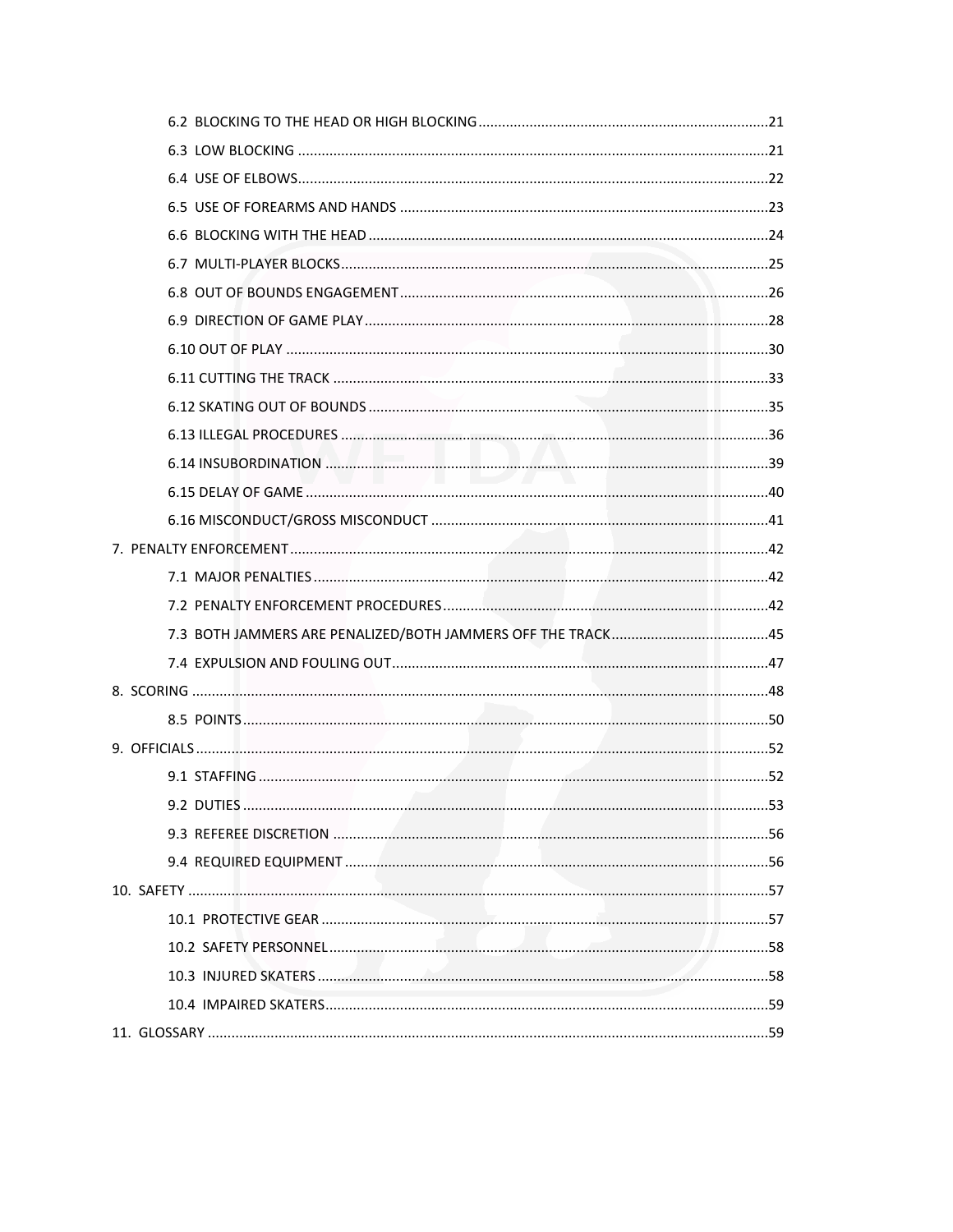- 6.2 BLOCKING TO THE HEAD OR HIGH BLOCKING ........ 21
- 6.3 LOW BLOCKING ........ 21
- 6.4 USE OF ELBOWS ........ 22
- 6.5 USE OF FOREARMS AND HANDS ........ 23
- 6.6 BLOCKING WITH THE HEAD ........ 24
- 6.7 MULTI-PLAYER BLOCKS ........ 25
- 6.8 OUT OF BOUNDS ENGAGEMENT ........ 26
- 6.9 DIRECTION OF GAME PLAY ........ 28
- 6.10 OUT OF PLAY ........ 30
- 6.11 CUTTING THE TRACK ........ 33
- 6.12 SKATING OUT OF BOUNDS ........ 35
- 6.13 ILLEGAL PROCEDURES ........ 36
- 6.14 INSUBORDINATION ........ 39
- 6.15 DELAY OF GAME ........ 40
- 6.16 MISCONDUCT/GROSS MISCONDUCT ........ 41

7. PENALTY ENFORCEMENT ........ 42
   - 7.1 MAJOR PENALTIES ........ 42
   - 7.2 PENALTY ENFORCEMENT PROCEDURES ........ 42
   - 7.3 BOTH JAMMERS ARE PENALIZED/BOTH JAMMERS OFF THE TRACK ........ 45
   - 7.4 EXPULSION AND FOULING OUT ........ 47
8. SCORING ........ 48
   - 8.5 POINTS ........ 50
9. OFFICIALS ........ 52
   - 9.1 STAFFING ........ 52
   - 9.2 DUTIES ........ 53
   - 9.3 REFEREE DISCRETION ........ 56
   - 9.4 REQUIRED EQUIPMENT ........ 56
10. SAFETY ........ 57
    - 10.1 PROTECTIVE GEAR ........ 57
    - 10.2 SAFETY PERSONNEL ........ 58
    - 10.3 INJURED SKATERS ........ 58
    - 10.4 IMPAIRED SKATERS ........ 59
11. GLOSSARY ........ 59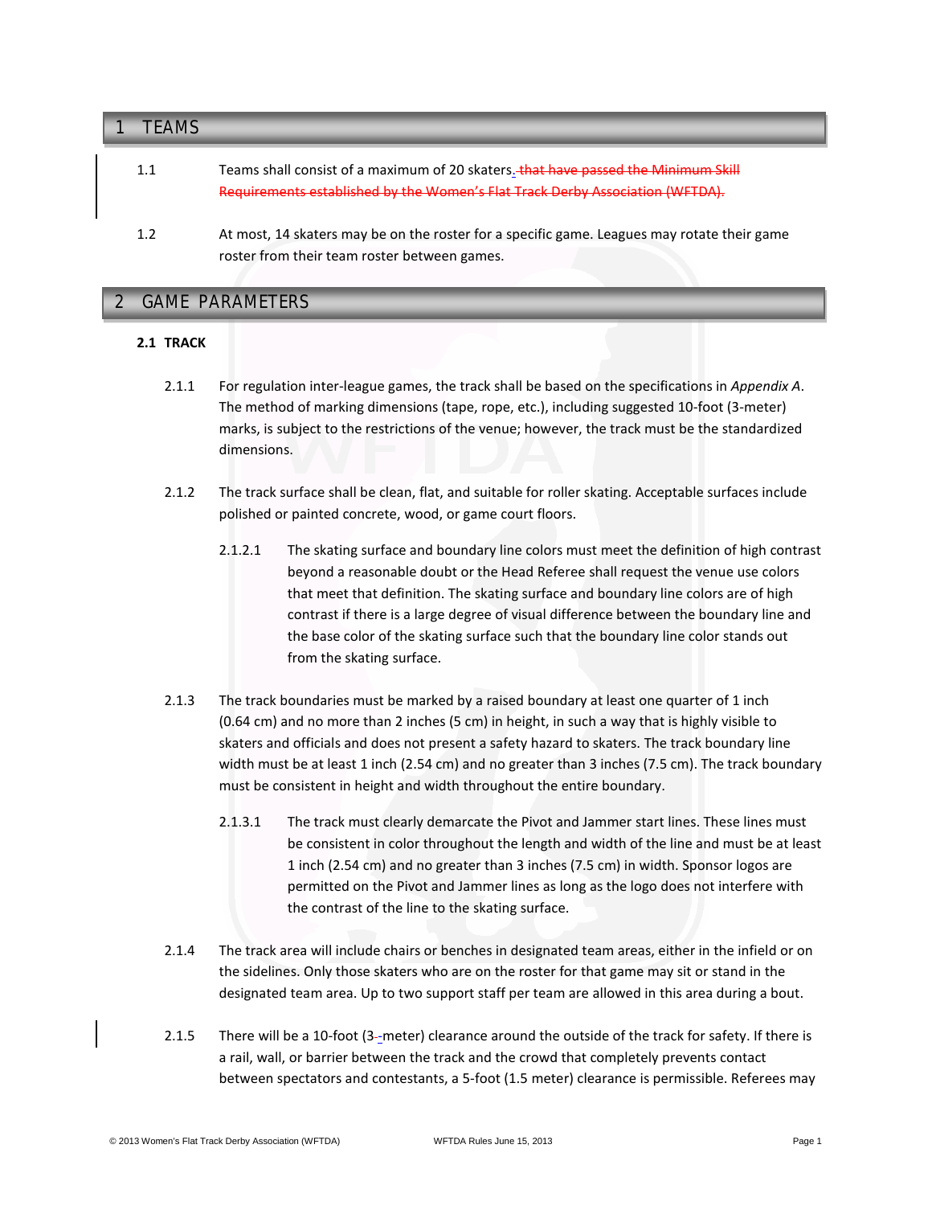# 1 TEAMS

1.1 Teams shall consist of a maximum of 20 skaters. ~~that have passed the Minimum Skill Requirements established by the Women's Flat Track Derby Association (WFTDA).~~

1.2 At most, 14 skaters may be on the roster for a specific game. Leagues may rotate their game roster from their team roster between games.

# 2 GAME PARAMETERS

## 2.1 TRACK

2.1.1 For regulation inter-league games, the track shall be based on the specifications in *Appendix A*. The method of marking dimensions (tape, rope, etc.), including suggested 10-foot (3-meter) marks, is subject to the restrictions of the venue; however, the track must be the standardized dimensions.

2.1.2 The track surface shall be clean, flat, and suitable for roller skating. Acceptable surfaces include polished or painted concrete, wood, or game court floors.

2.1.2.1 The skating surface and boundary line colors must meet the definition of high contrast beyond a reasonable doubt or the Head Referee shall request the venue use colors that meet that definition. The skating surface and boundary line colors are of high contrast if there is a large degree of visual difference between the boundary line and the base color of the skating surface such that the boundary line color stands out from the skating surface.

2.1.3 The track boundaries must be marked by a raised boundary at least one quarter of 1 inch (0.64 cm) and no more than 2 inches (5 cm) in height, in such a way that is highly visible to skaters and officials and does not present a safety hazard to skaters. The track boundary line width must be at least 1 inch (2.54 cm) and no greater than 3 inches (7.5 cm). The track boundary must be consistent in height and width throughout the entire boundary.

2.1.3.1 The track must clearly demarcate the Pivot and Jammer start lines. These lines must be consistent in color throughout the length and width of the line and must be at least 1 inch (2.54 cm) and no greater than 3 inches (7.5 cm) in width. Sponsor logos are permitted on the Pivot and Jammer lines as long as the logo does not interfere with the contrast of the line to the skating surface.

2.1.4 The track area will include chairs or benches in designated team areas, either in the infield or on the sidelines. Only those skaters who are on the roster for that game may sit or stand in the designated team area. Up to two support staff per team are allowed in this area during a bout.

2.1.5 There will be a 10-foot (3-meter) clearance around the outside of the track for safety. If there is a rail, wall, or barrier between the track and the crowd that completely prevents contact between spectators and contestants, a 5-foot (1.5 meter) clearance is permissible. Referees may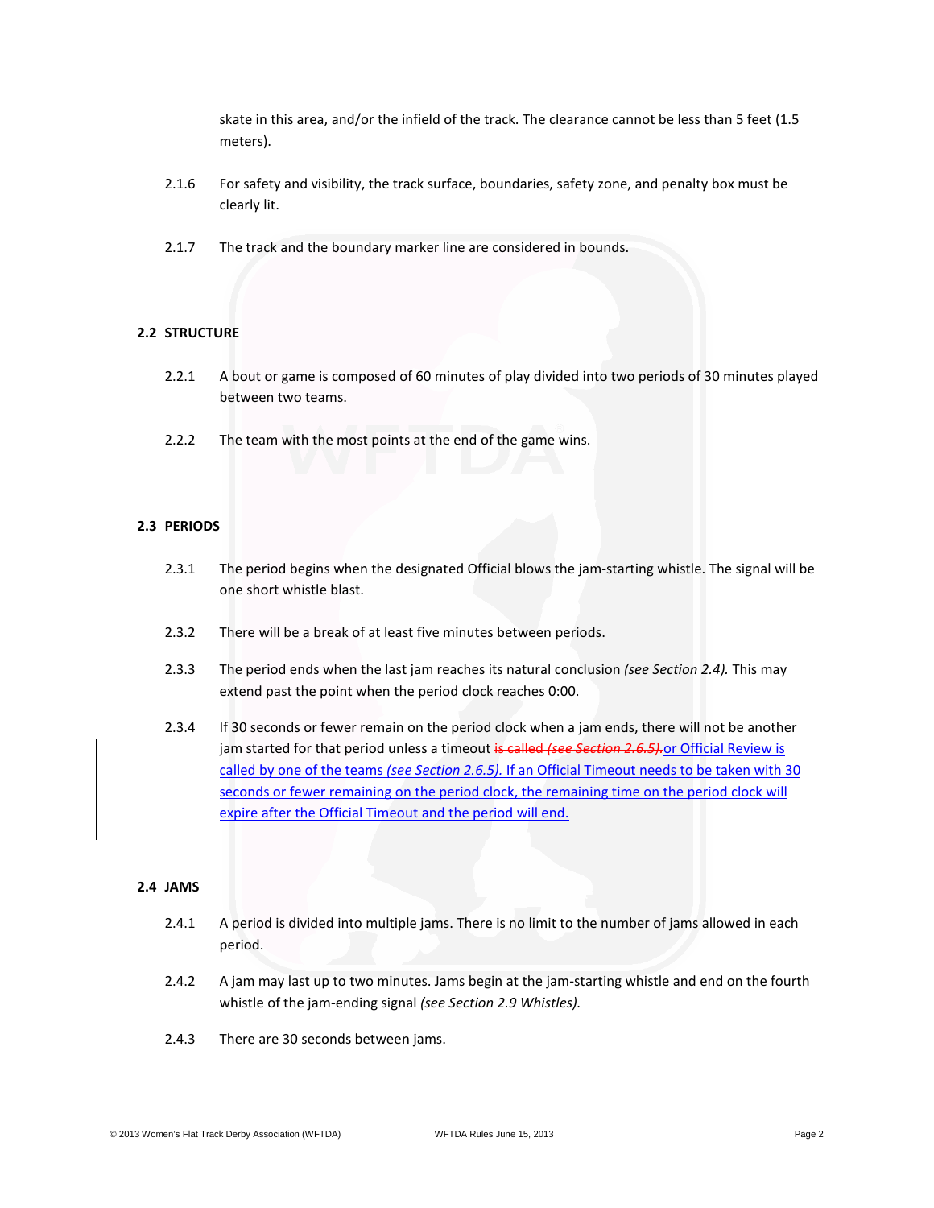skate in this area, and/or the infield of the track. The clearance cannot be less than 5 feet (1.5 meters).

2.1.6 For safety and visibility, the track surface, boundaries, safety zone, and penalty box must be clearly lit.

2.1.7 The track and the boundary marker line are considered in bounds.

## 2.2 STRUCTURE

2.2.1 A bout or game is composed of 60 minutes of play divided into two periods of 30 minutes played between two teams.

2.2.2 The team with the most points at the end of the game wins.

## 2.3 PERIODS

2.3.1 The period begins when the designated Official blows the jam-starting whistle. The signal will be one short whistle blast.

2.3.2 There will be a break of at least five minutes between periods.

2.3.3 The period ends when the last jam reaches its natural conclusion *(see Section 2.4).* This may extend past the point when the period clock reaches 0:00.

2.3.4 If 30 seconds or fewer remain on the period clock when a jam ends, there will not be another jam started for that period unless a timeout ~~is called *(see Section 2.6.5).*~~ or Official Review is called by one of the teams *(see Section 2.6.5).* If an Official Timeout needs to be taken with 30 seconds or fewer remaining on the period clock, the remaining time on the period clock will expire after the Official Timeout and the period will end.

## 2.4 JAMS

2.4.1 A period is divided into multiple jams. There is no limit to the number of jams allowed in each period.

2.4.2 A jam may last up to two minutes. Jams begin at the jam-starting whistle and end on the fourth whistle of the jam-ending signal *(see Section 2.9 Whistles).*

2.4.3 There are 30 seconds between jams.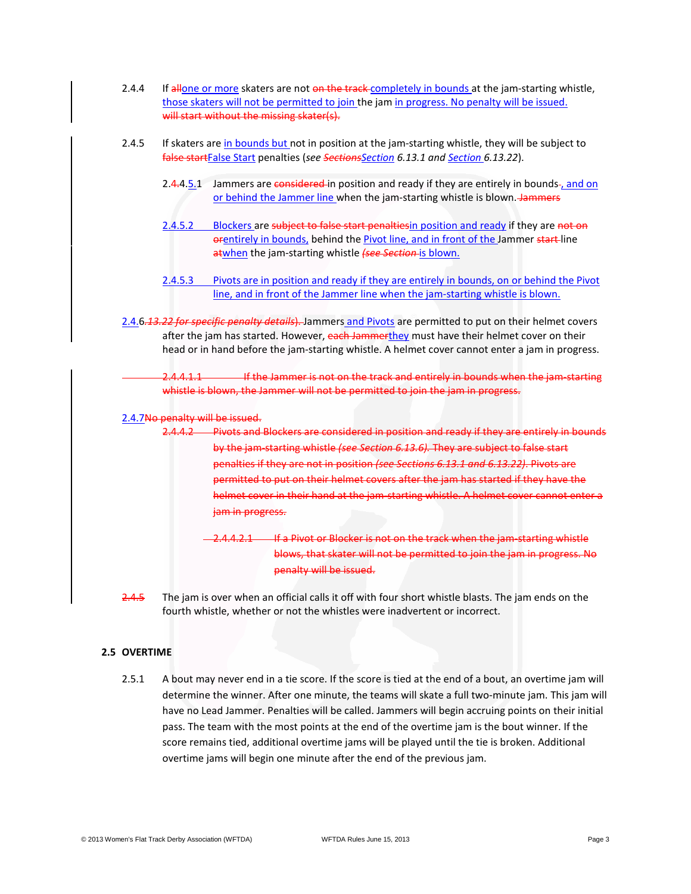2.4.4 If ~~all~~one or more skaters are not ~~on the track~~ completely in bounds at the jam-starting whistle, those skaters will not be permitted to join the jam in progress. No penalty will be issued. ~~will start without the missing skater(s).~~

2.4.5 If skaters are in bounds but not in position at the jam-starting whistle, they will be subject to ~~false start~~False Start penalties (*see ~~Sections~~Section 6.13.1 and Section 6.13.22*).

2.~~4.~~4.5.1 Jammers are ~~considered~~ in position and ready if they are entirely in bounds~~.~~, and on or behind the Jammer line when the jam-starting whistle is blown. ~~Jammers~~

2.4.5.2 Blockers are ~~subject to false start penalties~~in position and ready if they are ~~not on or~~entirely in bounds, behind the Pivot line, and in front of the Jammer ~~start~~ line ~~at~~when the jam-starting whistle ~~*(see Section*~~ is blown.

2.4.5.3 Pivots are in position and ready if they are entirely in bounds, on or behind the Pivot line, and in front of the Jammer line when the jam-starting whistle is blown.

2.4.6.~~*13.22 for specific penalty details).*~~ Jammers and Pivots are permitted to put on their helmet covers after the jam has started. However, ~~each Jammer~~they must have their helmet cover on their head or in hand before the jam-starting whistle. A helmet cover cannot enter a jam in progress.

~~2.4.4.1.1 If the Jammer is not on the track and entirely in bounds when the jam-starting whistle is blown, the Jammer will not be permitted to join the jam in progress.~~

2.4.7~~No penalty will be issued.~~

~~2.4.4.2 Pivots and Blockers are considered in position and ready if they are entirely in bounds by the jam-starting whistle *(see Section 6.13.6)*. They are subject to false start penalties if they are not in position *(see Sections 6.13.1 and 6.13.22)*. Pivots are permitted to put on their helmet covers after the jam has started if they have the helmet cover in their hand at the jam-starting whistle. A helmet cover cannot enter a jam in progress.~~

~~2.4.4.2.1 If a Pivot or Blocker is not on the track when the jam-starting whistle blows, that skater will not be permitted to join the jam in progress. No penalty will be issued.~~

~~2.4.5~~ The jam is over when an official calls it off with four short whistle blasts. The jam ends on the fourth whistle, whether or not the whistles were inadvertent or incorrect.

## 2.5 OVERTIME

2.5.1 A bout may never end in a tie score. If the score is tied at the end of a bout, an overtime jam will determine the winner. After one minute, the teams will skate a full two-minute jam. This jam will have no Lead Jammer. Penalties will be called. Jammers will begin accruing points on their initial pass. The team with the most points at the end of the overtime jam is the bout winner. If the score remains tied, additional overtime jams will be played until the tie is broken. Additional overtime jams will begin one minute after the end of the previous jam.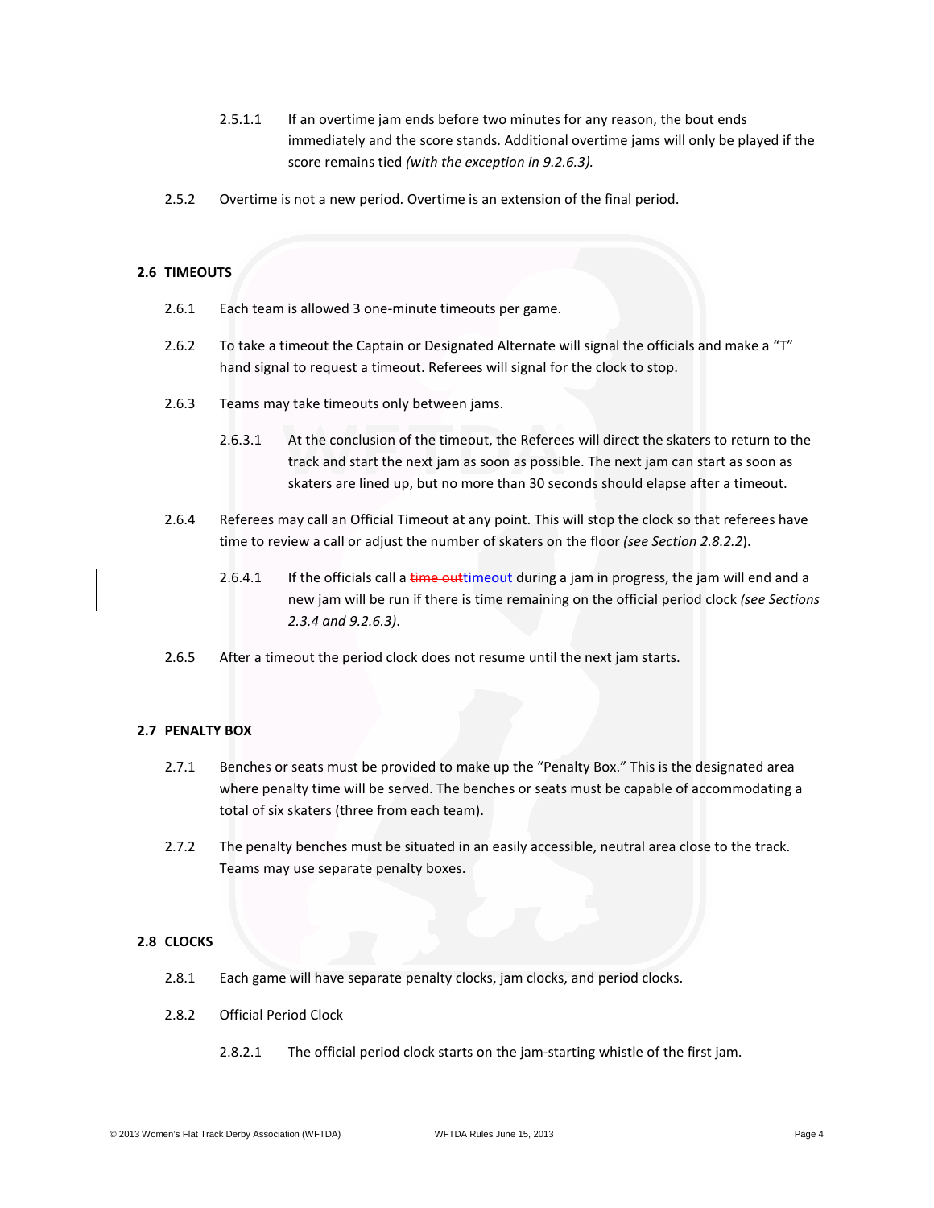2.5.1.1 If an overtime jam ends before two minutes for any reason, the bout ends immediately and the score stands. Additional overtime jams will only be played if the score remains tied *(with the exception in 9.2.6.3).*

2.5.2 Overtime is not a new period. Overtime is an extension of the final period.

## 2.6 TIMEOUTS

2.6.1 Each team is allowed 3 one-minute timeouts per game.

2.6.2 To take a timeout the Captain or Designated Alternate will signal the officials and make a "T" hand signal to request a timeout. Referees will signal for the clock to stop.

2.6.3 Teams may take timeouts only between jams.

2.6.3.1 At the conclusion of the timeout, the Referees will direct the skaters to return to the track and start the next jam as soon as possible. The next jam can start as soon as skaters are lined up, but no more than 30 seconds should elapse after a timeout.

2.6.4 Referees may call an Official Timeout at any point. This will stop the clock so that referees have time to review a call or adjust the number of skaters on the floor *(see Section 2.8.2.2*).

2.6.4.1 If the officials call a ~~time out~~timeout during a jam in progress, the jam will end and a new jam will be run if there is time remaining on the official period clock *(see Sections 2.3.4 and 9.2.6.3)*.

2.6.5 After a timeout the period clock does not resume until the next jam starts.

## 2.7 PENALTY BOX

2.7.1 Benches or seats must be provided to make up the "Penalty Box." This is the designated area where penalty time will be served. The benches or seats must be capable of accommodating a total of six skaters (three from each team).

2.7.2 The penalty benches must be situated in an easily accessible, neutral area close to the track. Teams may use separate penalty boxes.

## 2.8 CLOCKS

2.8.1 Each game will have separate penalty clocks, jam clocks, and period clocks.

2.8.2 Official Period Clock

2.8.2.1 The official period clock starts on the jam-starting whistle of the first jam.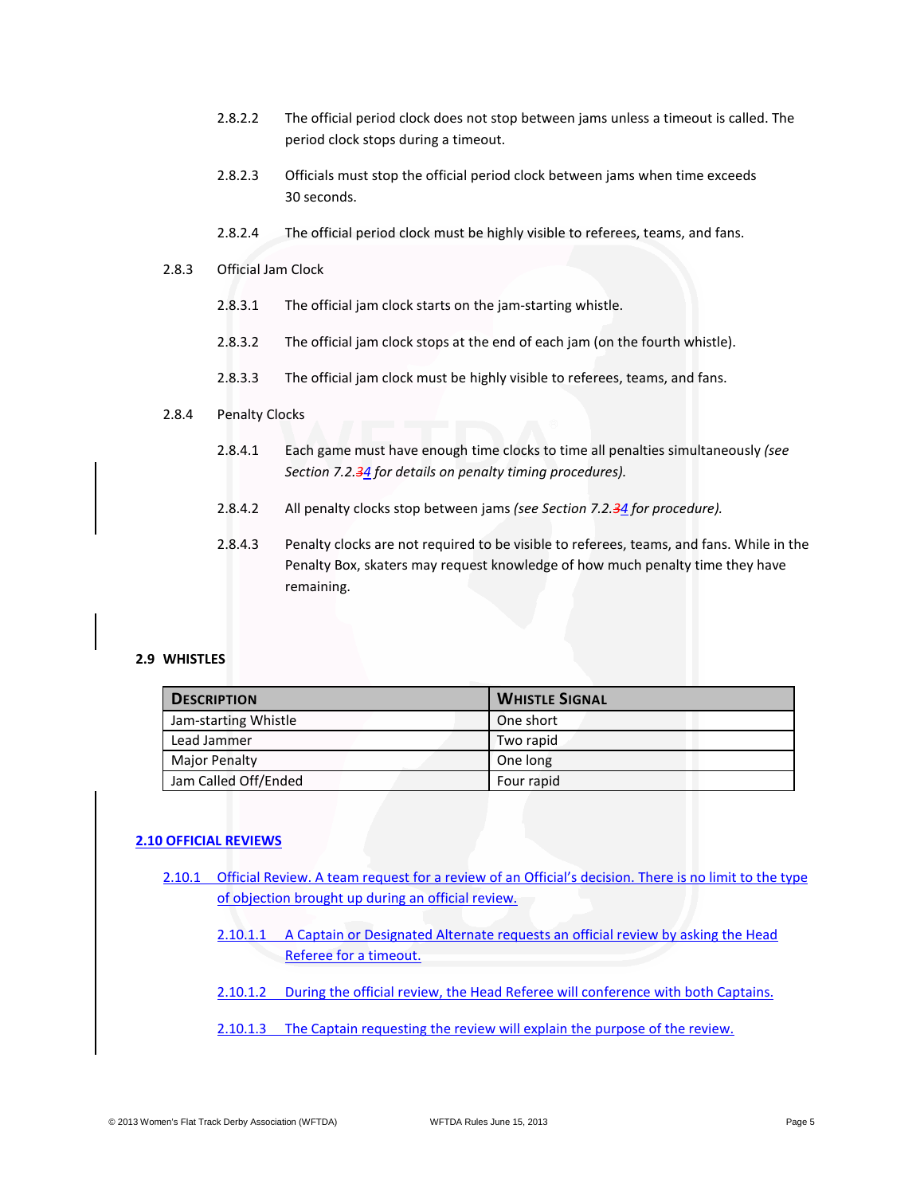2.8.2.2 The official period clock does not stop between jams unless a timeout is called. The period clock stops during a timeout.

2.8.2.3 Officials must stop the official period clock between jams when time exceeds 30 seconds.

2.8.2.4 The official period clock must be highly visible to referees, teams, and fans.

2.8.3 Official Jam Clock

2.8.3.1 The official jam clock starts on the jam-starting whistle.

2.8.3.2 The official jam clock stops at the end of each jam (on the fourth whistle).

2.8.3.3 The official jam clock must be highly visible to referees, teams, and fans.

2.8.4 Penalty Clocks

2.8.4.1 Each game must have enough time clocks to time all penalties simultaneously *(see Section 7.2.~~3~~4 for details on penalty timing procedures).*

2.8.4.2 All penalty clocks stop between jams *(see Section 7.2.~~3~~4 for procedure).*

2.8.4.3 Penalty clocks are not required to be visible to referees, teams, and fans. While in the Penalty Box, skaters may request knowledge of how much penalty time they have remaining.

## 2.9 WHISTLES

| DESCRIPTION | WHISTLE SIGNAL |
|---|---|
| Jam-starting Whistle | One short |
| Lead Jammer | Two rapid |
| Major Penalty | One long |
| Jam Called Off/Ended | Four rapid |

## 2.10 OFFICIAL REVIEWS

2.10.1 Official Review. A team request for a review of an Official's decision. There is no limit to the type of objection brought up during an official review.

2.10.1.1 A Captain or Designated Alternate requests an official review by asking the Head Referee for a timeout.

2.10.1.2 During the official review, the Head Referee will conference with both Captains.

2.10.1.3 The Captain requesting the review will explain the purpose of the review.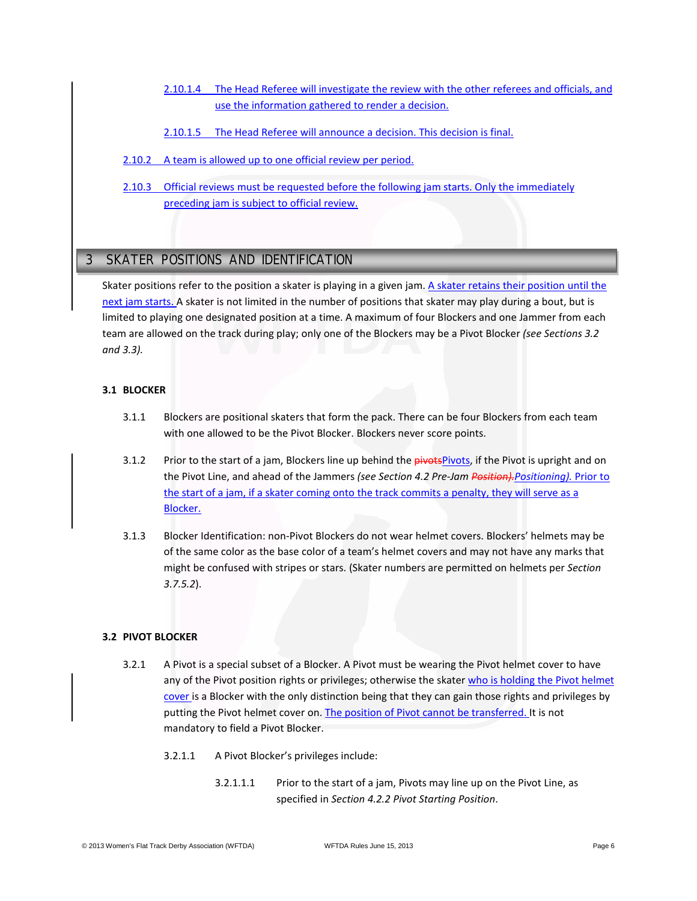2.10.1.4 The Head Referee will investigate the review with the other referees and officials, and use the information gathered to render a decision.

2.10.1.5 The Head Referee will announce a decision. This decision is final.

2.10.2 A team is allowed up to one official review per period.

2.10.3 Official reviews must be requested before the following jam starts. Only the immediately preceding jam is subject to official review.

# 3 SKATER POSITIONS AND IDENTIFICATION

Skater positions refer to the position a skater is playing in a given jam. A skater retains their position until the next jam starts. A skater is not limited in the number of positions that skater may play during a bout, but is limited to playing one designated position at a time. A maximum of four Blockers and one Jammer from each team are allowed on the track during play; only one of the Blockers may be a Pivot Blocker *(see Sections 3.2 and 3.3).*

## 3.1 BLOCKER

3.1.1 Blockers are positional skaters that form the pack. There can be four Blockers from each team with one allowed to be the Pivot Blocker. Blockers never score points.

3.1.2 Prior to the start of a jam, Blockers line up behind the ~~pivots~~Pivots, if the Pivot is upright and on the Pivot Line, and ahead of the Jammers *(see Section 4.2 Pre-Jam ~~Position).~~Positioning).* Prior to the start of a jam, if a skater coming onto the track commits a penalty, they will serve as a Blocker.

3.1.3 Blocker Identification: non-Pivot Blockers do not wear helmet covers. Blockers' helmets may be of the same color as the base color of a team's helmet covers and may not have any marks that might be confused with stripes or stars. (Skater numbers are permitted on helmets per *Section 3.7.5.2*).

## 3.2 PIVOT BLOCKER

3.2.1 A Pivot is a special subset of a Blocker. A Pivot must be wearing the Pivot helmet cover to have any of the Pivot position rights or privileges; otherwise the skater who is holding the Pivot helmet cover is a Blocker with the only distinction being that they can gain those rights and privileges by putting the Pivot helmet cover on. The position of Pivot cannot be transferred. It is not mandatory to field a Pivot Blocker.

3.2.1.1 A Pivot Blocker's privileges include:

3.2.1.1.1 Prior to the start of a jam, Pivots may line up on the Pivot Line, as specified in *Section 4.2.2 Pivot Starting Position*.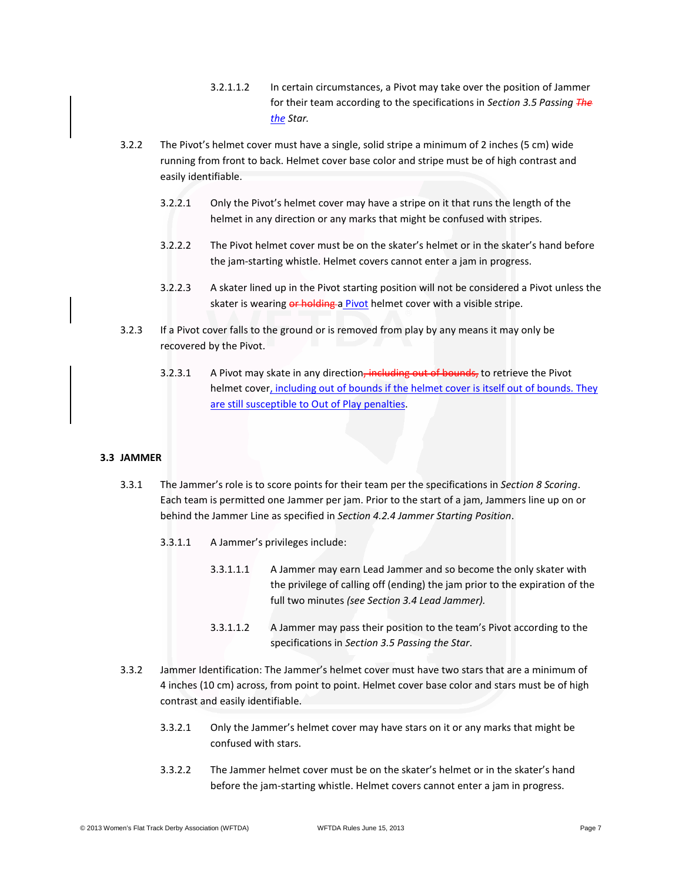3.2.1.1.2 In certain circumstances, a Pivot may take over the position of Jammer for their team according to the specifications in *Section 3.5 Passing ~~The~~ the Star.*

3.2.2 The Pivot's helmet cover must have a single, solid stripe a minimum of 2 inches (5 cm) wide running from front to back. Helmet cover base color and stripe must be of high contrast and easily identifiable.

3.2.2.1 Only the Pivot's helmet cover may have a stripe on it that runs the length of the helmet in any direction or any marks that might be confused with stripes.

3.2.2.2 The Pivot helmet cover must be on the skater's helmet or in the skater's hand before the jam-starting whistle. Helmet covers cannot enter a jam in progress.

3.2.2.3 A skater lined up in the Pivot starting position will not be considered a Pivot unless the skater is wearing ~~or holding~~ a Pivot helmet cover with a visible stripe.

3.2.3 If a Pivot cover falls to the ground or is removed from play by any means it may only be recovered by the Pivot.

3.2.3.1 A Pivot may skate in any direction~~, including out of bounds,~~ to retrieve the Pivot helmet cover, including out of bounds if the helmet cover is itself out of bounds. They are still susceptible to Out of Play penalties.

### 3.3 JAMMER

3.3.1 The Jammer's role is to score points for their team per the specifications in *Section 8 Scoring*. Each team is permitted one Jammer per jam. Prior to the start of a jam, Jammers line up on or behind the Jammer Line as specified in *Section 4.2.4 Jammer Starting Position*.

3.3.1.1 A Jammer's privileges include:

3.3.1.1.1 A Jammer may earn Lead Jammer and so become the only skater with the privilege of calling off (ending) the jam prior to the expiration of the full two minutes *(see Section 3.4 Lead Jammer).*

3.3.1.1.2 A Jammer may pass their position to the team's Pivot according to the specifications in *Section 3.5 Passing the Star*.

3.3.2 Jammer Identification: The Jammer's helmet cover must have two stars that are a minimum of 4 inches (10 cm) across, from point to point. Helmet cover base color and stars must be of high contrast and easily identifiable.

3.3.2.1 Only the Jammer's helmet cover may have stars on it or any marks that might be confused with stars.

3.3.2.2 The Jammer helmet cover must be on the skater's helmet or in the skater's hand before the jam-starting whistle. Helmet covers cannot enter a jam in progress.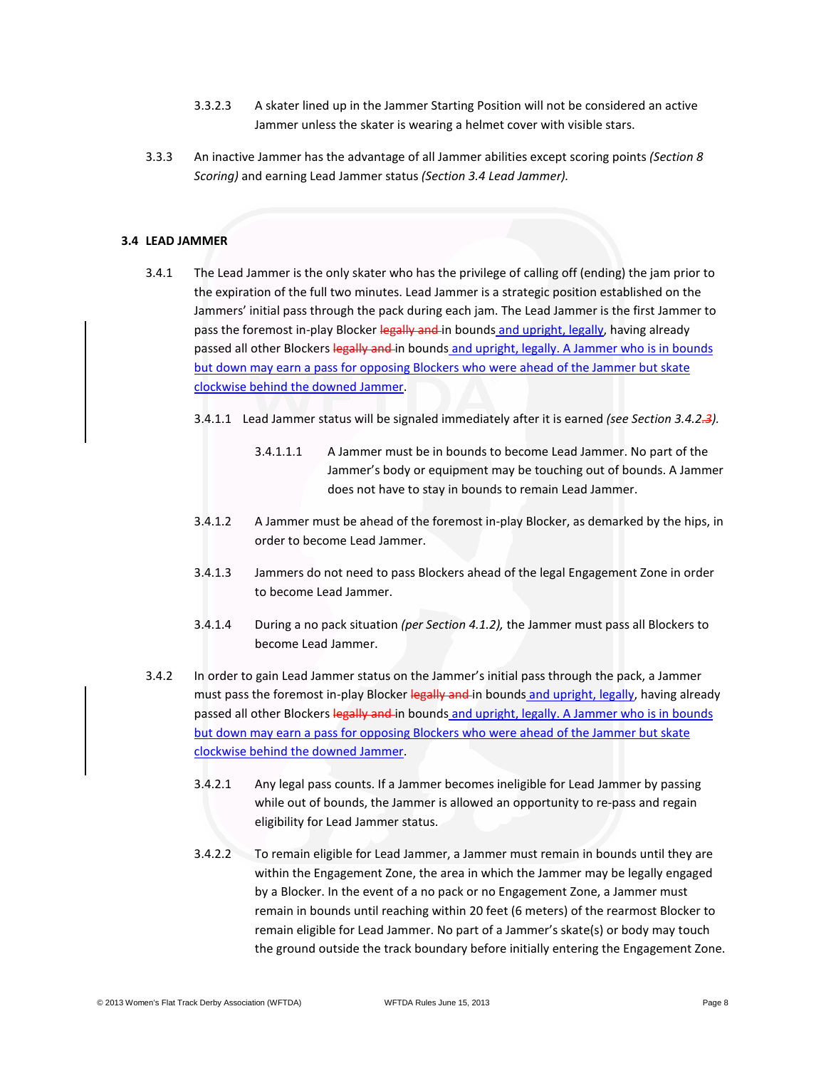3.3.2.3 A skater lined up in the Jammer Starting Position will not be considered an active Jammer unless the skater is wearing a helmet cover with visible stars.

3.3.3 An inactive Jammer has the advantage of all Jammer abilities except scoring points *(Section 8 Scoring)* and earning Lead Jammer status *(Section 3.4 Lead Jammer).*

### 3.4 LEAD JAMMER

3.4.1 The Lead Jammer is the only skater who has the privilege of calling off (ending) the jam prior to the expiration of the full two minutes. Lead Jammer is a strategic position established on the Jammers' initial pass through the pack during each jam. The Lead Jammer is the first Jammer to pass the foremost in-play Blocker ~~legally and~~ in bounds and upright, legally, having already passed all other Blockers ~~legally and~~ in bounds and upright, legally. A Jammer who is in bounds but down may earn a pass for opposing Blockers who were ahead of the Jammer but skate clockwise behind the downed Jammer.

3.4.1.1 Lead Jammer status will be signaled immediately after it is earned *(see Section 3.4.2.~~3~~).*

3.4.1.1.1 A Jammer must be in bounds to become Lead Jammer. No part of the Jammer's body or equipment may be touching out of bounds. A Jammer does not have to stay in bounds to remain Lead Jammer.

3.4.1.2 A Jammer must be ahead of the foremost in-play Blocker, as demarked by the hips, in order to become Lead Jammer.

3.4.1.3 Jammers do not need to pass Blockers ahead of the legal Engagement Zone in order to become Lead Jammer.

3.4.1.4 During a no pack situation *(per Section 4.1.2),* the Jammer must pass all Blockers to become Lead Jammer.

3.4.2 In order to gain Lead Jammer status on the Jammer's initial pass through the pack, a Jammer must pass the foremost in-play Blocker ~~legally and~~ in bounds and upright, legally, having already passed all other Blockers ~~legally and~~ in bounds and upright, legally. A Jammer who is in bounds but down may earn a pass for opposing Blockers who were ahead of the Jammer but skate clockwise behind the downed Jammer.

3.4.2.1 Any legal pass counts. If a Jammer becomes ineligible for Lead Jammer by passing while out of bounds, the Jammer is allowed an opportunity to re-pass and regain eligibility for Lead Jammer status.

3.4.2.2 To remain eligible for Lead Jammer, a Jammer must remain in bounds until they are within the Engagement Zone, the area in which the Jammer may be legally engaged by a Blocker. In the event of a no pack or no Engagement Zone, a Jammer must remain in bounds until reaching within 20 feet (6 meters) of the rearmost Blocker to remain eligible for Lead Jammer. No part of a Jammer's skate(s) or body may touch the ground outside the track boundary before initially entering the Engagement Zone.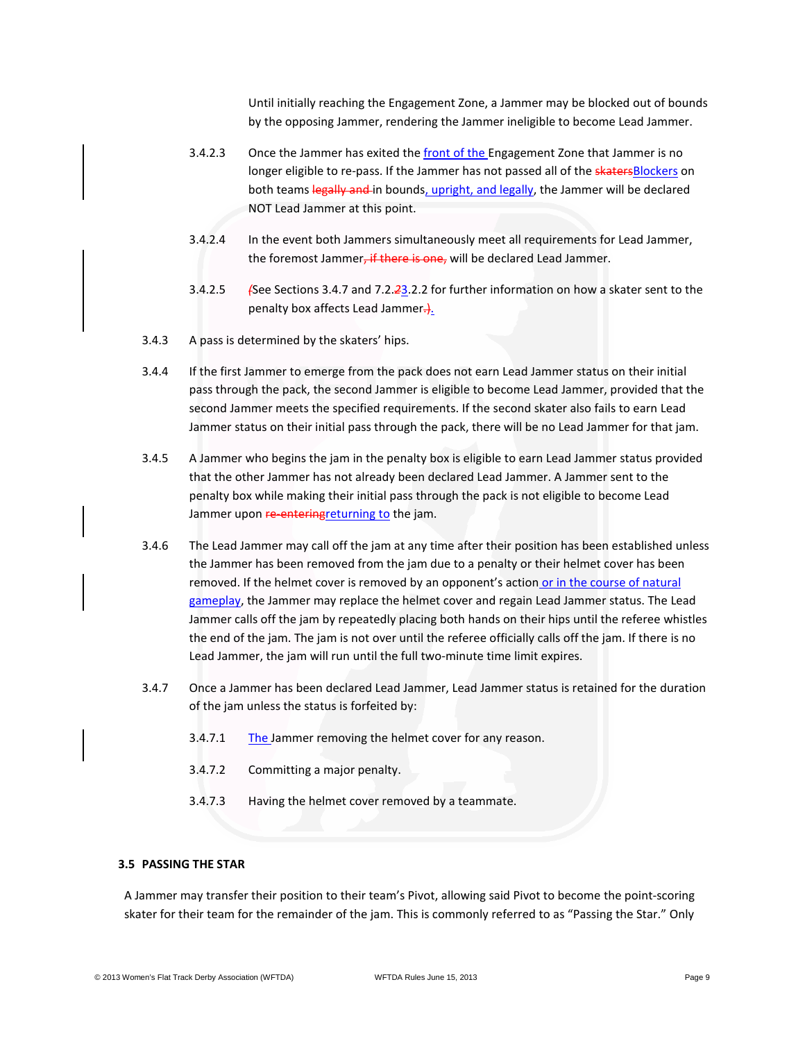Until initially reaching the Engagement Zone, a Jammer may be blocked out of bounds by the opposing Jammer, rendering the Jammer ineligible to become Lead Jammer.

3.4.2.3 Once the Jammer has exited the front of the Engagement Zone that Jammer is no longer eligible to re-pass. If the Jammer has not passed all of the ~~skaters~~Blockers on both teams ~~legally and~~ in bounds, upright, and legally, the Jammer will be declared NOT Lead Jammer at this point.

3.4.2.4 In the event both Jammers simultaneously meet all requirements for Lead Jammer, the foremost Jammer~~, if there is one,~~ will be declared Lead Jammer.

3.4.2.5 ~~(~~See Sections 3.4.7 and 7.2.~~2~~3.2.2 for further information on how a skater sent to the penalty box affects Lead Jammer~~.)~~.

3.4.3 A pass is determined by the skaters' hips.

3.4.4 If the first Jammer to emerge from the pack does not earn Lead Jammer status on their initial pass through the pack, the second Jammer is eligible to become Lead Jammer, provided that the second Jammer meets the specified requirements. If the second skater also fails to earn Lead Jammer status on their initial pass through the pack, there will be no Lead Jammer for that jam.

3.4.5 A Jammer who begins the jam in the penalty box is eligible to earn Lead Jammer status provided that the other Jammer has not already been declared Lead Jammer. A Jammer sent to the penalty box while making their initial pass through the pack is not eligible to become Lead Jammer upon ~~re-entering~~returning to the jam.

3.4.6 The Lead Jammer may call off the jam at any time after their position has been established unless the Jammer has been removed from the jam due to a penalty or their helmet cover has been removed. If the helmet cover is removed by an opponent's action or in the course of natural gameplay, the Jammer may replace the helmet cover and regain Lead Jammer status. The Lead Jammer calls off the jam by repeatedly placing both hands on their hips until the referee whistles the end of the jam. The jam is not over until the referee officially calls off the jam. If there is no Lead Jammer, the jam will run until the full two-minute time limit expires.

3.4.7 Once a Jammer has been declared Lead Jammer, Lead Jammer status is retained for the duration of the jam unless the status is forfeited by:

3.4.7.1 The Jammer removing the helmet cover for any reason.

3.4.7.2 Committing a major penalty.

3.4.7.3 Having the helmet cover removed by a teammate.

### 3.5 PASSING THE STAR

A Jammer may transfer their position to their team's Pivot, allowing said Pivot to become the point-scoring skater for their team for the remainder of the jam. This is commonly referred to as "Passing the Star." Only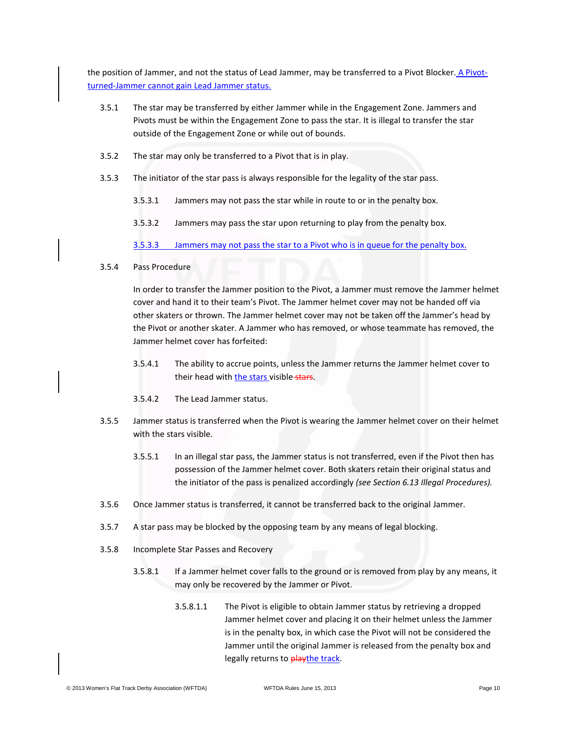the position of Jammer, and not the status of Lead Jammer, may be transferred to a Pivot Blocker. A Pivot-turned-Jammer cannot gain Lead Jammer status.

3.5.1 The star may be transferred by either Jammer while in the Engagement Zone. Jammers and Pivots must be within the Engagement Zone to pass the star. It is illegal to transfer the star outside of the Engagement Zone or while out of bounds.

3.5.2 The star may only be transferred to a Pivot that is in play.

3.5.3 The initiator of the star pass is always responsible for the legality of the star pass.

3.5.3.1 Jammers may not pass the star while in route to or in the penalty box.

3.5.3.2 Jammers may pass the star upon returning to play from the penalty box.

3.5.3.3 Jammers may not pass the star to a Pivot who is in queue for the penalty box.

3.5.4 Pass Procedure

In order to transfer the Jammer position to the Pivot, a Jammer must remove the Jammer helmet cover and hand it to their team's Pivot. The Jammer helmet cover may not be handed off via other skaters or thrown. The Jammer helmet cover may not be taken off the Jammer's head by the Pivot or another skater. A Jammer who has removed, or whose teammate has removed, the Jammer helmet cover has forfeited:

3.5.4.1 The ability to accrue points, unless the Jammer returns the Jammer helmet cover to their head with the stars visible ~~stars~~.

3.5.4.2 The Lead Jammer status.

3.5.5 Jammer status is transferred when the Pivot is wearing the Jammer helmet cover on their helmet with the stars visible.

3.5.5.1 In an illegal star pass, the Jammer status is not transferred, even if the Pivot then has possession of the Jammer helmet cover. Both skaters retain their original status and the initiator of the pass is penalized accordingly *(see Section 6.13 Illegal Procedures).*

3.5.6 Once Jammer status is transferred, it cannot be transferred back to the original Jammer.

3.5.7 A star pass may be blocked by the opposing team by any means of legal blocking.

3.5.8 Incomplete Star Passes and Recovery

3.5.8.1 If a Jammer helmet cover falls to the ground or is removed from play by any means, it may only be recovered by the Jammer or Pivot.

3.5.8.1.1 The Pivot is eligible to obtain Jammer status by retrieving a dropped Jammer helmet cover and placing it on their helmet unless the Jammer is in the penalty box, in which case the Pivot will not be considered the Jammer until the original Jammer is released from the penalty box and legally returns to ~~play~~the track.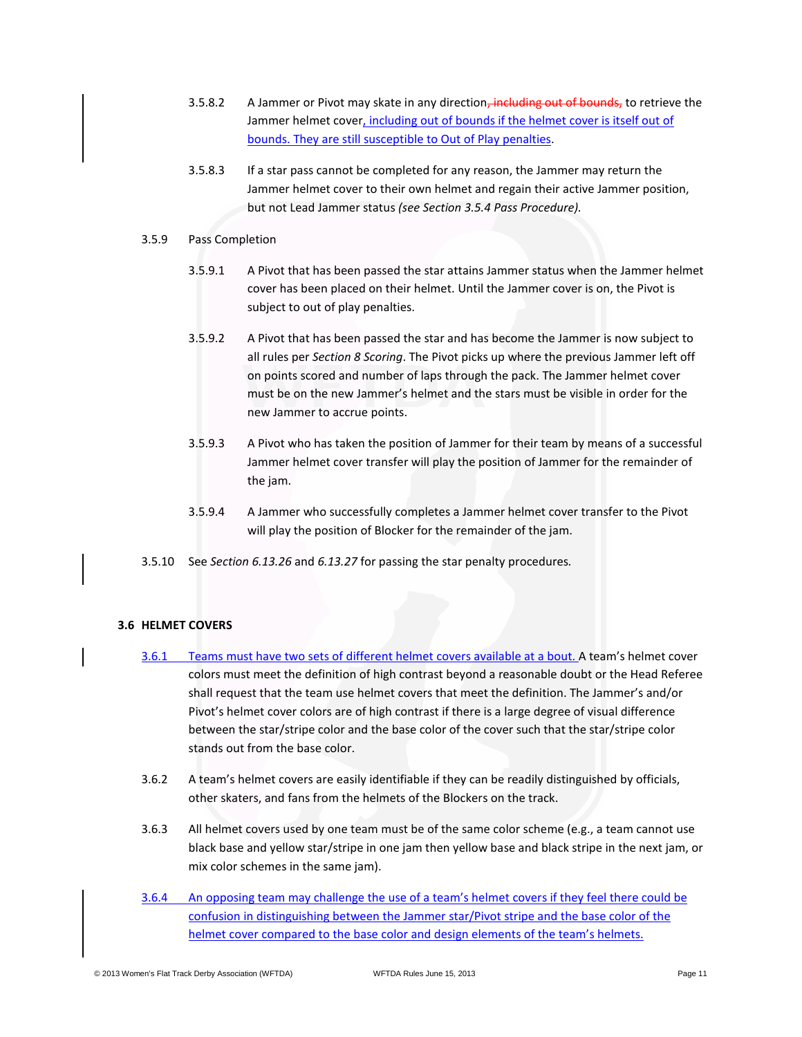3.5.8.2 A Jammer or Pivot may skate in any direction~~, including out of bounds,~~ to retrieve the Jammer helmet cover, including out of bounds if the helmet cover is itself out of bounds. They are still susceptible to Out of Play penalties.

3.5.8.3 If a star pass cannot be completed for any reason, the Jammer may return the Jammer helmet cover to their own helmet and regain their active Jammer position, but not Lead Jammer status *(see Section 3.5.4 Pass Procedure).*

3.5.9 Pass Completion

3.5.9.1 A Pivot that has been passed the star attains Jammer status when the Jammer helmet cover has been placed on their helmet. Until the Jammer cover is on, the Pivot is subject to out of play penalties.

3.5.9.2 A Pivot that has been passed the star and has become the Jammer is now subject to all rules per *Section 8 Scoring*. The Pivot picks up where the previous Jammer left off on points scored and number of laps through the pack. The Jammer helmet cover must be on the new Jammer's helmet and the stars must be visible in order for the new Jammer to accrue points.

3.5.9.3 A Pivot who has taken the position of Jammer for their team by means of a successful Jammer helmet cover transfer will play the position of Jammer for the remainder of the jam.

3.5.9.4 A Jammer who successfully completes a Jammer helmet cover transfer to the Pivot will play the position of Blocker for the remainder of the jam.

3.5.10 See *Section 6.13.26* and *6.13.27* for passing the star penalty procedures.

## 3.6 HELMET COVERS

3.6.1 Teams must have two sets of different helmet covers available at a bout. A team's helmet cover colors must meet the definition of high contrast beyond a reasonable doubt or the Head Referee shall request that the team use helmet covers that meet the definition. The Jammer's and/or Pivot's helmet cover colors are of high contrast if there is a large degree of visual difference between the star/stripe color and the base color of the cover such that the star/stripe color stands out from the base color.

3.6.2 A team's helmet covers are easily identifiable if they can be readily distinguished by officials, other skaters, and fans from the helmets of the Blockers on the track.

3.6.3 All helmet covers used by one team must be of the same color scheme (e.g., a team cannot use black base and yellow star/stripe in one jam then yellow base and black stripe in the next jam, or mix color schemes in the same jam).

3.6.4 An opposing team may challenge the use of a team's helmet covers if they feel there could be confusion in distinguishing between the Jammer star/Pivot stripe and the base color of the helmet cover compared to the base color and design elements of the team's helmets.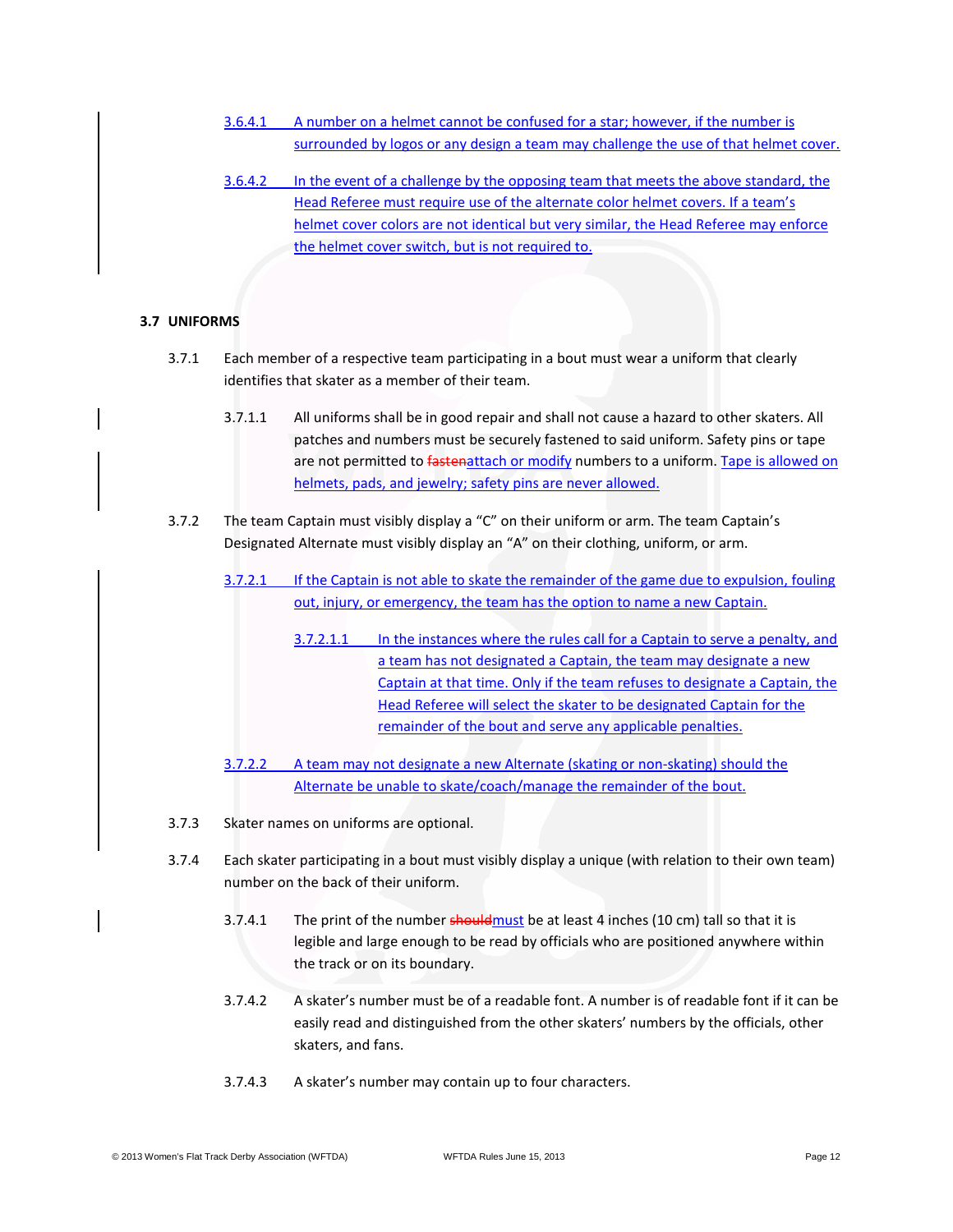3.6.4.1 A number on a helmet cannot be confused for a star; however, if the number is surrounded by logos or any design a team may challenge the use of that helmet cover.

3.6.4.2 In the event of a challenge by the opposing team that meets the above standard, the Head Referee must require use of the alternate color helmet covers. If a team's helmet cover colors are not identical but very similar, the Head Referee may enforce the helmet cover switch, but is not required to.

### 3.7 UNIFORMS

3.7.1 Each member of a respective team participating in a bout must wear a uniform that clearly identifies that skater as a member of their team.

3.7.1.1 All uniforms shall be in good repair and shall not cause a hazard to other skaters. All patches and numbers must be securely fastened to said uniform. Safety pins or tape are not permitted to ~~fasten~~attach or modify numbers to a uniform. Tape is allowed on helmets, pads, and jewelry; safety pins are never allowed.

3.7.2 The team Captain must visibly display a "C" on their uniform or arm. The team Captain's Designated Alternate must visibly display an "A" on their clothing, uniform, or arm.

3.7.2.1 If the Captain is not able to skate the remainder of the game due to expulsion, fouling out, injury, or emergency, the team has the option to name a new Captain.

3.7.2.1.1 In the instances where the rules call for a Captain to serve a penalty, and a team has not designated a Captain, the team may designate a new Captain at that time. Only if the team refuses to designate a Captain, the Head Referee will select the skater to be designated Captain for the remainder of the bout and serve any applicable penalties.

3.7.2.2 A team may not designate a new Alternate (skating or non-skating) should the Alternate be unable to skate/coach/manage the remainder of the bout.

3.7.3 Skater names on uniforms are optional.

3.7.4 Each skater participating in a bout must visibly display a unique (with relation to their own team) number on the back of their uniform.

3.7.4.1 The print of the number ~~should~~must be at least 4 inches (10 cm) tall so that it is legible and large enough to be read by officials who are positioned anywhere within the track or on its boundary.

3.7.4.2 A skater's number must be of a readable font. A number is of readable font if it can be easily read and distinguished from the other skaters' numbers by the officials, other skaters, and fans.

3.7.4.3 A skater's number may contain up to four characters.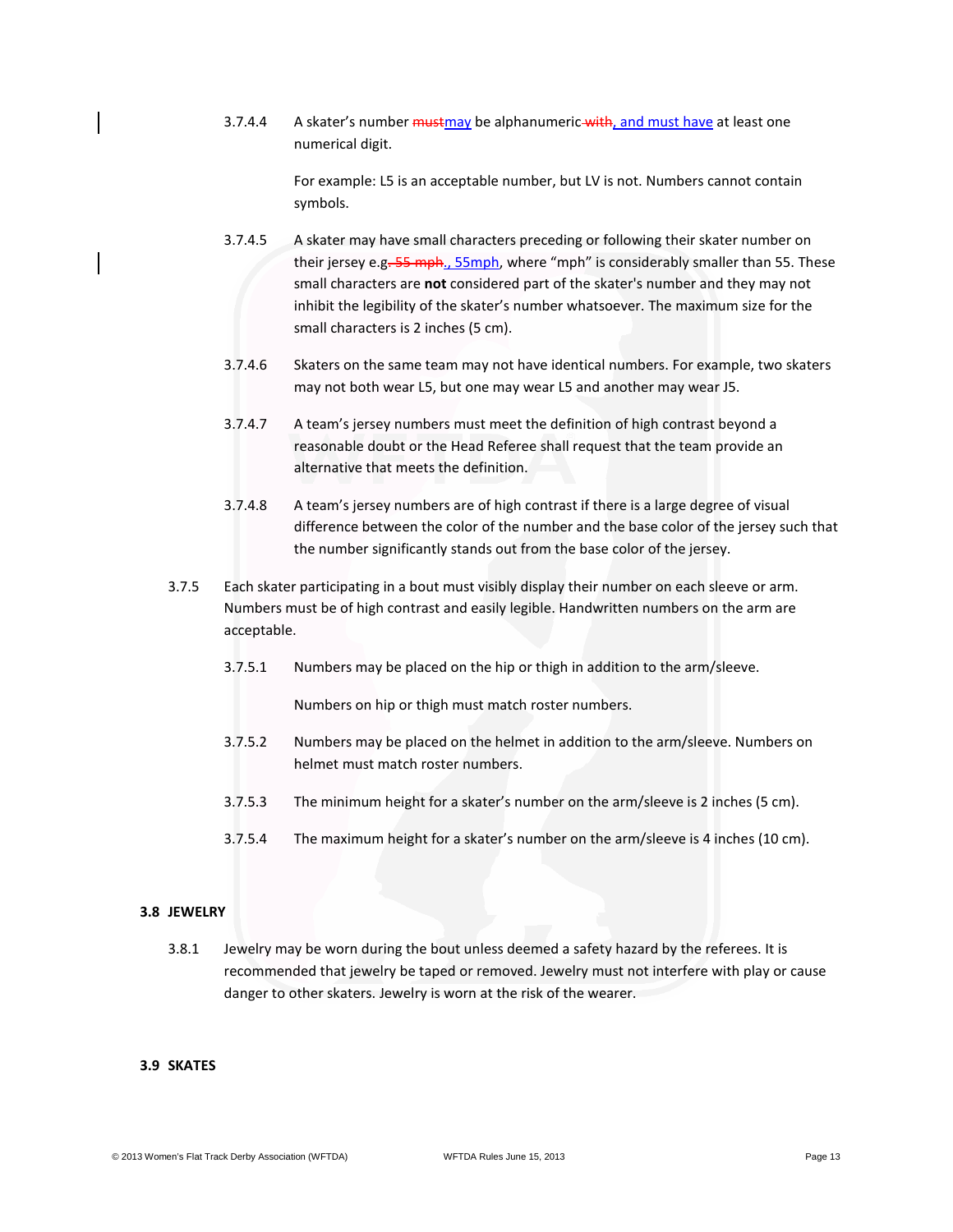3.7.4.4 A skater's number ~~must~~may be alphanumeric ~~with~~, and must have at least one numerical digit.

For example: L5 is an acceptable number, but LV is not. Numbers cannot contain symbols.

3.7.4.5 A skater may have small characters preceding or following their skater number on their jersey e.g.~~, 55 mph.~~, 55mph, where "mph" is considerably smaller than 55. These small characters are **not** considered part of the skater's number and they may not inhibit the legibility of the skater's number whatsoever. The maximum size for the small characters is 2 inches (5 cm).

3.7.4.6 Skaters on the same team may not have identical numbers. For example, two skaters may not both wear L5, but one may wear L5 and another may wear J5.

3.7.4.7 A team's jersey numbers must meet the definition of high contrast beyond a reasonable doubt or the Head Referee shall request that the team provide an alternative that meets the definition.

3.7.4.8 A team's jersey numbers are of high contrast if there is a large degree of visual difference between the color of the number and the base color of the jersey such that the number significantly stands out from the base color of the jersey.

3.7.5 Each skater participating in a bout must visibly display their number on each sleeve or arm. Numbers must be of high contrast and easily legible. Handwritten numbers on the arm are acceptable.

3.7.5.1 Numbers may be placed on the hip or thigh in addition to the arm/sleeve.

Numbers on hip or thigh must match roster numbers.

3.7.5.2 Numbers may be placed on the helmet in addition to the arm/sleeve. Numbers on helmet must match roster numbers.

3.7.5.3 The minimum height for a skater's number on the arm/sleeve is 2 inches (5 cm).

3.7.5.4 The maximum height for a skater's number on the arm/sleeve is 4 inches (10 cm).

## 3.8 JEWELRY

3.8.1 Jewelry may be worn during the bout unless deemed a safety hazard by the referees. It is recommended that jewelry be taped or removed. Jewelry must not interfere with play or cause danger to other skaters. Jewelry is worn at the risk of the wearer.

## 3.9 SKATES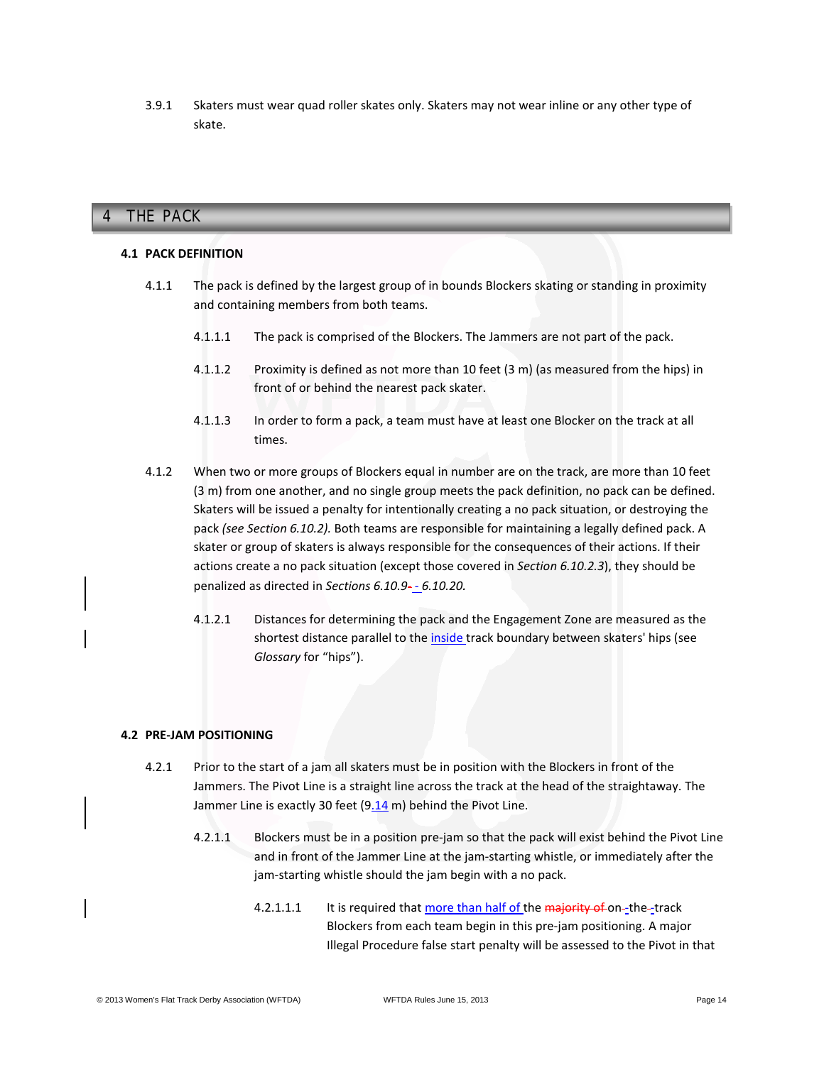3.9.1 Skaters must wear quad roller skates only. Skaters may not wear inline or any other type of skate.

# 4 THE PACK

## 4.1 PACK DEFINITION

4.1.1 The pack is defined by the largest group of in bounds Blockers skating or standing in proximity and containing members from both teams.

4.1.1.1 The pack is comprised of the Blockers. The Jammers are not part of the pack.

4.1.1.2 Proximity is defined as not more than 10 feet (3 m) (as measured from the hips) in front of or behind the nearest pack skater.

4.1.1.3 In order to form a pack, a team must have at least one Blocker on the track at all times.

4.1.2 When two or more groups of Blockers equal in number are on the track, are more than 10 feet (3 m) from one another, and no single group meets the pack definition, no pack can be defined. Skaters will be issued a penalty for intentionally creating a no pack situation, or destroying the pack *(see Section 6.10.2).* Both teams are responsible for maintaining a legally defined pack. A skater or group of skaters is always responsible for the consequences of their actions. If their actions create a no pack situation (except those covered in *Section 6.10.2.3*), they should be penalized as directed in *Sections 6.10.9 - 6.10.20.*

4.1.2.1 Distances for determining the pack and the Engagement Zone are measured as the shortest distance parallel to the inside track boundary between skaters' hips (see *Glossary* for "hips").

## 4.2 PRE-JAM POSITIONING

4.2.1 Prior to the start of a jam all skaters must be in position with the Blockers in front of the Jammers. The Pivot Line is a straight line across the track at the head of the straightaway. The Jammer Line is exactly 30 feet (9.14 m) behind the Pivot Line.

4.2.1.1 Blockers must be in a position pre-jam so that the pack will exist behind the Pivot Line and in front of the Jammer Line at the jam-starting whistle, or immediately after the jam-starting whistle should the jam begin with a no pack.

4.2.1.1.1 It is required that more than half of the ~~majority of~~ on-the-track Blockers from each team begin in this pre-jam positioning. A major Illegal Procedure false start penalty will be assessed to the Pivot in that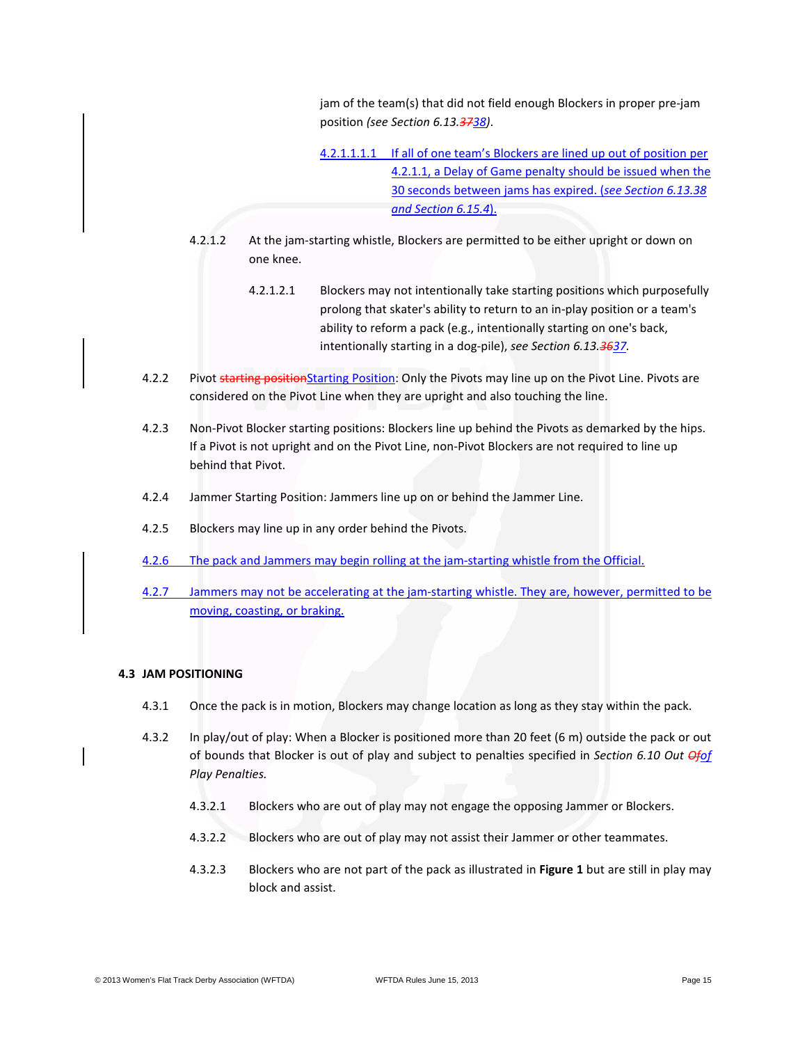jam of the team(s) that did not field enough Blockers in proper pre-jam position *(see Section 6.13.~~37~~38)*.

4.2.1.1.1.1 If all of one team's Blockers are lined up out of position per 4.2.1.1, a Delay of Game penalty should be issued when the 30 seconds between jams has expired. (*see Section 6.13.38 and Section 6.15.4*).

4.2.1.2 At the jam-starting whistle, Blockers are permitted to be either upright or down on one knee.

4.2.1.2.1 Blockers may not intentionally take starting positions which purposefully prolong that skater's ability to return to an in-play position or a team's ability to reform a pack (e.g., intentionally starting on one's back, intentionally starting in a dog-pile), *see Section 6.13.~~36~~37*.

4.2.2 Pivot ~~starting position~~Starting Position: Only the Pivots may line up on the Pivot Line. Pivots are considered on the Pivot Line when they are upright and also touching the line.

4.2.3 Non-Pivot Blocker starting positions: Blockers line up behind the Pivots as demarked by the hips. If a Pivot is not upright and on the Pivot Line, non-Pivot Blockers are not required to line up behind that Pivot.

4.2.4 Jammer Starting Position: Jammers line up on or behind the Jammer Line.

4.2.5 Blockers may line up in any order behind the Pivots.

4.2.6 The pack and Jammers may begin rolling at the jam-starting whistle from the Official.

4.2.7 Jammers may not be accelerating at the jam-starting whistle. They are, however, permitted to be moving, coasting, or braking.

### 4.3 JAM POSITIONING

4.3.1 Once the pack is in motion, Blockers may change location as long as they stay within the pack.

4.3.2 In play/out of play: When a Blocker is positioned more than 20 feet (6 m) outside the pack or out of bounds that Blocker is out of play and subject to penalties specified in *Section 6.10 Out ~~Of~~of Play Penalties.*

4.3.2.1 Blockers who are out of play may not engage the opposing Jammer or Blockers.

4.3.2.2 Blockers who are out of play may not assist their Jammer or other teammates.

4.3.2.3 Blockers who are not part of the pack as illustrated in **Figure 1** but are still in play may block and assist.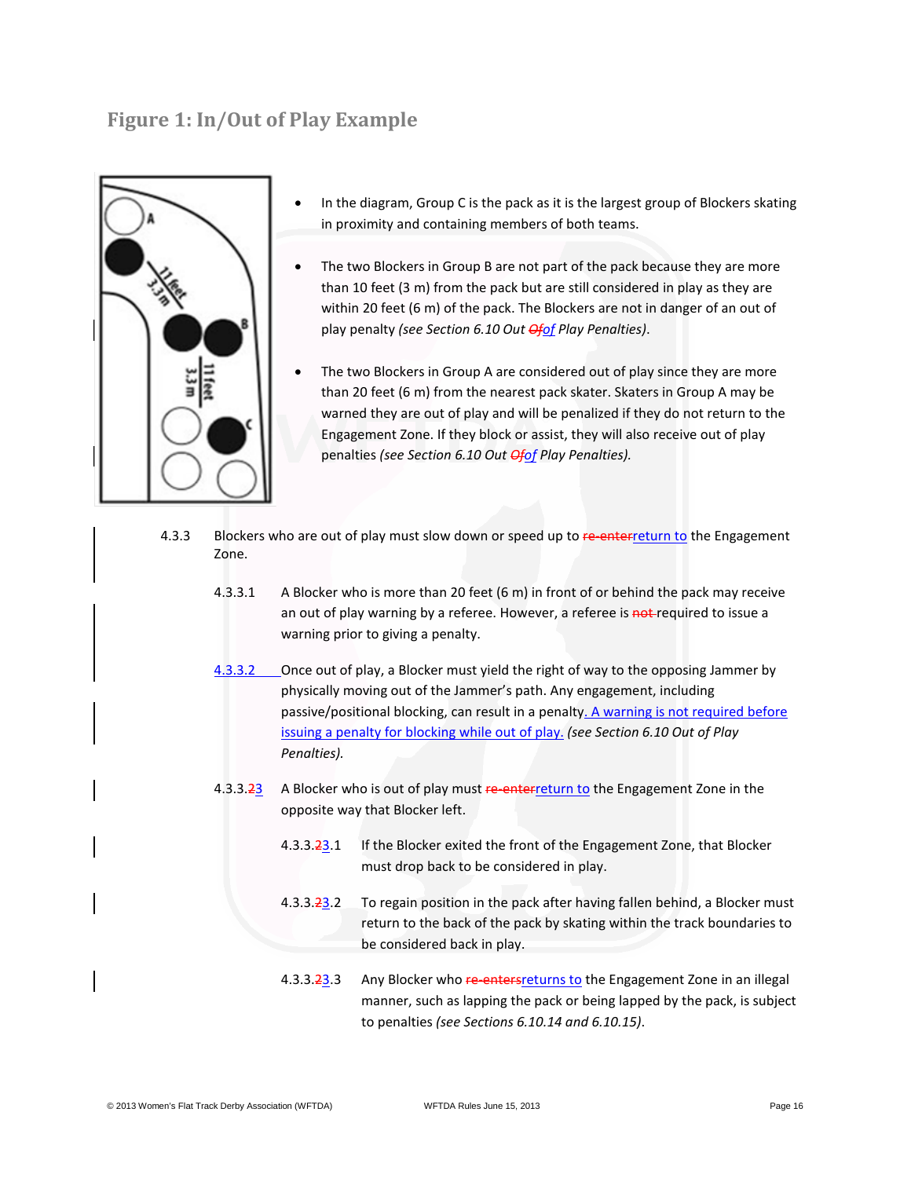## Figure 1: In/Out of Play Example

- In the diagram, Group C is the pack as it is the largest group of Blockers skating in proximity and containing members of both teams.
- The two Blockers in Group B are not part of the pack because they are more than 10 feet (3 m) from the pack but are still considered in play as they are within 20 feet (6 m) of the pack. The Blockers are not in danger of an out of play penalty *(see Section 6.10 Out ~~Of~~of Play Penalties)*.
- The two Blockers in Group A are considered out of play since they are more than 20 feet (6 m) from the nearest pack skater. Skaters in Group A may be warned they are out of play and will be penalized if they do not return to the Engagement Zone. If they block or assist, they will also receive out of play penalties *(see Section 6.10 Out ~~Of~~of Play Penalties).*

4.3.3 Blockers who are out of play must slow down or speed up to ~~re-enter~~return to the Engagement Zone.

4.3.3.1 A Blocker who is more than 20 feet (6 m) in front of or behind the pack may receive an out of play warning by a referee. However, a referee is ~~not~~ required to issue a warning prior to giving a penalty.

4.3.3.2 Once out of play, a Blocker must yield the right of way to the opposing Jammer by physically moving out of the Jammer's path. Any engagement, including passive/positional blocking, can result in a penalty. A warning is not required before issuing a penalty for blocking while out of play. *(see Section 6.10 Out of Play Penalties).*

4.3.3.~~2~~3 A Blocker who is out of play must ~~re-enter~~return to the Engagement Zone in the opposite way that Blocker left.

4.3.3.~~2~~3.1 If the Blocker exited the front of the Engagement Zone, that Blocker must drop back to be considered in play.

4.3.3.~~2~~3.2 To regain position in the pack after having fallen behind, a Blocker must return to the back of the pack by skating within the track boundaries to be considered back in play.

4.3.3.~~2~~3.3 Any Blocker who ~~re-enters~~returns to the Engagement Zone in an illegal manner, such as lapping the pack or being lapped by the pack, is subject to penalties *(see Sections 6.10.14 and 6.10.15)*.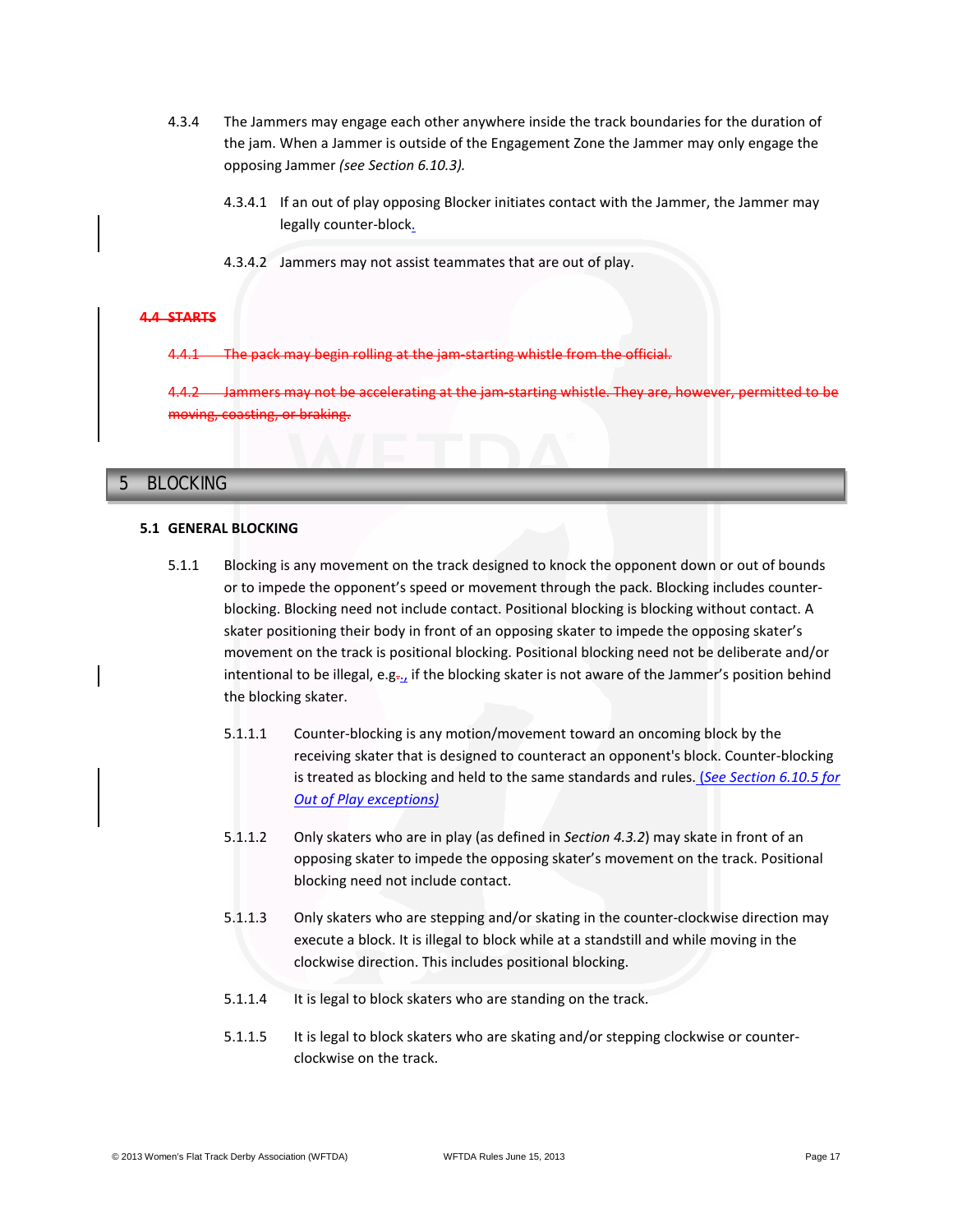4.3.4 The Jammers may engage each other anywhere inside the track boundaries for the duration of the jam. When a Jammer is outside of the Engagement Zone the Jammer may only engage the opposing Jammer *(see Section 6.10.3).*

4.3.4.1 If an out of play opposing Blocker initiates contact with the Jammer, the Jammer may legally counter-block.

4.3.4.2 Jammers may not assist teammates that are out of play.

### ~~4.4 STARTS~~

~~4.4.1 The pack may begin rolling at the jam-starting whistle from the official.~~

~~4.4.2 Jammers may not be accelerating at the jam-starting whistle. They are, however, permitted to be moving, coasting, or braking.~~

# 5 BLOCKING

## 5.1 GENERAL BLOCKING

5.1.1 Blocking is any movement on the track designed to knock the opponent down or out of bounds or to impede the opponent's speed or movement through the pack. Blocking includes counter-blocking. Blocking need not include contact. Positional blocking is blocking without contact. A skater positioning their body in front of an opposing skater to impede the opposing skater's movement on the track is positional blocking. Positional blocking need not be deliberate and/or intentional to be illegal, e.g., if the blocking skater is not aware of the Jammer's position behind the blocking skater.

5.1.1.1 Counter-blocking is any motion/movement toward an oncoming block by the receiving skater that is designed to counteract an opponent's block. Counter-blocking is treated as blocking and held to the same standards and rules. *(See Section 6.10.5 for Out of Play exceptions)*

5.1.1.2 Only skaters who are in play (as defined in *Section 4.3.2*) may skate in front of an opposing skater to impede the opposing skater's movement on the track. Positional blocking need not include contact.

5.1.1.3 Only skaters who are stepping and/or skating in the counter-clockwise direction may execute a block. It is illegal to block while at a standstill and while moving in the clockwise direction. This includes positional blocking.

5.1.1.4 It is legal to block skaters who are standing on the track.

5.1.1.5 It is legal to block skaters who are skating and/or stepping clockwise or counter-clockwise on the track.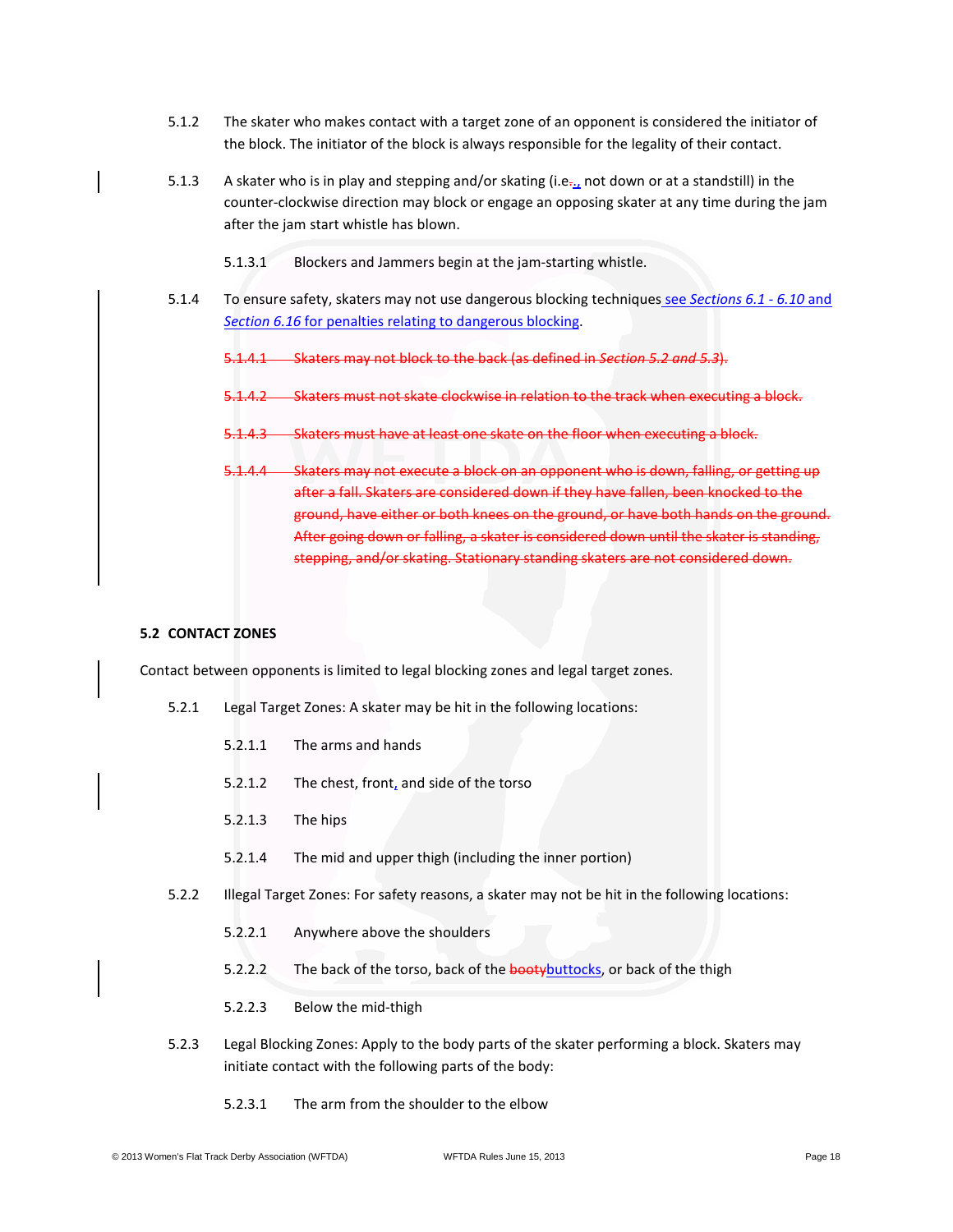5.1.2 The skater who makes contact with a target zone of an opponent is considered the initiator of the block. The initiator of the block is always responsible for the legality of their contact.

5.1.3 A skater who is in play and stepping and/or skating (i.e.~~,~~., not down or at a standstill) in the counter-clockwise direction may block or engage an opposing skater at any time during the jam after the jam start whistle has blown.

5.1.3.1 Blockers and Jammers begin at the jam-starting whistle.

5.1.4 To ensure safety, skaters may not use dangerous blocking techniques see *Sections 6.1 - 6.10* and *Section 6.16* for penalties relating to dangerous blocking.

~~5.1.4.1 Skaters may not block to the back (as defined in *Section 5.2 and 5.3*).~~

~~5.1.4.2 Skaters must not skate clockwise in relation to the track when executing a block.~~

~~5.1.4.3 Skaters must have at least one skate on the floor when executing a block.~~

~~5.1.4.4 Skaters may not execute a block on an opponent who is down, falling, or getting up after a fall. Skaters are considered down if they have fallen, been knocked to the ground, have either or both knees on the ground, or have both hands on the ground. After going down or falling, a skater is considered down until the skater is standing, stepping, and/or skating. Stationary standing skaters are not considered down.~~

### 5.2 CONTACT ZONES

Contact between opponents is limited to legal blocking zones and legal target zones.

5.2.1 Legal Target Zones: A skater may be hit in the following locations:

5.2.1.1 The arms and hands

5.2.1.2 The chest, front, and side of the torso

5.2.1.3 The hips

5.2.1.4 The mid and upper thigh (including the inner portion)

5.2.2 Illegal Target Zones: For safety reasons, a skater may not be hit in the following locations:

5.2.2.1 Anywhere above the shoulders

5.2.2.2 The back of the torso, back of the ~~booty~~buttocks, or back of the thigh

5.2.2.3 Below the mid-thigh

5.2.3 Legal Blocking Zones: Apply to the body parts of the skater performing a block. Skaters may initiate contact with the following parts of the body:

5.2.3.1 The arm from the shoulder to the elbow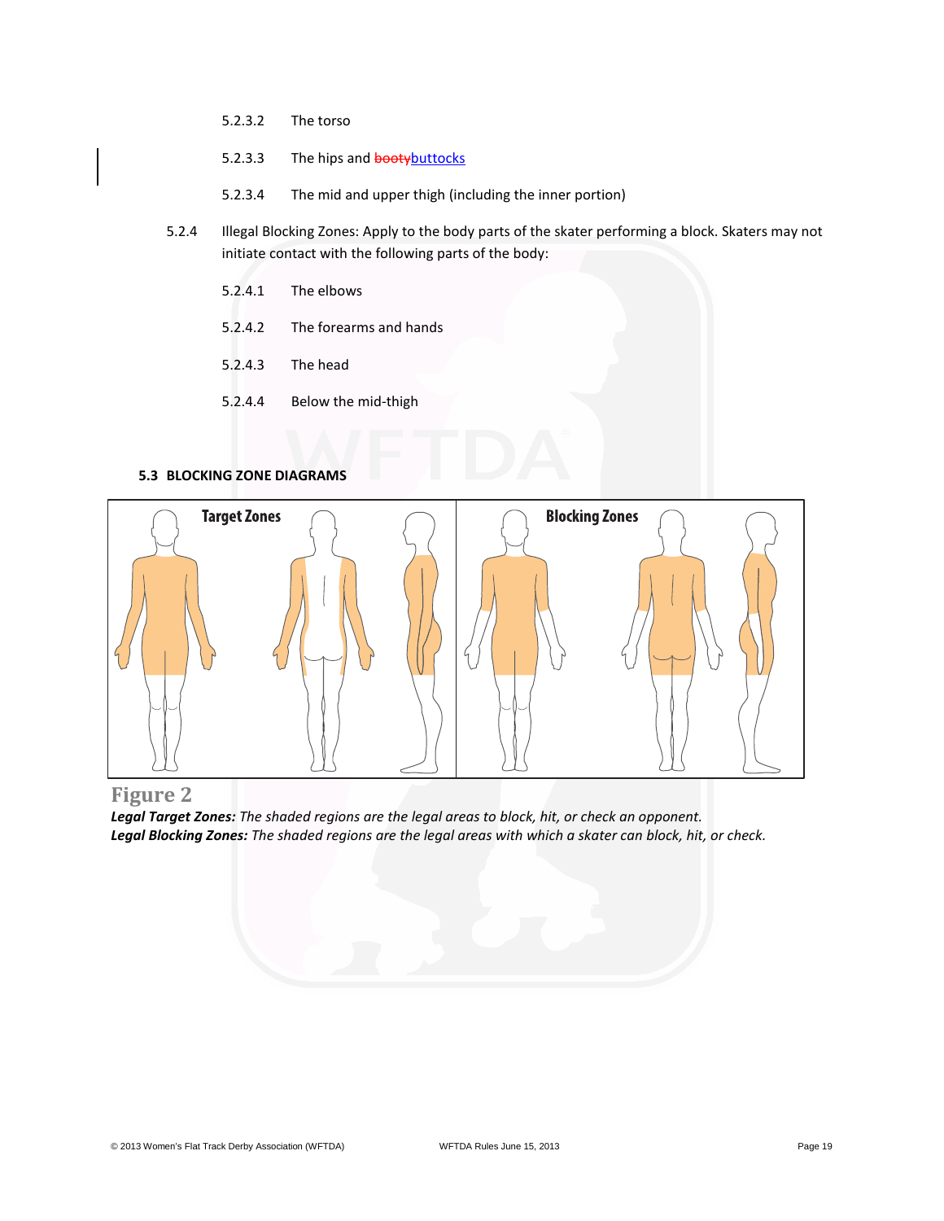5.2.3.2 The torso

5.2.3.3 The hips and ~~booty~~buttocks

5.2.3.4 The mid and upper thigh (including the inner portion)

5.2.4 Illegal Blocking Zones: Apply to the body parts of the skater performing a block. Skaters may not initiate contact with the following parts of the body:

5.2.4.1 The elbows

5.2.4.2 The forearms and hands

5.2.4.3 The head

5.2.4.4 Below the mid-thigh

### 5.3 BLOCKING ZONE DIAGRAMS

Target Zones

Blocking Zones

**Figure 2**

***Legal Target Zones:*** *The shaded regions are the legal areas to block, hit, or check an opponent.*
***Legal Blocking Zones:*** *The shaded regions are the legal areas with which a skater can block, hit, or check.*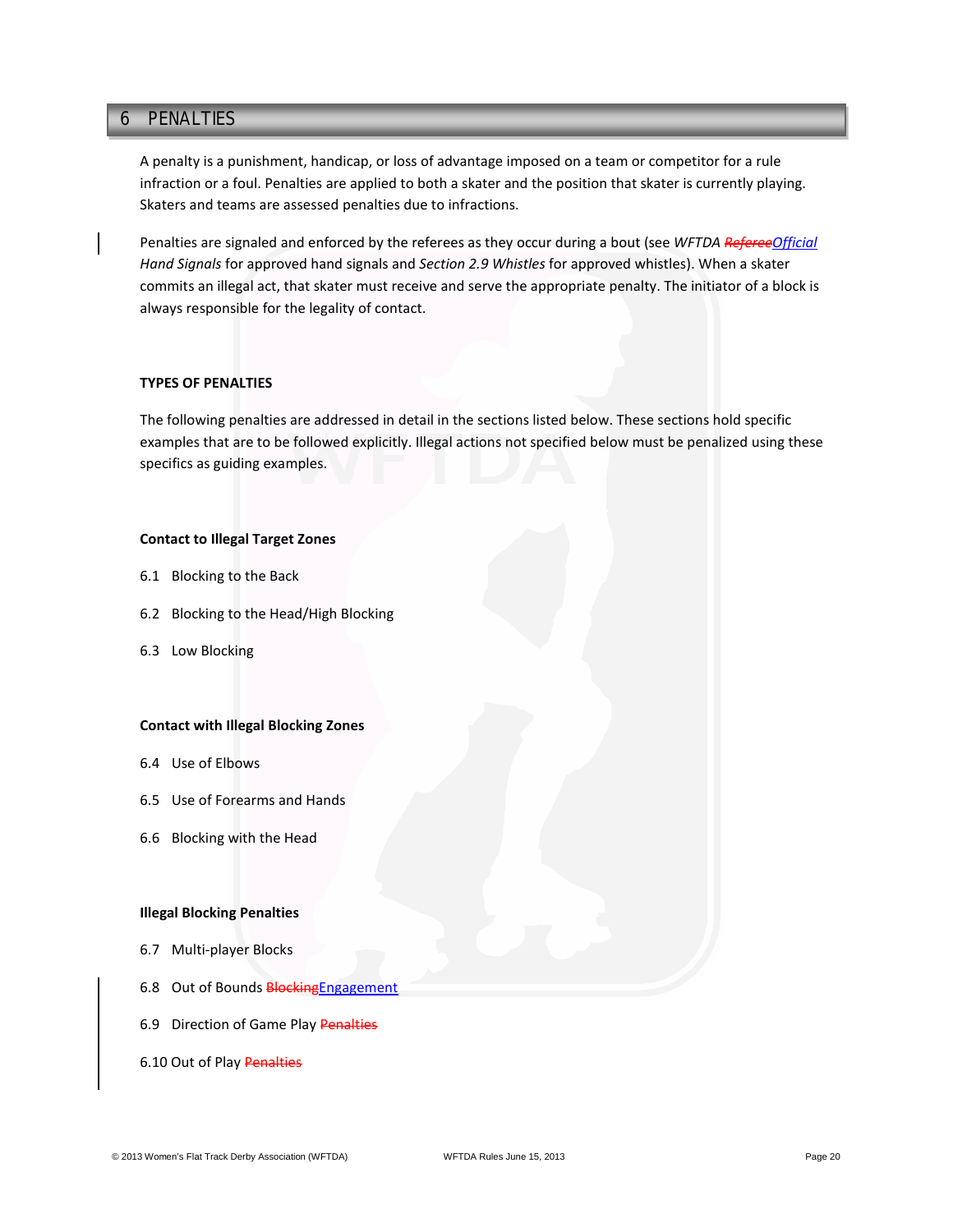# 6 PENALTIES

A penalty is a punishment, handicap, or loss of advantage imposed on a team or competitor for a rule infraction or a foul. Penalties are applied to both a skater and the position that skater is currently playing. Skaters and teams are assessed penalties due to infractions.

Penalties are signaled and enforced by the referees as they occur during a bout (see *WFTDA ~~Referee~~Official Hand Signals* for approved hand signals and *Section 2.9 Whistles* for approved whistles). When a skater commits an illegal act, that skater must receive and serve the appropriate penalty. The initiator of a block is always responsible for the legality of contact.

**TYPES OF PENALTIES**

The following penalties are addressed in detail in the sections listed below. These sections hold specific examples that are to be followed explicitly. Illegal actions not specified below must be penalized using these specifics as guiding examples.

**Contact to Illegal Target Zones**

6.1 Blocking to the Back

6.2 Blocking to the Head/High Blocking

6.3 Low Blocking

**Contact with Illegal Blocking Zones**

6.4 Use of Elbows

6.5 Use of Forearms and Hands

6.6 Blocking with the Head

**Illegal Blocking Penalties**

6.7 Multi-player Blocks

6.8 Out of Bounds ~~Blocking~~Engagement

6.9 Direction of Game Play ~~Penalties~~

6.10 Out of Play ~~Penalties~~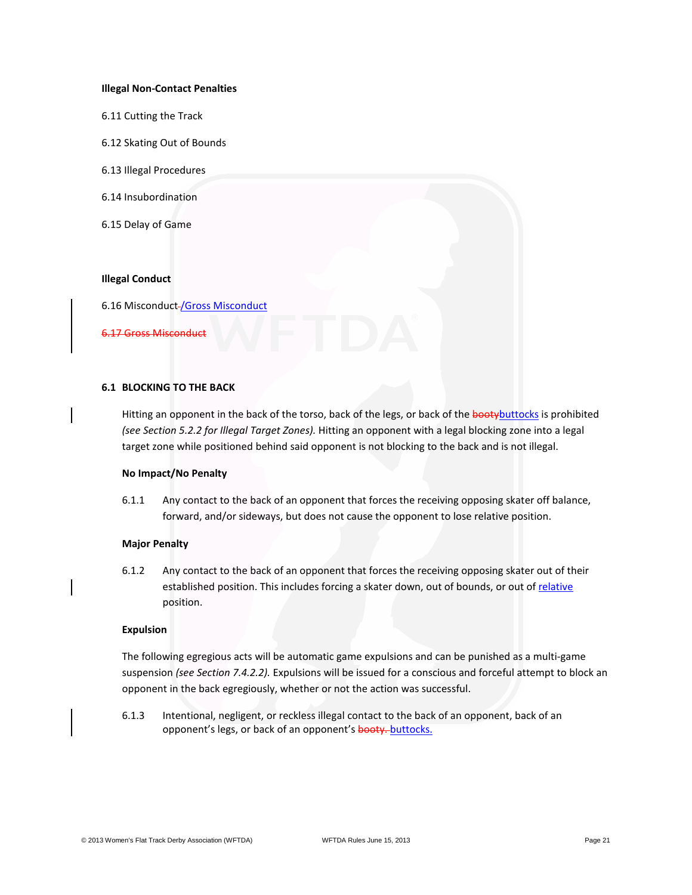**Illegal Non-Contact Penalties**

6.11 Cutting the Track

6.12 Skating Out of Bounds

6.13 Illegal Procedures

6.14 Insubordination

6.15 Delay of Game

**Illegal Conduct**

6.16 Misconduct ~~.~~/Gross Misconduct

~~6.17 Gross Misconduct~~

## 6.1 BLOCKING TO THE BACK

Hitting an opponent in the back of the torso, back of the legs, or back of the ~~booty~~buttocks is prohibited *(see Section 5.2.2 for Illegal Target Zones).* Hitting an opponent with a legal blocking zone into a legal target zone while positioned behind said opponent is not blocking to the back and is not illegal.

**No Impact/No Penalty**

6.1.1 Any contact to the back of an opponent that forces the receiving opposing skater off balance, forward, and/or sideways, but does not cause the opponent to lose relative position.

**Major Penalty**

6.1.2 Any contact to the back of an opponent that forces the receiving opposing skater out of their established position. This includes forcing a skater down, out of bounds, or out of relative position.

**Expulsion**

The following egregious acts will be automatic game expulsions and can be punished as a multi-game suspension *(see Section 7.4.2.2).* Expulsions will be issued for a conscious and forceful attempt to block an opponent in the back egregiously, whether or not the action was successful.

6.1.3 Intentional, negligent, or reckless illegal contact to the back of an opponent, back of an opponent's legs, or back of an opponent's ~~booty.~~ buttocks.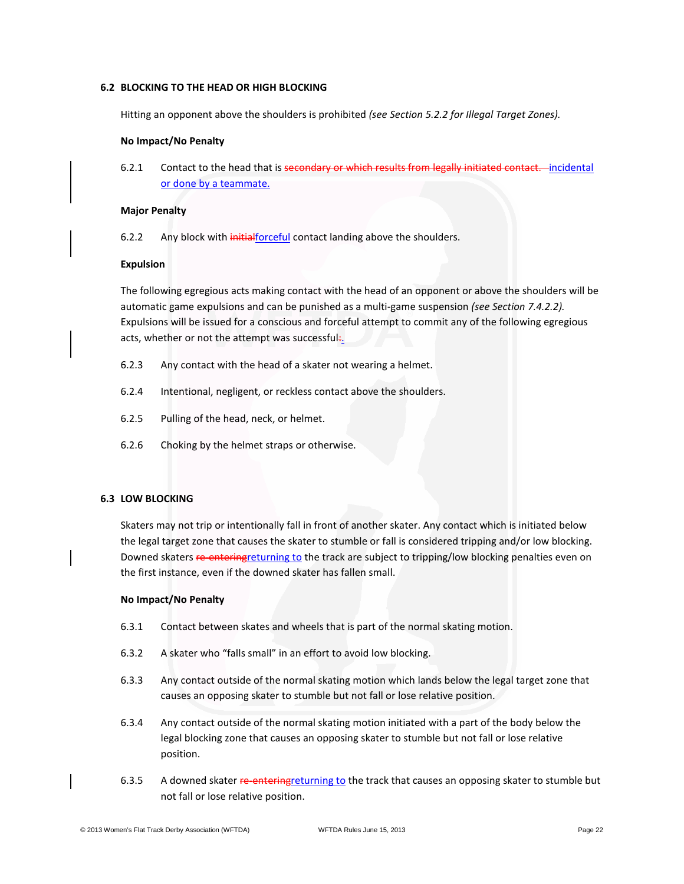## 6.2 BLOCKING TO THE HEAD OR HIGH BLOCKING

Hitting an opponent above the shoulders is prohibited *(see Section 5.2.2 for Illegal Target Zones).*

**No Impact/No Penalty**

6.2.1 Contact to the head that is ~~secondary or which results from legally initiated contact.~~ incidental or done by a teammate.

**Major Penalty**

6.2.2 Any block with ~~initial~~forceful contact landing above the shoulders.

**Expulsion**

The following egregious acts making contact with the head of an opponent or above the shoulders will be automatic game expulsions and can be punished as a multi-game suspension *(see Section 7.4.2.2).* Expulsions will be issued for a conscious and forceful attempt to commit any of the following egregious acts, whether or not the attempt was successful~~:~~.

6.2.3 Any contact with the head of a skater not wearing a helmet.

6.2.4 Intentional, negligent, or reckless contact above the shoulders.

6.2.5 Pulling of the head, neck, or helmet.

6.2.6 Choking by the helmet straps or otherwise.

## 6.3 LOW BLOCKING

Skaters may not trip or intentionally fall in front of another skater. Any contact which is initiated below the legal target zone that causes the skater to stumble or fall is considered tripping and/or low blocking. Downed skaters ~~re-entering~~returning to the track are subject to tripping/low blocking penalties even on the first instance, even if the downed skater has fallen small.

**No Impact/No Penalty**

6.3.1 Contact between skates and wheels that is part of the normal skating motion.

6.3.2 A skater who "falls small" in an effort to avoid low blocking.

6.3.3 Any contact outside of the normal skating motion which lands below the legal target zone that causes an opposing skater to stumble but not fall or lose relative position.

6.3.4 Any contact outside of the normal skating motion initiated with a part of the body below the legal blocking zone that causes an opposing skater to stumble but not fall or lose relative position.

6.3.5 A downed skater ~~re-entering~~returning to the track that causes an opposing skater to stumble but not fall or lose relative position.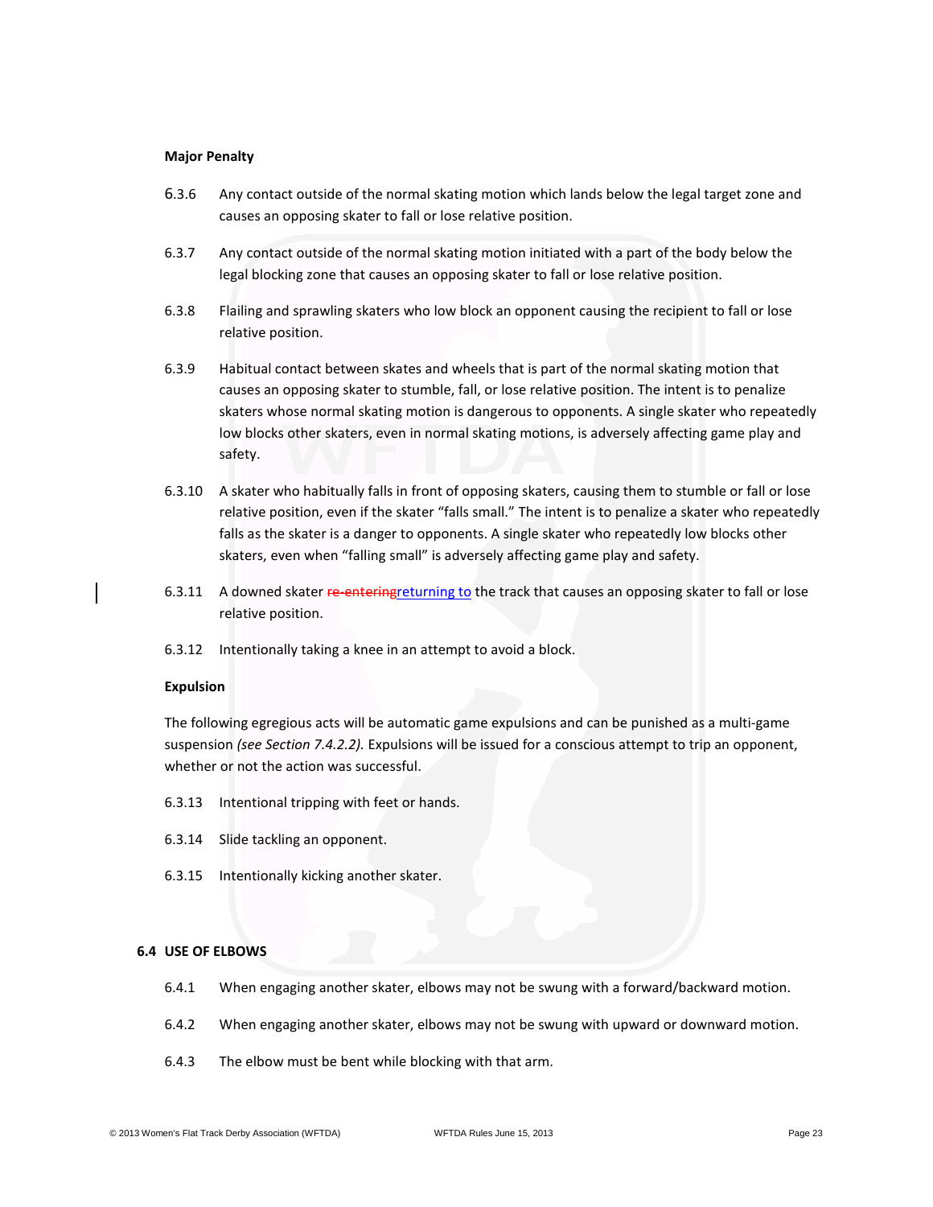**Major Penalty**

6.3.6 Any contact outside of the normal skating motion which lands below the legal target zone and causes an opposing skater to fall or lose relative position.

6.3.7 Any contact outside of the normal skating motion initiated with a part of the body below the legal blocking zone that causes an opposing skater to fall or lose relative position.

6.3.8 Flailing and sprawling skaters who low block an opponent causing the recipient to fall or lose relative position.

6.3.9 Habitual contact between skates and wheels that is part of the normal skating motion that causes an opposing skater to stumble, fall, or lose relative position. The intent is to penalize skaters whose normal skating motion is dangerous to opponents. A single skater who repeatedly low blocks other skaters, even in normal skating motions, is adversely affecting game play and safety.

6.3.10 A skater who habitually falls in front of opposing skaters, causing them to stumble or fall or lose relative position, even if the skater "falls small." The intent is to penalize a skater who repeatedly falls as the skater is a danger to opponents. A single skater who repeatedly low blocks other skaters, even when "falling small" is adversely affecting game play and safety.

6.3.11 A downed skater ~~re-entering~~returning to the track that causes an opposing skater to fall or lose relative position.

6.3.12 Intentionally taking a knee in an attempt to avoid a block.

**Expulsion**

The following egregious acts will be automatic game expulsions and can be punished as a multi-game suspension *(see Section 7.4.2.2).* Expulsions will be issued for a conscious attempt to trip an opponent, whether or not the action was successful.

6.3.13 Intentional tripping with feet or hands.

6.3.14 Slide tackling an opponent.

6.3.15 Intentionally kicking another skater.

## 6.4 USE OF ELBOWS

6.4.1 When engaging another skater, elbows may not be swung with a forward/backward motion.

6.4.2 When engaging another skater, elbows may not be swung with upward or downward motion.

6.4.3 The elbow must be bent while blocking with that arm.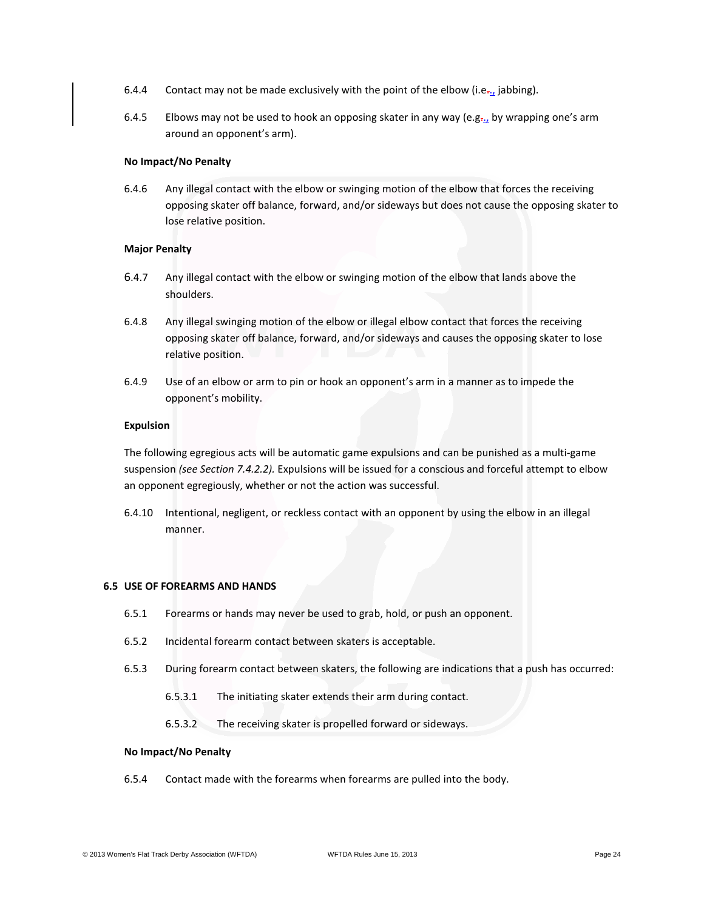6.4.4 Contact may not be made exclusively with the point of the elbow (i.e., jabbing).

6.4.5 Elbows may not be used to hook an opposing skater in any way (e.g., by wrapping one's arm around an opponent's arm).

**No Impact/No Penalty**

6.4.6 Any illegal contact with the elbow or swinging motion of the elbow that forces the receiving opposing skater off balance, forward, and/or sideways but does not cause the opposing skater to lose relative position.

**Major Penalty**

6.4.7 Any illegal contact with the elbow or swinging motion of the elbow that lands above the shoulders.

6.4.8 Any illegal swinging motion of the elbow or illegal elbow contact that forces the receiving opposing skater off balance, forward, and/or sideways and causes the opposing skater to lose relative position.

6.4.9 Use of an elbow or arm to pin or hook an opponent's arm in a manner as to impede the opponent's mobility.

**Expulsion**

The following egregious acts will be automatic game expulsions and can be punished as a multi-game suspension *(see Section 7.4.2.2).* Expulsions will be issued for a conscious and forceful attempt to elbow an opponent egregiously, whether or not the action was successful.

6.4.10 Intentional, negligent, or reckless contact with an opponent by using the elbow in an illegal manner.

## 6.5 USE OF FOREARMS AND HANDS

6.5.1 Forearms or hands may never be used to grab, hold, or push an opponent.

6.5.2 Incidental forearm contact between skaters is acceptable.

6.5.3 During forearm contact between skaters, the following are indications that a push has occurred:

6.5.3.1 The initiating skater extends their arm during contact.

6.5.3.2 The receiving skater is propelled forward or sideways.

**No Impact/No Penalty**

6.5.4 Contact made with the forearms when forearms are pulled into the body.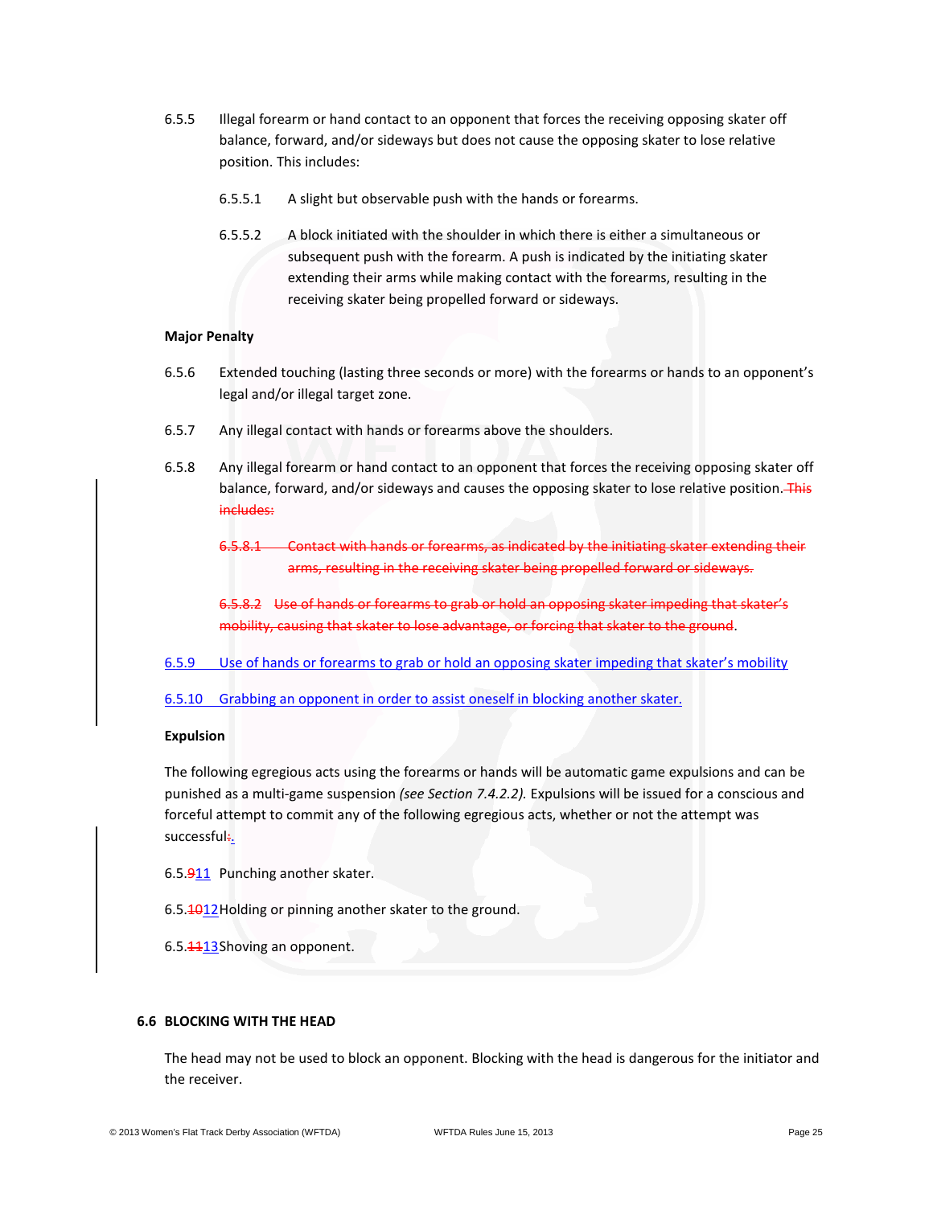6.5.5 Illegal forearm or hand contact to an opponent that forces the receiving opposing skater off balance, forward, and/or sideways but does not cause the opposing skater to lose relative position. This includes:

6.5.5.1 A slight but observable push with the hands or forearms.

6.5.5.2 A block initiated with the shoulder in which there is either a simultaneous or subsequent push with the forearm. A push is indicated by the initiating skater extending their arms while making contact with the forearms, resulting in the receiving skater being propelled forward or sideways.

**Major Penalty**

6.5.6 Extended touching (lasting three seconds or more) with the forearms or hands to an opponent's legal and/or illegal target zone.

6.5.7 Any illegal contact with hands or forearms above the shoulders.

6.5.8 Any illegal forearm or hand contact to an opponent that forces the receiving opposing skater off balance, forward, and/or sideways and causes the opposing skater to lose relative position. ~~This includes:~~

~~6.5.8.1 Contact with hands or forearms, as indicated by the initiating skater extending their arms, resulting in the receiving skater being propelled forward or sideways.~~

~~6.5.8.2 Use of hands or forearms to grab or hold an opposing skater impeding that skater's mobility, causing that skater to lose advantage, or forcing that skater to the ground~~.

6.5.9 Use of hands or forearms to grab or hold an opposing skater impeding that skater's mobility

6.5.10 Grabbing an opponent in order to assist oneself in blocking another skater.

**Expulsion**

The following egregious acts using the forearms or hands will be automatic game expulsions and can be punished as a multi-game suspension *(see Section 7.4.2.2)*. Expulsions will be issued for a conscious and forceful attempt to commit any of the following egregious acts, whether or not the attempt was successful~~:~~.

6.5.~~9~~11 Punching another skater.

6.5.~~10~~12 Holding or pinning another skater to the ground.

6.5.~~11~~13 Shoving an opponent.

### 6.6 BLOCKING WITH THE HEAD

The head may not be used to block an opponent. Blocking with the head is dangerous for the initiator and the receiver.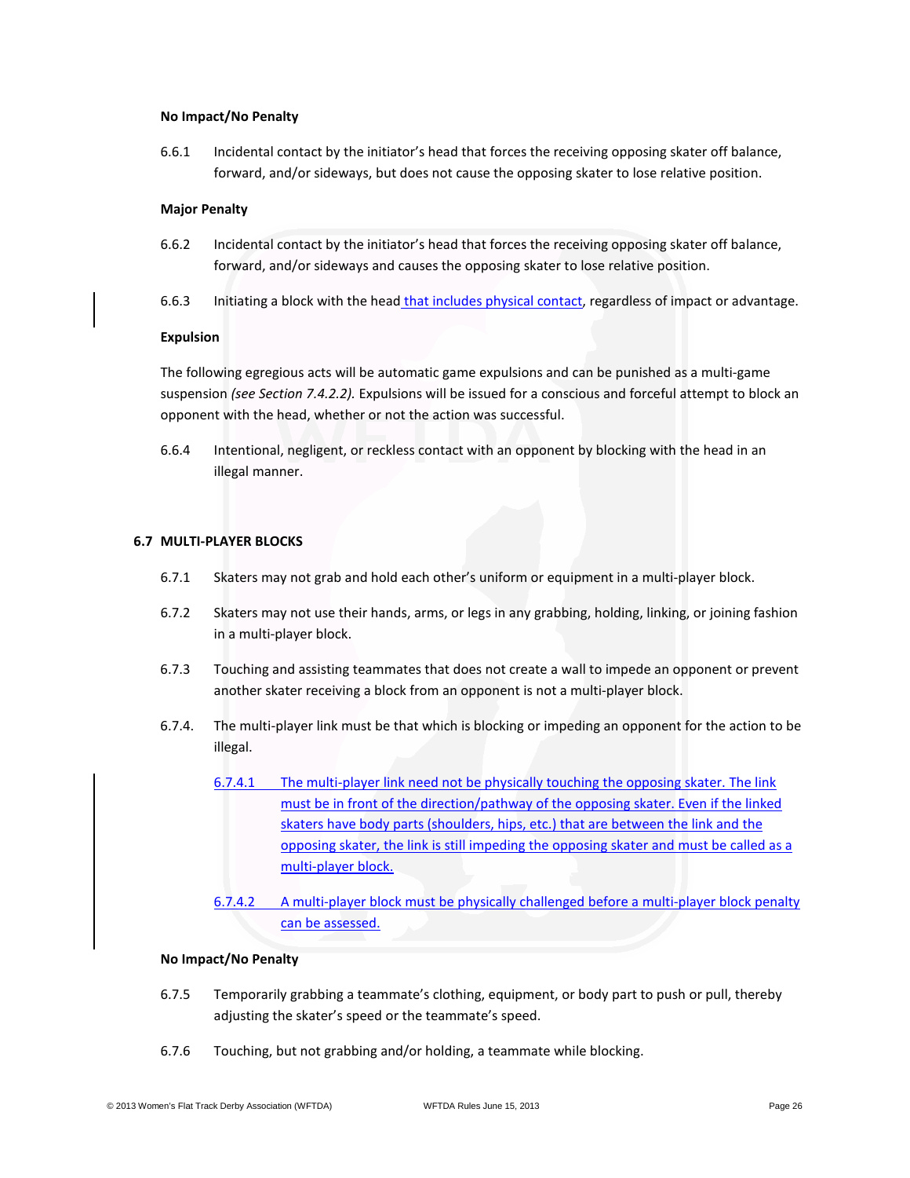**No Impact/No Penalty**

6.6.1 Incidental contact by the initiator's head that forces the receiving opposing skater off balance, forward, and/or sideways, but does not cause the opposing skater to lose relative position.

**Major Penalty**

6.6.2 Incidental contact by the initiator's head that forces the receiving opposing skater off balance, forward, and/or sideways and causes the opposing skater to lose relative position.

6.6.3 Initiating a block with the head that includes physical contact, regardless of impact or advantage.

**Expulsion**

The following egregious acts will be automatic game expulsions and can be punished as a multi-game suspension *(see Section 7.4.2.2).* Expulsions will be issued for a conscious and forceful attempt to block an opponent with the head, whether or not the action was successful.

6.6.4 Intentional, negligent, or reckless contact with an opponent by blocking with the head in an illegal manner.

## 6.7 MULTI-PLAYER BLOCKS

6.7.1 Skaters may not grab and hold each other's uniform or equipment in a multi-player block.

6.7.2 Skaters may not use their hands, arms, or legs in any grabbing, holding, linking, or joining fashion in a multi-player block.

6.7.3 Touching and assisting teammates that does not create a wall to impede an opponent or prevent another skater receiving a block from an opponent is not a multi-player block.

6.7.4. The multi-player link must be that which is blocking or impeding an opponent for the action to be illegal.

6.7.4.1 The multi-player link need not be physically touching the opposing skater. The link must be in front of the direction/pathway of the opposing skater. Even if the linked skaters have body parts (shoulders, hips, etc.) that are between the link and the opposing skater, the link is still impeding the opposing skater and must be called as a multi-player block.

6.7.4.2 A multi-player block must be physically challenged before a multi-player block penalty can be assessed.

**No Impact/No Penalty**

6.7.5 Temporarily grabbing a teammate's clothing, equipment, or body part to push or pull, thereby adjusting the skater's speed or the teammate's speed.

6.7.6 Touching, but not grabbing and/or holding, a teammate while blocking.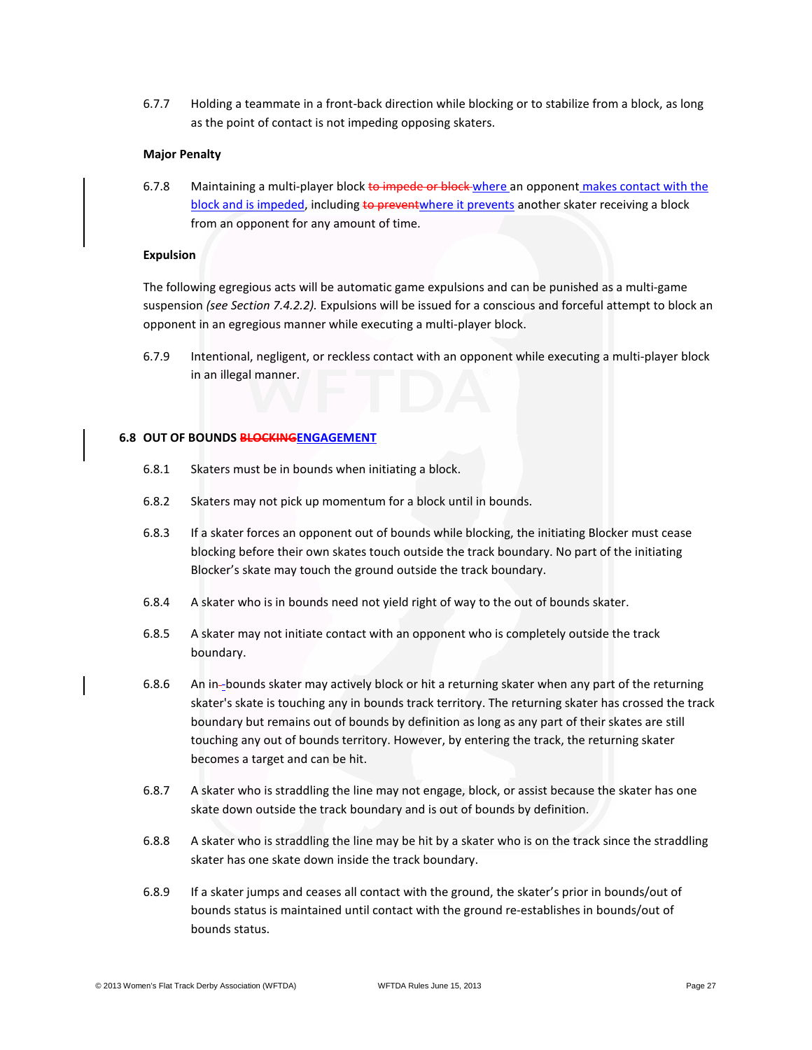6.7.7 Holding a teammate in a front-back direction while blocking or to stabilize from a block, as long as the point of contact is not impeding opposing skaters.

**Major Penalty**

6.7.8 Maintaining a multi-player block ~~to impede or block~~ where an opponent makes contact with the block and is impeded, including ~~to prevent~~where it prevents another skater receiving a block from an opponent for any amount of time.

**Expulsion**

The following egregious acts will be automatic game expulsions and can be punished as a multi-game suspension *(see Section 7.4.2.2).* Expulsions will be issued for a conscious and forceful attempt to block an opponent in an egregious manner while executing a multi-player block.

6.7.9 Intentional, negligent, or reckless contact with an opponent while executing a multi-player block in an illegal manner.

## 6.8 OUT OF BOUNDS ~~BLOCKING~~ENGAGEMENT

6.8.1 Skaters must be in bounds when initiating a block.

6.8.2 Skaters may not pick up momentum for a block until in bounds.

6.8.3 If a skater forces an opponent out of bounds while blocking, the initiating Blocker must cease blocking before their own skates touch outside the track boundary. No part of the initiating Blocker's skate may touch the ground outside the track boundary.

6.8.4 A skater who is in bounds need not yield right of way to the out of bounds skater.

6.8.5 A skater may not initiate contact with an opponent who is completely outside the track boundary.

6.8.6 An in-bounds skater may actively block or hit a returning skater when any part of the returning skater's skate is touching any in bounds track territory. The returning skater has crossed the track boundary but remains out of bounds by definition as long as any part of their skates are still touching any out of bounds territory. However, by entering the track, the returning skater becomes a target and can be hit.

6.8.7 A skater who is straddling the line may not engage, block, or assist because the skater has one skate down outside the track boundary and is out of bounds by definition.

6.8.8 A skater who is straddling the line may be hit by a skater who is on the track since the straddling skater has one skate down inside the track boundary.

6.8.9 If a skater jumps and ceases all contact with the ground, the skater's prior in bounds/out of bounds status is maintained until contact with the ground re-establishes in bounds/out of bounds status.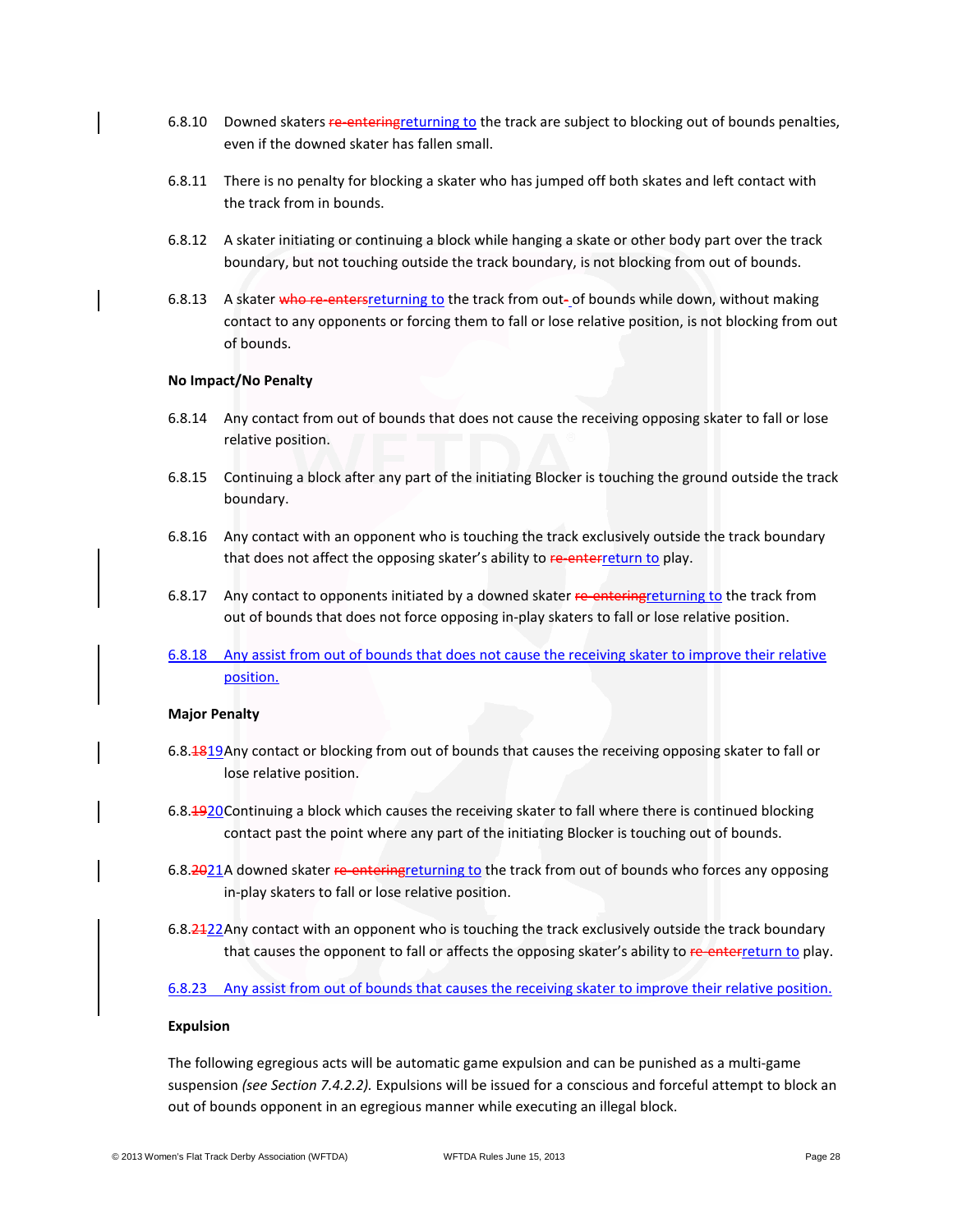6.8.10 Downed skaters ~~re-entering~~returning to the track are subject to blocking out of bounds penalties, even if the downed skater has fallen small.

6.8.11 There is no penalty for blocking a skater who has jumped off both skates and left contact with the track from in bounds.

6.8.12 A skater initiating or continuing a block while hanging a skate or other body part over the track boundary, but not touching outside the track boundary, is not blocking from out of bounds.

6.8.13 A skater ~~who re-enters~~returning to the track from out~~-~~ of bounds while down, without making contact to any opponents or forcing them to fall or lose relative position, is not blocking from out of bounds.

**No Impact/No Penalty**

6.8.14 Any contact from out of bounds that does not cause the receiving opposing skater to fall or lose relative position.

6.8.15 Continuing a block after any part of the initiating Blocker is touching the ground outside the track boundary.

6.8.16 Any contact with an opponent who is touching the track exclusively outside the track boundary that does not affect the opposing skater's ability to ~~re-enter~~return to play.

6.8.17 Any contact to opponents initiated by a downed skater ~~re-entering~~returning to the track from out of bounds that does not force opposing in-play skaters to fall or lose relative position.

6.8.18 Any assist from out of bounds that does not cause the receiving skater to improve their relative position.

**Major Penalty**

6.8.~~18~~19 Any contact or blocking from out of bounds that causes the receiving opposing skater to fall or lose relative position.

6.8.~~19~~20 Continuing a block which causes the receiving skater to fall where there is continued blocking contact past the point where any part of the initiating Blocker is touching out of bounds.

6.8.~~20~~21 A downed skater ~~re-entering~~returning to the track from out of bounds who forces any opposing in-play skaters to fall or lose relative position.

6.8.~~21~~22 Any contact with an opponent who is touching the track exclusively outside the track boundary that causes the opponent to fall or affects the opposing skater's ability to ~~re-enter~~return to play.

6.8.23 Any assist from out of bounds that causes the receiving skater to improve their relative position.

**Expulsion**

The following egregious acts will be automatic game expulsion and can be punished as a multi-game suspension *(see Section 7.4.2.2).* Expulsions will be issued for a conscious and forceful attempt to block an out of bounds opponent in an egregious manner while executing an illegal block.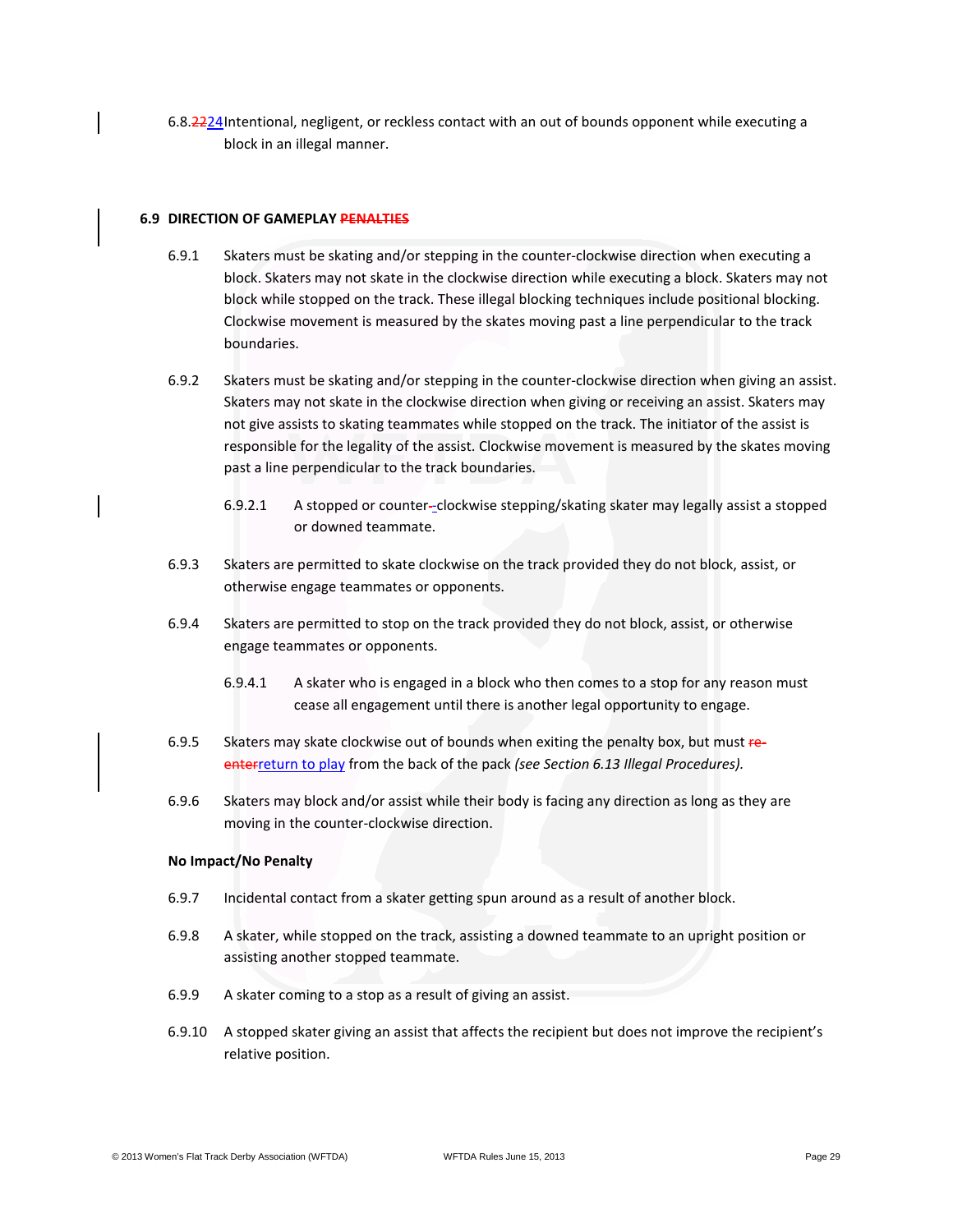6.8.~~22~~24 Intentional, negligent, or reckless contact with an out of bounds opponent while executing a block in an illegal manner.

### 6.9 DIRECTION OF GAMEPLAY ~~PENALTIES~~

6.9.1 Skaters must be skating and/or stepping in the counter-clockwise direction when executing a block. Skaters may not skate in the clockwise direction while executing a block. Skaters may not block while stopped on the track. These illegal blocking techniques include positional blocking. Clockwise movement is measured by the skates moving past a line perpendicular to the track boundaries.

6.9.2 Skaters must be skating and/or stepping in the counter-clockwise direction when giving an assist. Skaters may not skate in the clockwise direction when giving or receiving an assist. Skaters may not give assists to skating teammates while stopped on the track. The initiator of the assist is responsible for the legality of the assist. Clockwise movement is measured by the skates moving past a line perpendicular to the track boundaries.

6.9.2.1 A stopped or counter-~~-~~clockwise stepping/skating skater may legally assist a stopped or downed teammate.

6.9.3 Skaters are permitted to skate clockwise on the track provided they do not block, assist, or otherwise engage teammates or opponents.

6.9.4 Skaters are permitted to stop on the track provided they do not block, assist, or otherwise engage teammates or opponents.

6.9.4.1 A skater who is engaged in a block who then comes to a stop for any reason must cease all engagement until there is another legal opportunity to engage.

6.9.5 Skaters may skate clockwise out of bounds when exiting the penalty box, but must ~~re-enter~~return to play from the back of the pack *(see Section 6.13 Illegal Procedures).*

6.9.6 Skaters may block and/or assist while their body is facing any direction as long as they are moving in the counter-clockwise direction.

**No Impact/No Penalty**

6.9.7 Incidental contact from a skater getting spun around as a result of another block.

6.9.8 A skater, while stopped on the track, assisting a downed teammate to an upright position or assisting another stopped teammate.

6.9.9 A skater coming to a stop as a result of giving an assist.

6.9.10 A stopped skater giving an assist that affects the recipient but does not improve the recipient's relative position.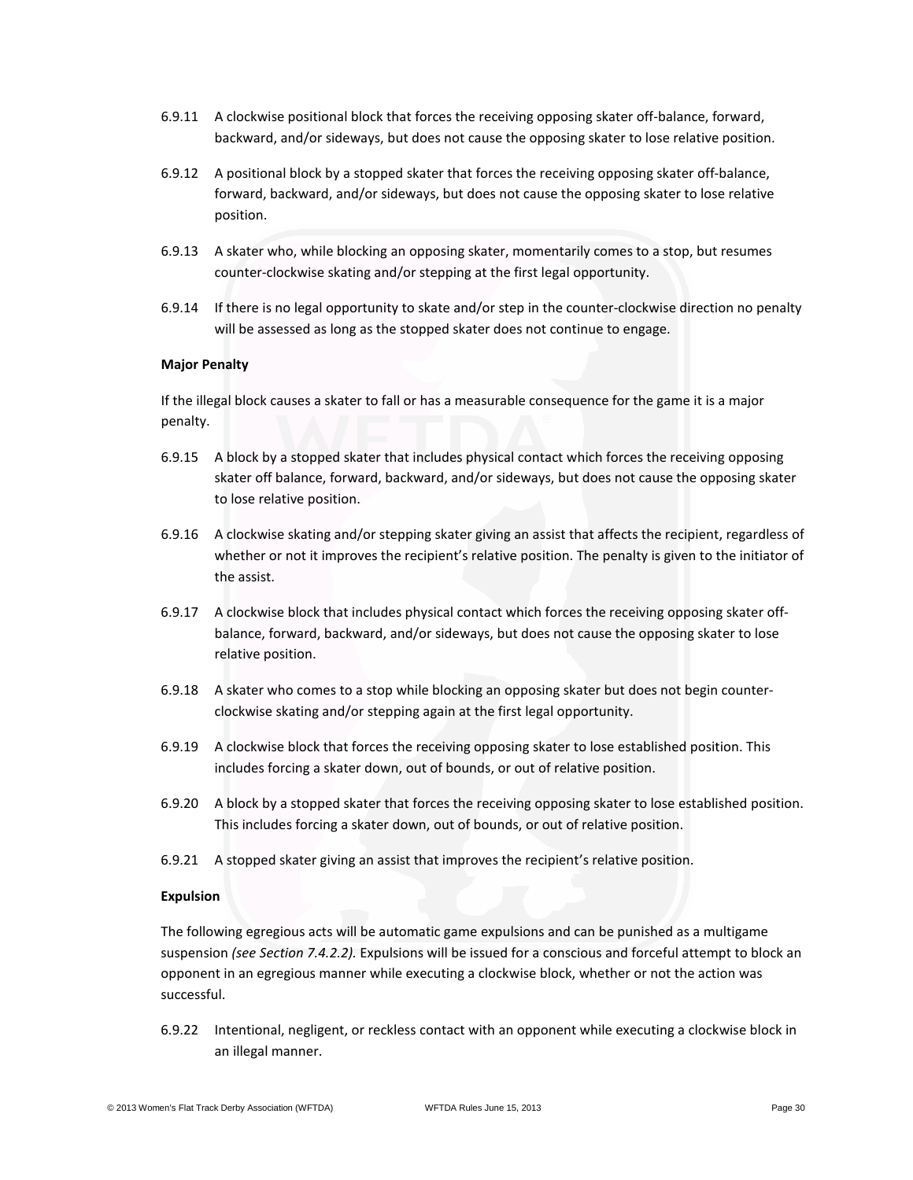6.9.11 A clockwise positional block that forces the receiving opposing skater off-balance, forward, backward, and/or sideways, but does not cause the opposing skater to lose relative position.

6.9.12 A positional block by a stopped skater that forces the receiving opposing skater off-balance, forward, backward, and/or sideways, but does not cause the opposing skater to lose relative position.

6.9.13 A skater who, while blocking an opposing skater, momentarily comes to a stop, but resumes counter-clockwise skating and/or stepping at the first legal opportunity.

6.9.14 If there is no legal opportunity to skate and/or step in the counter-clockwise direction no penalty will be assessed as long as the stopped skater does not continue to engage.

**Major Penalty**

If the illegal block causes a skater to fall or has a measurable consequence for the game it is a major penalty.

6.9.15 A block by a stopped skater that includes physical contact which forces the receiving opposing skater off balance, forward, backward, and/or sideways, but does not cause the opposing skater to lose relative position.

6.9.16 A clockwise skating and/or stepping skater giving an assist that affects the recipient, regardless of whether or not it improves the recipient's relative position. The penalty is given to the initiator of the assist.

6.9.17 A clockwise block that includes physical contact which forces the receiving opposing skater off-balance, forward, backward, and/or sideways, but does not cause the opposing skater to lose relative position.

6.9.18 A skater who comes to a stop while blocking an opposing skater but does not begin counter-clockwise skating and/or stepping again at the first legal opportunity.

6.9.19 A clockwise block that forces the receiving opposing skater to lose established position. This includes forcing a skater down, out of bounds, or out of relative position.

6.9.20 A block by a stopped skater that forces the receiving opposing skater to lose established position. This includes forcing a skater down, out of bounds, or out of relative position.

6.9.21 A stopped skater giving an assist that improves the recipient's relative position.

**Expulsion**

The following egregious acts will be automatic game expulsions and can be punished as a multigame suspension *(see Section 7.4.2.2).* Expulsions will be issued for a conscious and forceful attempt to block an opponent in an egregious manner while executing a clockwise block, whether or not the action was successful.

6.9.22 Intentional, negligent, or reckless contact with an opponent while executing a clockwise block in an illegal manner.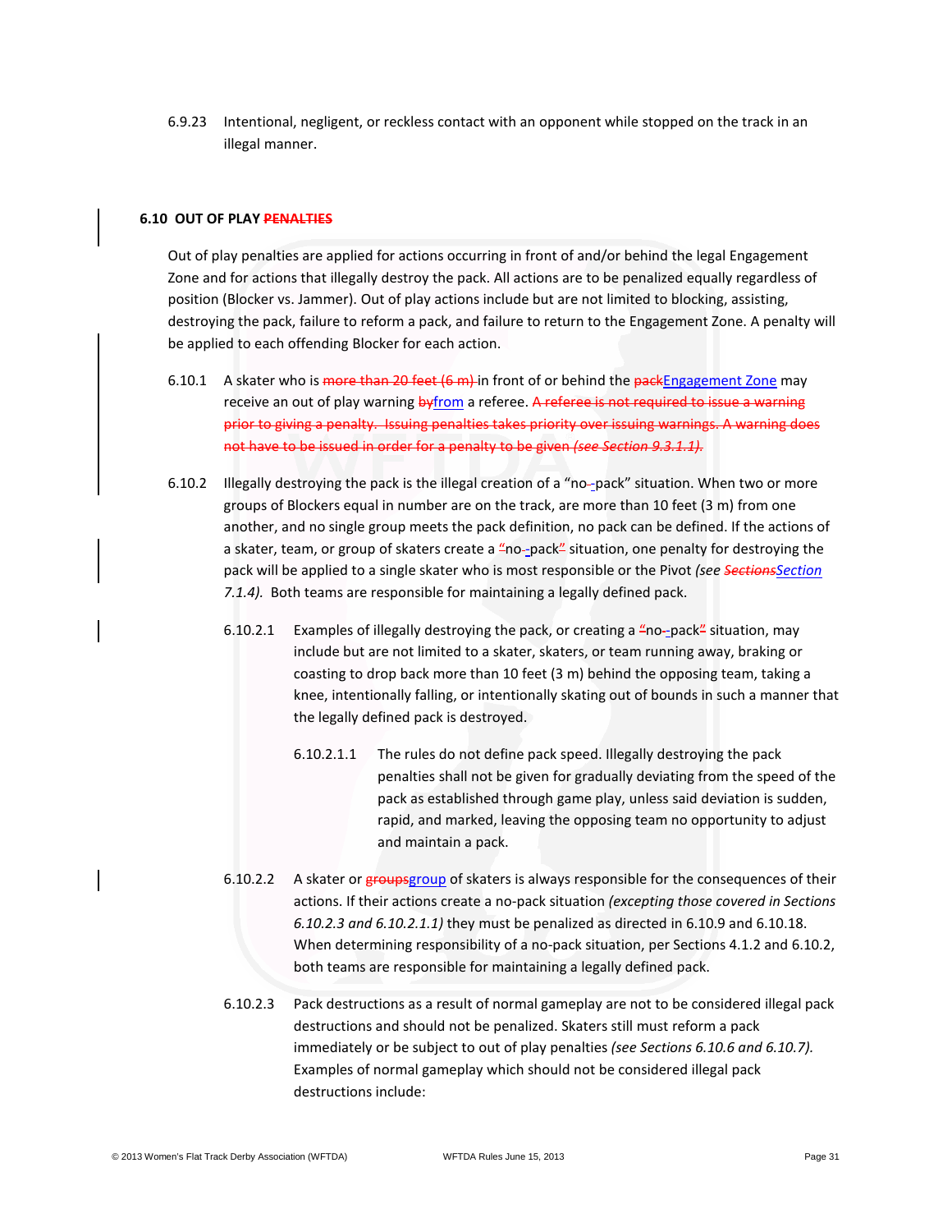6.9.23 Intentional, negligent, or reckless contact with an opponent while stopped on the track in an illegal manner.

### 6.10 OUT OF PLAY ~~PENALTIES~~

Out of play penalties are applied for actions occurring in front of and/or behind the legal Engagement Zone and for actions that illegally destroy the pack. All actions are to be penalized equally regardless of position (Blocker vs. Jammer). Out of play actions include but are not limited to blocking, assisting, destroying the pack, failure to reform a pack, and failure to return to the Engagement Zone. A penalty will be applied to each offending Blocker for each action.

6.10.1 A skater who is ~~more than 20 feet (6 m)~~ in front of or behind the ~~pack~~Engagement Zone may receive an out of play warning ~~by~~from a referee. ~~A referee is not required to issue a warning prior to giving a penalty. Issuing penalties takes priority over issuing warnings. A warning does not have to be issued in order for a penalty to be given *(see Section 9.3.1.1).*~~

6.10.2 Illegally destroying the pack is the illegal creation of a "no-pack" situation. When two or more groups of Blockers equal in number are on the track, are more than 10 feet (3 m) from one another, and no single group meets the pack definition, no pack can be defined. If the actions of a skater, team, or group of skaters create a "no-pack" situation, one penalty for destroying the pack will be applied to a single skater who is most responsible or the Pivot *(see ~~Sections~~Section 7.1.4).* Both teams are responsible for maintaining a legally defined pack.

6.10.2.1 Examples of illegally destroying the pack, or creating a "no-pack" situation, may include but are not limited to a skater, skaters, or team running away, braking or coasting to drop back more than 10 feet (3 m) behind the opposing team, taking a knee, intentionally falling, or intentionally skating out of bounds in such a manner that the legally defined pack is destroyed.

6.10.2.1.1 The rules do not define pack speed. Illegally destroying the pack penalties shall not be given for gradually deviating from the speed of the pack as established through game play, unless said deviation is sudden, rapid, and marked, leaving the opposing team no opportunity to adjust and maintain a pack.

6.10.2.2 A skater or ~~groups~~group of skaters is always responsible for the consequences of their actions. If their actions create a no-pack situation *(excepting those covered in Sections 6.10.2.3 and 6.10.2.1.1)* they must be penalized as directed in 6.10.9 and 6.10.18. When determining responsibility of a no-pack situation, per Sections 4.1.2 and 6.10.2, both teams are responsible for maintaining a legally defined pack.

6.10.2.3 Pack destructions as a result of normal gameplay are not to be considered illegal pack destructions and should not be penalized. Skaters still must reform a pack immediately or be subject to out of play penalties *(see Sections 6.10.6 and 6.10.7).* Examples of normal gameplay which should not be considered illegal pack destructions include: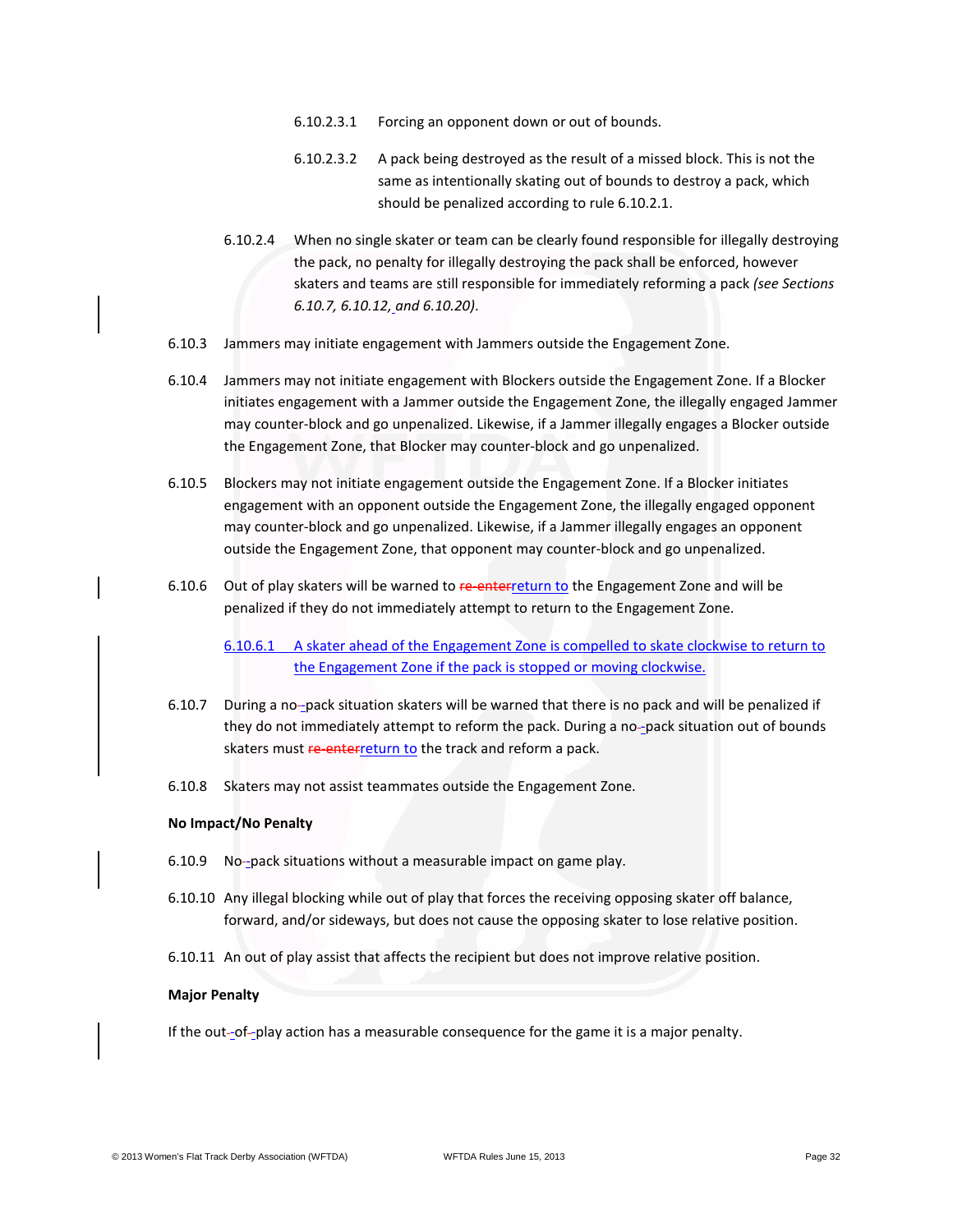6.10.2.3.1 Forcing an opponent down or out of bounds.

6.10.2.3.2 A pack being destroyed as the result of a missed block. This is not the same as intentionally skating out of bounds to destroy a pack, which should be penalized according to rule 6.10.2.1.

6.10.2.4 When no single skater or team can be clearly found responsible for illegally destroying the pack, no penalty for illegally destroying the pack shall be enforced, however skaters and teams are still responsible for immediately reforming a pack *(see Sections 6.10.7, 6.10.12, and 6.10.20)*.

6.10.3 Jammers may initiate engagement with Jammers outside the Engagement Zone.

6.10.4 Jammers may not initiate engagement with Blockers outside the Engagement Zone. If a Blocker initiates engagement with a Jammer outside the Engagement Zone, the illegally engaged Jammer may counter-block and go unpenalized. Likewise, if a Jammer illegally engages a Blocker outside the Engagement Zone, that Blocker may counter-block and go unpenalized.

6.10.5 Blockers may not initiate engagement outside the Engagement Zone. If a Blocker initiates engagement with an opponent outside the Engagement Zone, the illegally engaged opponent may counter-block and go unpenalized. Likewise, if a Jammer illegally engages an opponent outside the Engagement Zone, that opponent may counter-block and go unpenalized.

6.10.6 Out of play skaters will be warned to ~~re-enter~~return to the Engagement Zone and will be penalized if they do not immediately attempt to return to the Engagement Zone.

6.10.6.1 A skater ahead of the Engagement Zone is compelled to skate clockwise to return to the Engagement Zone if the pack is stopped or moving clockwise.

6.10.7 During a no-pack situation skaters will be warned that there is no pack and will be penalized if they do not immediately attempt to reform the pack. During a no-pack situation out of bounds skaters must ~~re-enter~~return to the track and reform a pack.

6.10.8 Skaters may not assist teammates outside the Engagement Zone.

**No Impact/No Penalty**

6.10.9 No-pack situations without a measurable impact on game play.

6.10.10 Any illegal blocking while out of play that forces the receiving opposing skater off balance, forward, and/or sideways, but does not cause the opposing skater to lose relative position.

6.10.11 An out of play assist that affects the recipient but does not improve relative position.

**Major Penalty**

If the out-of-play action has a measurable consequence for the game it is a major penalty.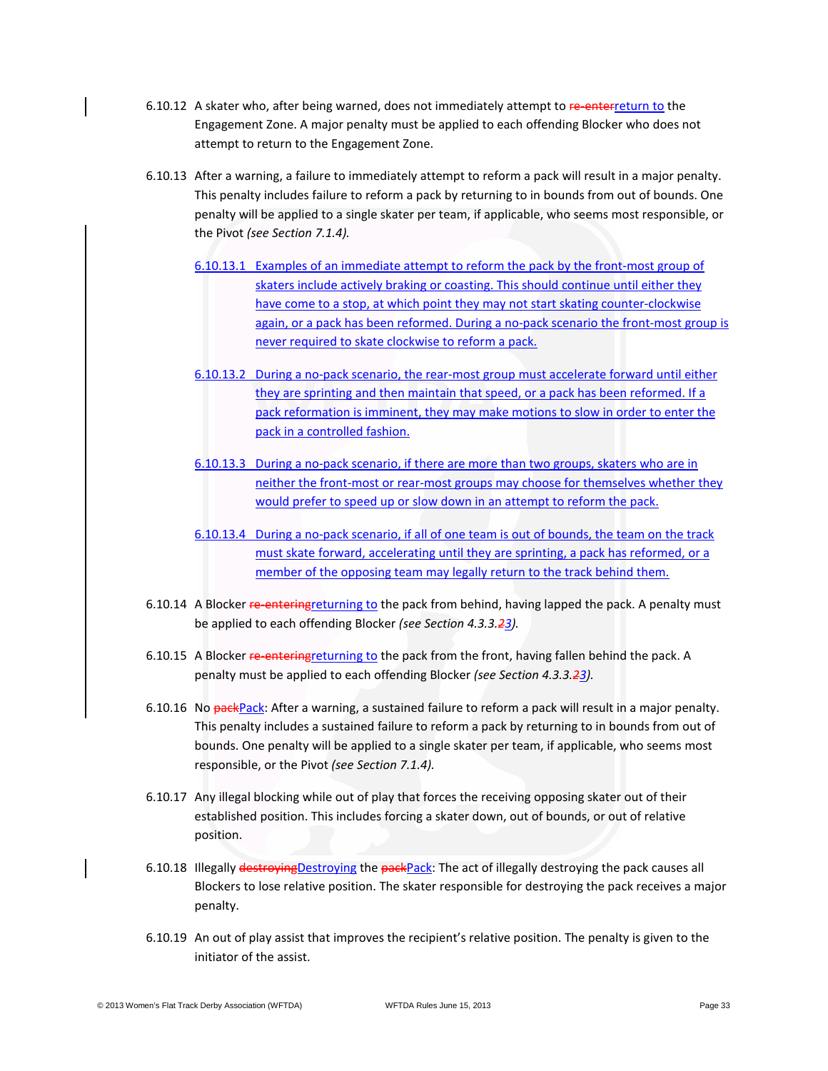6.10.12 A skater who, after being warned, does not immediately attempt to ~~re-enter~~return to the Engagement Zone. A major penalty must be applied to each offending Blocker who does not attempt to return to the Engagement Zone.

6.10.13 After a warning, a failure to immediately attempt to reform a pack will result in a major penalty. This penalty includes failure to reform a pack by returning to in bounds from out of bounds. One penalty will be applied to a single skater per team, if applicable, who seems most responsible, or the Pivot *(see Section 7.1.4).*

6.10.13.1 Examples of an immediate attempt to reform the pack by the front-most group of skaters include actively braking or coasting. This should continue until either they have come to a stop, at which point they may not start skating counter-clockwise again, or a pack has been reformed. During a no-pack scenario the front-most group is never required to skate clockwise to reform a pack.

6.10.13.2 During a no-pack scenario, the rear-most group must accelerate forward until either they are sprinting and then maintain that speed, or a pack has been reformed. If a pack reformation is imminent, they may make motions to slow in order to enter the pack in a controlled fashion.

6.10.13.3 During a no-pack scenario, if there are more than two groups, skaters who are in neither the front-most or rear-most groups may choose for themselves whether they would prefer to speed up or slow down in an attempt to reform the pack.

6.10.13.4 During a no-pack scenario, if all of one team is out of bounds, the team on the track must skate forward, accelerating until they are sprinting, a pack has reformed, or a member of the opposing team may legally return to the track behind them.

6.10.14 A Blocker ~~re-entering~~returning to the pack from behind, having lapped the pack. A penalty must be applied to each offending Blocker *(see Section 4.3.3.~~2~~3).*

6.10.15 A Blocker ~~re-entering~~returning to the pack from the front, having fallen behind the pack. A penalty must be applied to each offending Blocker *(see Section 4.3.3.~~2~~3).*

6.10.16 No ~~pack~~Pack: After a warning, a sustained failure to reform a pack will result in a major penalty. This penalty includes a sustained failure to reform a pack by returning to in bounds from out of bounds. One penalty will be applied to a single skater per team, if applicable, who seems most responsible, or the Pivot *(see Section 7.1.4).*

6.10.17 Any illegal blocking while out of play that forces the receiving opposing skater out of their established position. This includes forcing a skater down, out of bounds, or out of relative position.

6.10.18 Illegally ~~destroying~~Destroying the ~~pack~~Pack: The act of illegally destroying the pack causes all Blockers to lose relative position. The skater responsible for destroying the pack receives a major penalty.

6.10.19 An out of play assist that improves the recipient's relative position. The penalty is given to the initiator of the assist.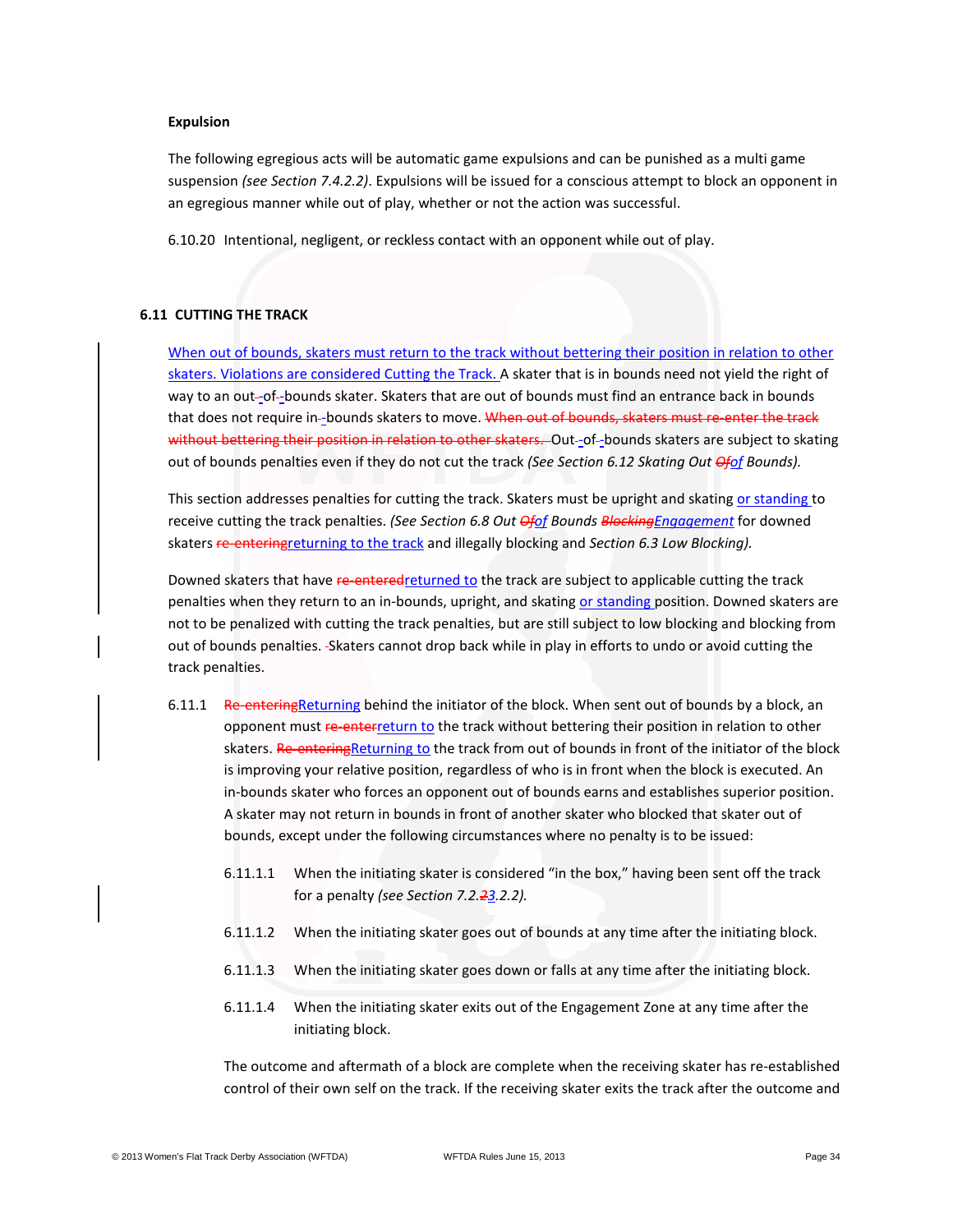**Expulsion**

The following egregious acts will be automatic game expulsions and can be punished as a multi game suspension *(see Section 7.4.2.2)*. Expulsions will be issued for a conscious attempt to block an opponent in an egregious manner while out of play, whether or not the action was successful.

6.10.20 Intentional, negligent, or reckless contact with an opponent while out of play.

## 6.11 CUTTING THE TRACK

When out of bounds, skaters must return to the track without bettering their position in relation to other skaters. Violations are considered Cutting the Track. A skater that is in bounds need not yield the right of way to an out-of-bounds skater. Skaters that are out of bounds must find an entrance back in bounds that does not require in-bounds skaters to move. ~~When out of bounds, skaters must re-enter the track without bettering their position in relation to other skaters.~~ Out-of-bounds skaters are subject to skating out of bounds penalties even if they do not cut the track *(See Section 6.12 Skating Out ~~Of~~of Bounds).*

This section addresses penalties for cutting the track. Skaters must be upright and skating or standing to receive cutting the track penalties. *(See Section 6.8 Out ~~Of~~of Bounds ~~Blocking~~Engagement* for downed skaters ~~re-entering~~returning to the track and illegally blocking and *Section 6.3 Low Blocking).*

Downed skaters that have ~~re-entered~~returned to the track are subject to applicable cutting the track penalties when they return to an in-bounds, upright, and skating or standing position. Downed skaters are not to be penalized with cutting the track penalties, but are still subject to low blocking and blocking from out of bounds penalties. Skaters cannot drop back while in play in efforts to undo or avoid cutting the track penalties.

6.11.1 ~~Re-entering~~Returning behind the initiator of the block. When sent out of bounds by a block, an opponent must ~~re-enter~~return to the track without bettering their position in relation to other skaters. ~~Re-entering~~Returning to the track from out of bounds in front of the initiator of the block is improving your relative position, regardless of who is in front when the block is executed. An in-bounds skater who forces an opponent out of bounds earns and establishes superior position. A skater may not return in bounds in front of another skater who blocked that skater out of bounds, except under the following circumstances where no penalty is to be issued:

- 6.11.1.1 When the initiating skater is considered "in the box," having been sent off the track for a penalty *(see Section 7.2.~~2~~3.2.2).*
- 6.11.1.2 When the initiating skater goes out of bounds at any time after the initiating block.
- 6.11.1.3 When the initiating skater goes down or falls at any time after the initiating block.
- 6.11.1.4 When the initiating skater exits out of the Engagement Zone at any time after the initiating block.

The outcome and aftermath of a block are complete when the receiving skater has re-established control of their own self on the track. If the receiving skater exits the track after the outcome and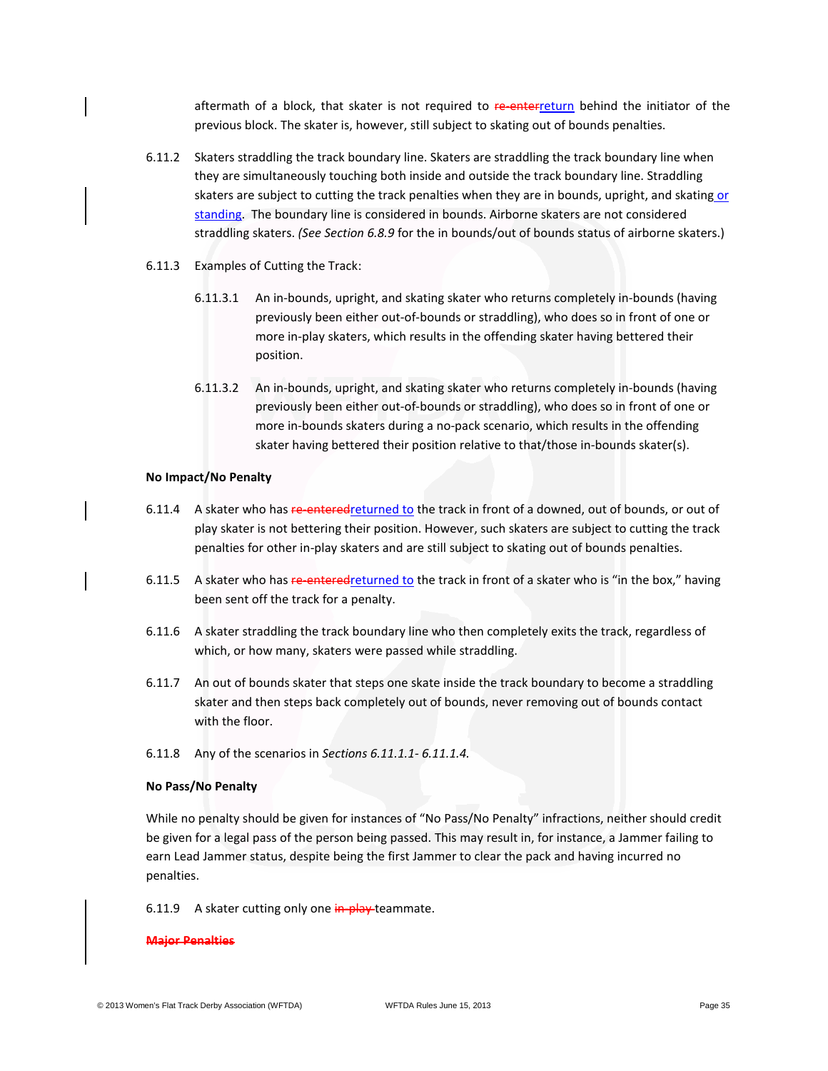aftermath of a block, that skater is not required to ~~re-enter~~return behind the initiator of the previous block. The skater is, however, still subject to skating out of bounds penalties.

6.11.2 Skaters straddling the track boundary line. Skaters are straddling the track boundary line when they are simultaneously touching both inside and outside the track boundary line. Straddling skaters are subject to cutting the track penalties when they are in bounds, upright, and skating or standing. The boundary line is considered in bounds. Airborne skaters are not considered straddling skaters. *(See Section 6.8.9* for the in bounds/out of bounds status of airborne skaters.)

6.11.3 Examples of Cutting the Track:

6.11.3.1 An in-bounds, upright, and skating skater who returns completely in-bounds (having previously been either out-of-bounds or straddling), who does so in front of one or more in-play skaters, which results in the offending skater having bettered their position.

6.11.3.2 An in-bounds, upright, and skating skater who returns completely in-bounds (having previously been either out-of-bounds or straddling), who does so in front of one or more in-bounds skaters during a no-pack scenario, which results in the offending skater having bettered their position relative to that/those in-bounds skater(s).

**No Impact/No Penalty**

6.11.4 A skater who has ~~re-entered~~returned to the track in front of a downed, out of bounds, or out of play skater is not bettering their position. However, such skaters are subject to cutting the track penalties for other in-play skaters and are still subject to skating out of bounds penalties.

6.11.5 A skater who has ~~re-entered~~returned to the track in front of a skater who is "in the box," having been sent off the track for a penalty.

6.11.6 A skater straddling the track boundary line who then completely exits the track, regardless of which, or how many, skaters were passed while straddling.

6.11.7 An out of bounds skater that steps one skate inside the track boundary to become a straddling skater and then steps back completely out of bounds, never removing out of bounds contact with the floor.

6.11.8 Any of the scenarios in *Sections 6.11.1.1- 6.11.1.4.*

**No Pass/No Penalty**

While no penalty should be given for instances of "No Pass/No Penalty" infractions, neither should credit be given for a legal pass of the person being passed. This may result in, for instance, a Jammer failing to earn Lead Jammer status, despite being the first Jammer to clear the pack and having incurred no penalties.

6.11.9 A skater cutting only one ~~in-play~~ teammate.

~~**Major Penalties**~~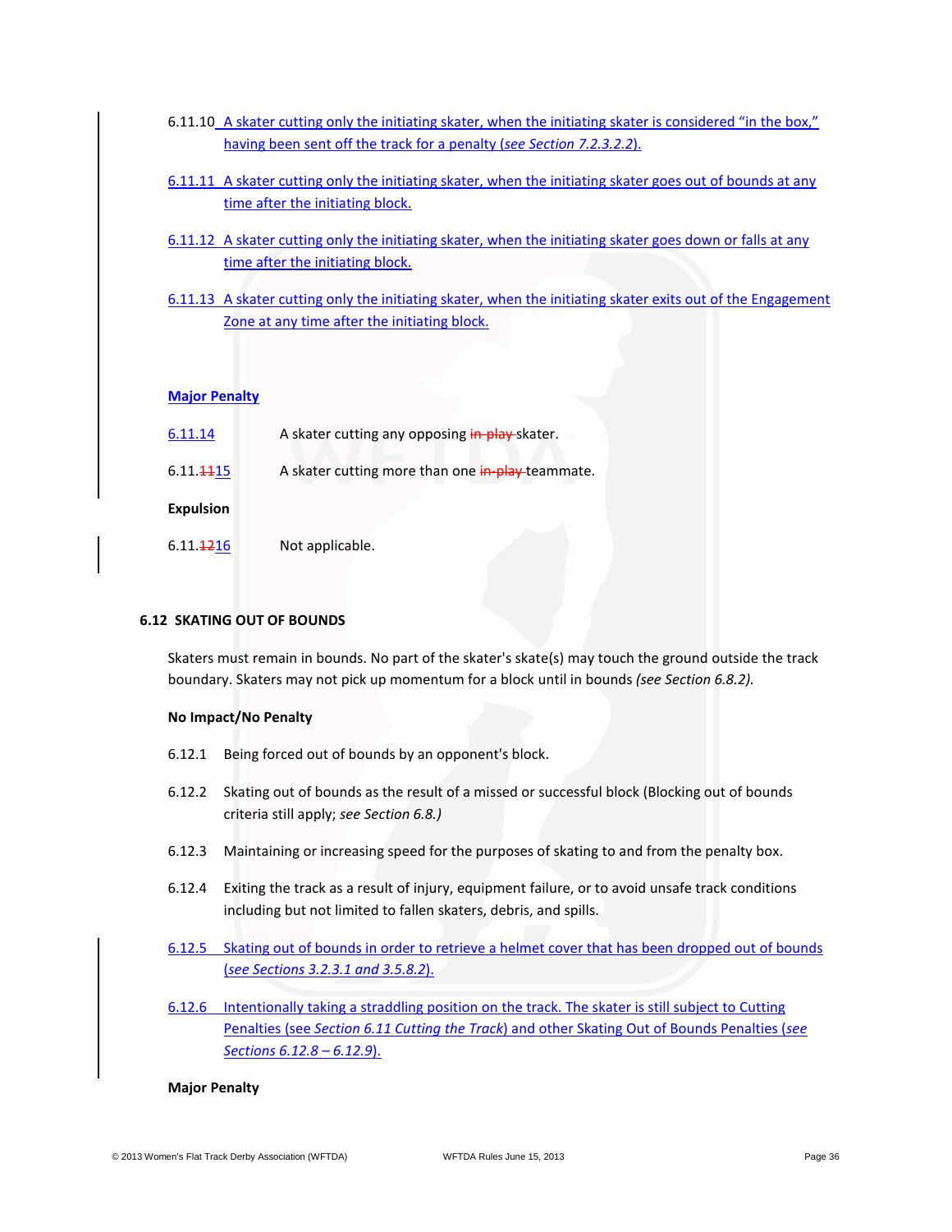6.11.10 A skater cutting only the initiating skater, when the initiating skater is considered "in the box," having been sent off the track for a penalty (*see Section 7.2.3.2.2*).

6.11.11 A skater cutting only the initiating skater, when the initiating skater goes out of bounds at any time after the initiating block.

6.11.12 A skater cutting only the initiating skater, when the initiating skater goes down or falls at any time after the initiating block.

6.11.13 A skater cutting only the initiating skater, when the initiating skater exits out of the Engagement Zone at any time after the initiating block.

**Major Penalty**

6.11.14 A skater cutting any opposing ~~in-play~~ skater.

6.11.~~11~~15 A skater cutting more than one ~~in-play~~ teammate.

**Expulsion**

6.11.~~12~~16 Not applicable.

## 6.12 SKATING OUT OF BOUNDS

Skaters must remain in bounds. No part of the skater's skate(s) may touch the ground outside the track boundary. Skaters may not pick up momentum for a block until in bounds *(see Section 6.8.2).*

**No Impact/No Penalty**

6.12.1 Being forced out of bounds by an opponent's block.

6.12.2 Skating out of bounds as the result of a missed or successful block (Blocking out of bounds criteria still apply; *see Section 6.8.)*

6.12.3 Maintaining or increasing speed for the purposes of skating to and from the penalty box.

6.12.4 Exiting the track as a result of injury, equipment failure, or to avoid unsafe track conditions including but not limited to fallen skaters, debris, and spills.

6.12.5 Skating out of bounds in order to retrieve a helmet cover that has been dropped out of bounds (*see Sections 3.2.3.1 and 3.5.8.2*).

6.12.6 Intentionally taking a straddling position on the track. The skater is still subject to Cutting Penalties (see *Section 6.11 Cutting the Track*) and other Skating Out of Bounds Penalties (*see Sections 6.12.8 – 6.12.9*).

**Major Penalty**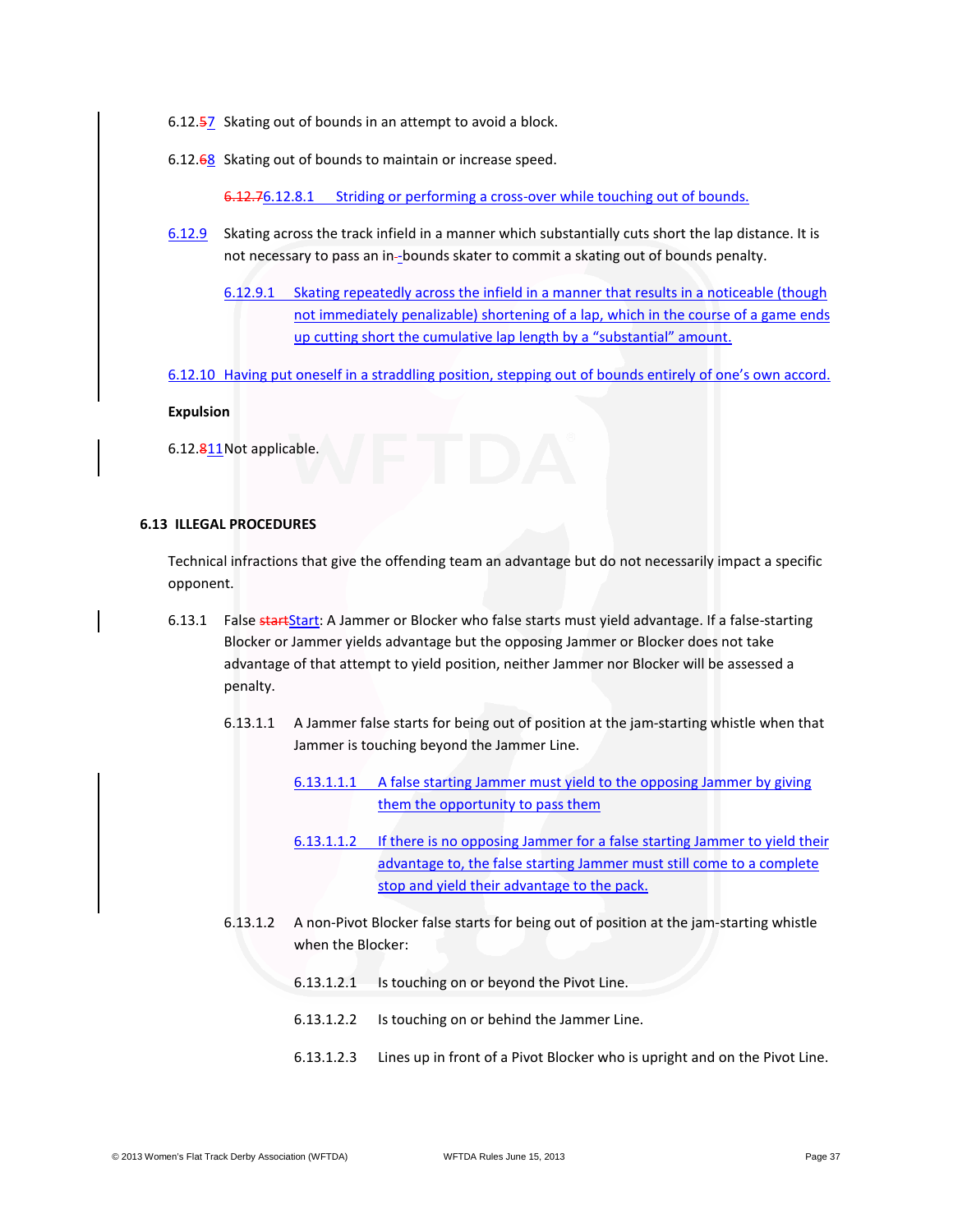6.12.57 Skating out of bounds in an attempt to avoid a block.

6.12.68 Skating out of bounds to maintain or increase speed.

6.12.76.12.8.1 Striding or performing a cross-over while touching out of bounds.

6.12.9 Skating across the track infield in a manner which substantially cuts short the lap distance. It is not necessary to pass an in--bounds skater to commit a skating out of bounds penalty.

6.12.9.1 Skating repeatedly across the infield in a manner that results in a noticeable (though not immediately penalizable) shortening of a lap, which in the course of a game ends up cutting short the cumulative lap length by a “substantial” amount.

6.12.10 Having put oneself in a straddling position, stepping out of bounds entirely of one’s own accord.

**Expulsion**

6.12.811 Not applicable.

### 6.13 ILLEGAL PROCEDURES

Technical infractions that give the offending team an advantage but do not necessarily impact a specific opponent.

6.13.1 False startStart: A Jammer or Blocker who false starts must yield advantage. If a false-starting Blocker or Jammer yields advantage but the opposing Jammer or Blocker does not take advantage of that attempt to yield position, neither Jammer nor Blocker will be assessed a penalty.

6.13.1.1 A Jammer false starts for being out of position at the jam-starting whistle when that Jammer is touching beyond the Jammer Line.

6.13.1.1.1 A false starting Jammer must yield to the opposing Jammer by giving them the opportunity to pass them

6.13.1.1.2 If there is no opposing Jammer for a false starting Jammer to yield their advantage to, the false starting Jammer must still come to a complete stop and yield their advantage to the pack.

6.13.1.2 A non-Pivot Blocker false starts for being out of position at the jam-starting whistle when the Blocker:

6.13.1.2.1 Is touching on or beyond the Pivot Line.

6.13.1.2.2 Is touching on or behind the Jammer Line.

6.13.1.2.3 Lines up in front of a Pivot Blocker who is upright and on the Pivot Line.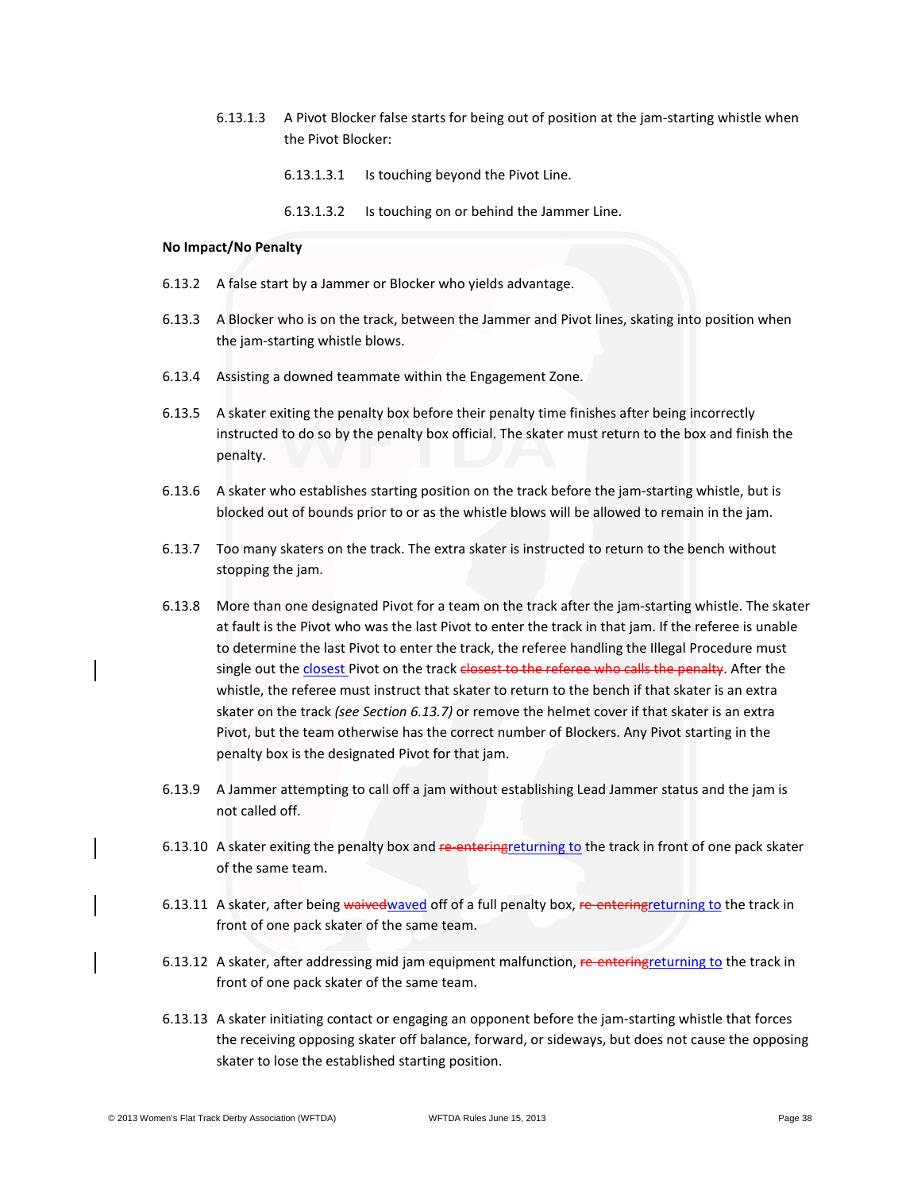6.13.1.3 A Pivot Blocker false starts for being out of position at the jam-starting whistle when the Pivot Blocker:

6.13.1.3.1 Is touching beyond the Pivot Line.

6.13.1.3.2 Is touching on or behind the Jammer Line.

**No Impact/No Penalty**

6.13.2 A false start by a Jammer or Blocker who yields advantage.

6.13.3 A Blocker who is on the track, between the Jammer and Pivot lines, skating into position when the jam-starting whistle blows.

6.13.4 Assisting a downed teammate within the Engagement Zone.

6.13.5 A skater exiting the penalty box before their penalty time finishes after being incorrectly instructed to do so by the penalty box official. The skater must return to the box and finish the penalty.

6.13.6 A skater who establishes starting position on the track before the jam-starting whistle, but is blocked out of bounds prior to or as the whistle blows will be allowed to remain in the jam.

6.13.7 Too many skaters on the track. The extra skater is instructed to return to the bench without stopping the jam.

6.13.8 More than one designated Pivot for a team on the track after the jam-starting whistle. The skater at fault is the Pivot who was the last Pivot to enter the track in that jam. If the referee is unable to determine the last Pivot to enter the track, the referee handling the Illegal Procedure must single out the closest Pivot on the track ~~closest to the referee who calls the penalty~~. After the whistle, the referee must instruct that skater to return to the bench if that skater is an extra skater on the track *(see Section 6.13.7)* or remove the helmet cover if that skater is an extra Pivot, but the team otherwise has the correct number of Blockers. Any Pivot starting in the penalty box is the designated Pivot for that jam.

6.13.9 A Jammer attempting to call off a jam without establishing Lead Jammer status and the jam is not called off.

6.13.10 A skater exiting the penalty box and ~~re-entering~~returning to the track in front of one pack skater of the same team.

6.13.11 A skater, after being ~~waived~~waved off of a full penalty box, ~~re-entering~~returning to the track in front of one pack skater of the same team.

6.13.12 A skater, after addressing mid jam equipment malfunction, ~~re-entering~~returning to the track in front of one pack skater of the same team.

6.13.13 A skater initiating contact or engaging an opponent before the jam-starting whistle that forces the receiving opposing skater off balance, forward, or sideways, but does not cause the opposing skater to lose the established starting position.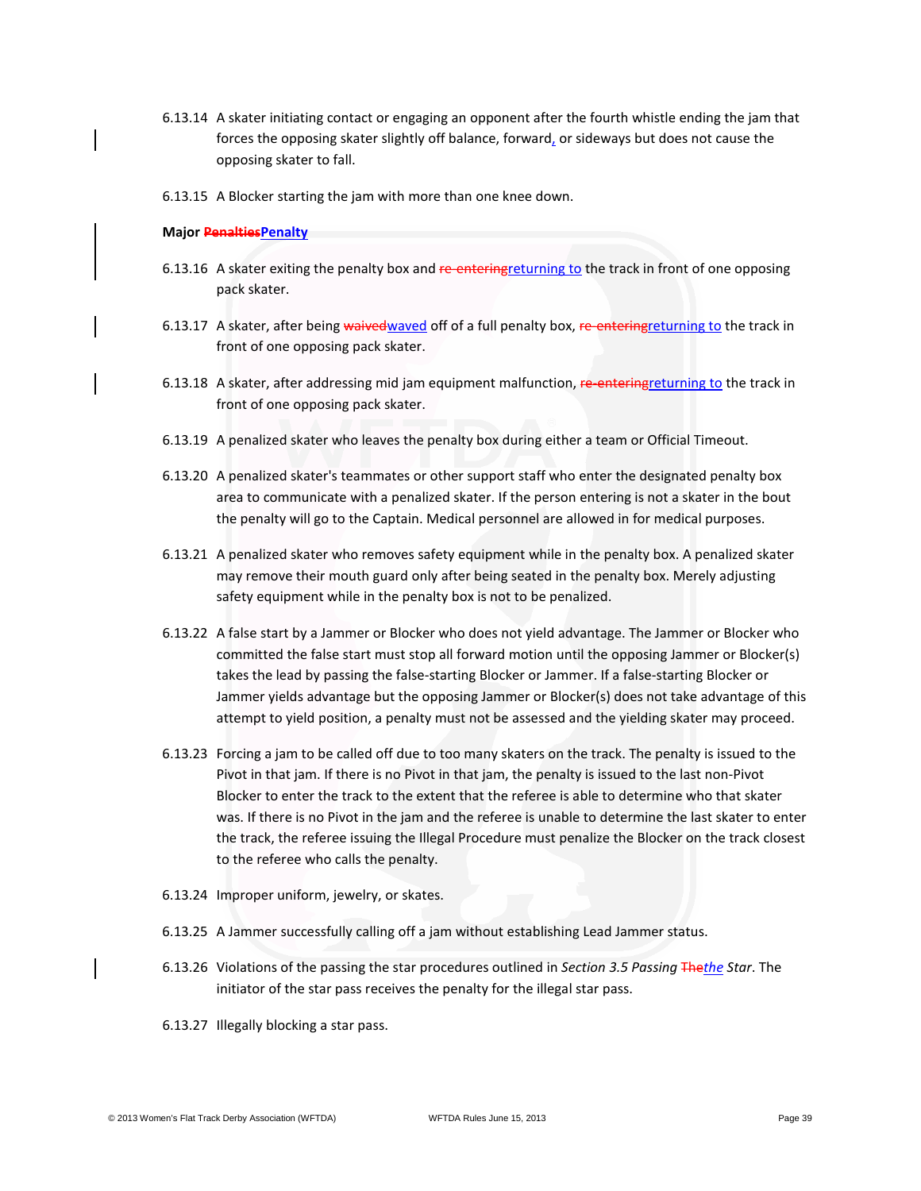6.13.14 A skater initiating contact or engaging an opponent after the fourth whistle ending the jam that forces the opposing skater slightly off balance, forward, or sideways but does not cause the opposing skater to fall.

6.13.15 A Blocker starting the jam with more than one knee down.

**Major ~~Penalties~~Penalty**

6.13.16 A skater exiting the penalty box and ~~re-entering~~returning to the track in front of one opposing pack skater.

6.13.17 A skater, after being ~~waived~~waved off of a full penalty box, ~~re-entering~~returning to the track in front of one opposing pack skater.

6.13.18 A skater, after addressing mid jam equipment malfunction, ~~re-entering~~returning to the track in front of one opposing pack skater.

6.13.19 A penalized skater who leaves the penalty box during either a team or Official Timeout.

6.13.20 A penalized skater's teammates or other support staff who enter the designated penalty box area to communicate with a penalized skater. If the person entering is not a skater in the bout the penalty will go to the Captain. Medical personnel are allowed in for medical purposes.

6.13.21 A penalized skater who removes safety equipment while in the penalty box. A penalized skater may remove their mouth guard only after being seated in the penalty box. Merely adjusting safety equipment while in the penalty box is not to be penalized.

6.13.22 A false start by a Jammer or Blocker who does not yield advantage. The Jammer or Blocker who committed the false start must stop all forward motion until the opposing Jammer or Blocker(s) takes the lead by passing the false-starting Blocker or Jammer. If a false-starting Blocker or Jammer yields advantage but the opposing Jammer or Blocker(s) does not take advantage of this attempt to yield position, a penalty must not be assessed and the yielding skater may proceed.

6.13.23 Forcing a jam to be called off due to too many skaters on the track. The penalty is issued to the Pivot in that jam. If there is no Pivot in that jam, the penalty is issued to the last non-Pivot Blocker to enter the track to the extent that the referee is able to determine who that skater was. If there is no Pivot in the jam and the referee is unable to determine the last skater to enter the track, the referee issuing the Illegal Procedure must penalize the Blocker on the track closest to the referee who calls the penalty.

6.13.24 Improper uniform, jewelry, or skates.

6.13.25 A Jammer successfully calling off a jam without establishing Lead Jammer status.

6.13.26 Violations of the passing the star procedures outlined in *Section 3.5 Passing ~~The~~the Star*. The initiator of the star pass receives the penalty for the illegal star pass.

6.13.27 Illegally blocking a star pass.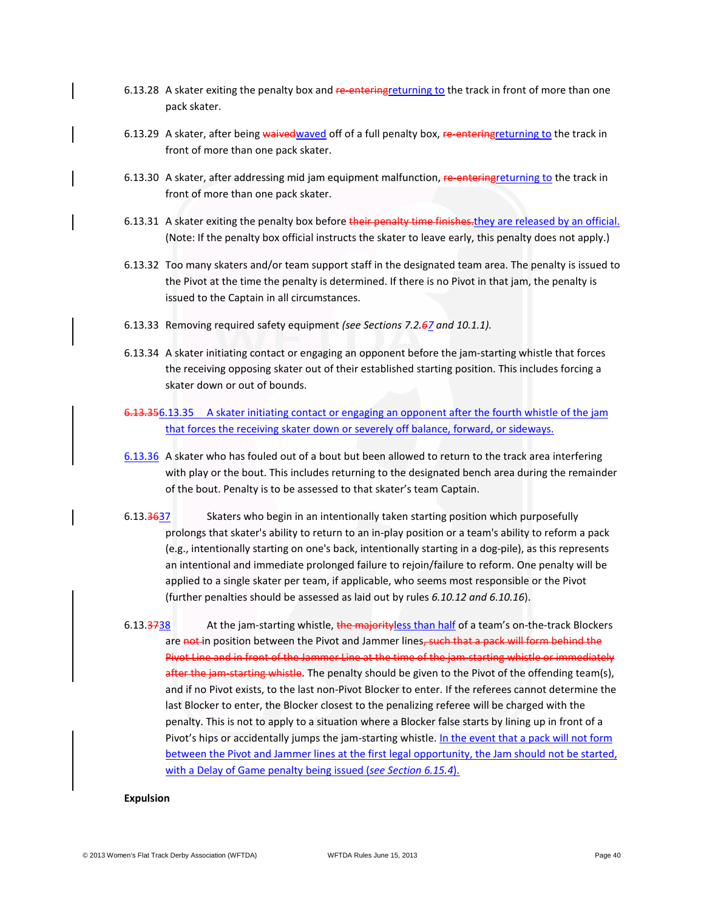6.13.28 A skater exiting the penalty box and ~~re-entering~~returning to the track in front of more than one pack skater.

6.13.29 A skater, after being ~~waived~~waved off of a full penalty box, ~~re-entering~~returning to the track in front of more than one pack skater.

6.13.30 A skater, after addressing mid jam equipment malfunction, ~~re-entering~~returning to the track in front of more than one pack skater.

6.13.31 A skater exiting the penalty box before ~~their penalty time finishes.~~they are released by an official. (Note: If the penalty box official instructs the skater to leave early, this penalty does not apply.)

6.13.32 Too many skaters and/or team support staff in the designated team area. The penalty is issued to the Pivot at the time the penalty is determined. If there is no Pivot in that jam, the penalty is issued to the Captain in all circumstances.

6.13.33 Removing required safety equipment *(see Sections 7.2.~~6~~7 and 10.1.1).*

6.13.34 A skater initiating contact or engaging an opponent before the jam-starting whistle that forces the receiving opposing skater out of their established starting position. This includes forcing a skater down or out of bounds.

~~6.13.35~~6.13.35 A skater initiating contact or engaging an opponent after the fourth whistle of the jam that forces the receiving skater down or severely off balance, forward, or sideways.

6.13.36 A skater who has fouled out of a bout but been allowed to return to the track area interfering with play or the bout. This includes returning to the designated bench area during the remainder of the bout. Penalty is to be assessed to that skater's team Captain.

6.13.~~36~~37 Skaters who begin in an intentionally taken starting position which purposefully prolongs that skater's ability to return to an in-play position or a team's ability to reform a pack (e.g., intentionally starting on one's back, intentionally starting in a dog-pile), as this represents an intentional and immediate prolonged failure to rejoin/failure to reform. One penalty will be applied to a single skater per team, if applicable, who seems most responsible or the Pivot (further penalties should be assessed as laid out by rules *6.10.12 and 6.10.16*).

6.13.~~37~~38 At the jam-starting whistle, ~~the majority~~less than half of a team's on-the-track Blockers are ~~not~~ in position between the Pivot and Jammer lines~~, such that a pack will form behind the Pivot Line and in front of the Jammer Line at the time of the jam-starting whistle or immediately after the jam-starting whistle~~. The penalty should be given to the Pivot of the offending team(s), and if no Pivot exists, to the last non-Pivot Blocker to enter. If the referees cannot determine the last Blocker to enter, the Blocker closest to the penalizing referee will be charged with the penalty. This is not to apply to a situation where a Blocker false starts by lining up in front of a Pivot's hips or accidentally jumps the jam-starting whistle. In the event that a pack will not form between the Pivot and Jammer lines at the first legal opportunity, the Jam should not be started, with a Delay of Game penalty being issued (*see Section 6.15.4*).

**Expulsion**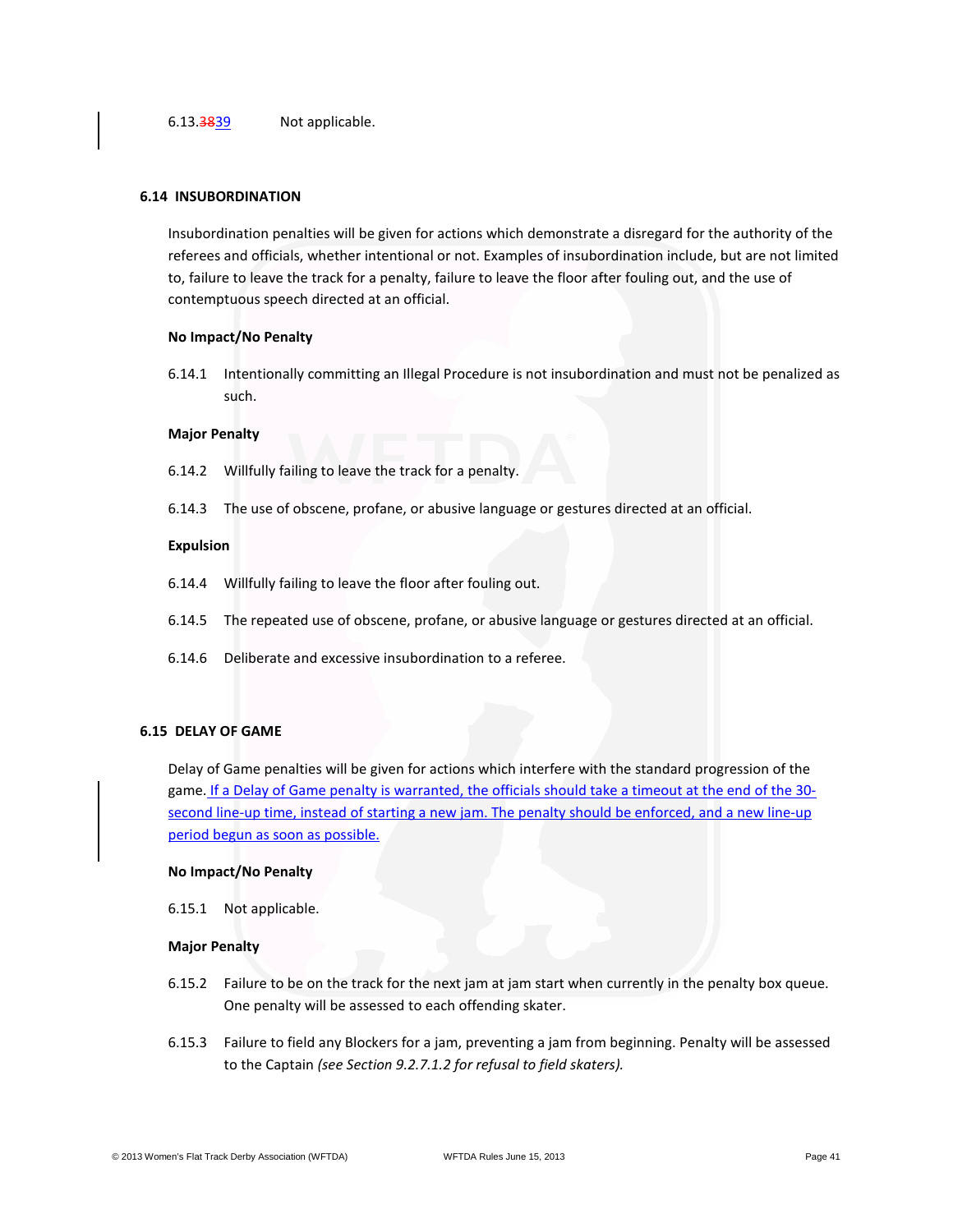6.13.~~38~~39 Not applicable.

### 6.14 INSUBORDINATION

Insubordination penalties will be given for actions which demonstrate a disregard for the authority of the referees and officials, whether intentional or not. Examples of insubordination include, but are not limited to, failure to leave the track for a penalty, failure to leave the floor after fouling out, and the use of contemptuous speech directed at an official.

**No Impact/No Penalty**

6.14.1 Intentionally committing an Illegal Procedure is not insubordination and must not be penalized as such.

**Major Penalty**

6.14.2 Willfully failing to leave the track for a penalty.

6.14.3 The use of obscene, profane, or abusive language or gestures directed at an official.

**Expulsion**

6.14.4 Willfully failing to leave the floor after fouling out.

6.14.5 The repeated use of obscene, profane, or abusive language or gestures directed at an official.

6.14.6 Deliberate and excessive insubordination to a referee.

### 6.15 DELAY OF GAME

Delay of Game penalties will be given for actions which interfere with the standard progression of the game. If a Delay of Game penalty is warranted, the officials should take a timeout at the end of the 30-second line-up time, instead of starting a new jam. The penalty should be enforced, and a new line-up period begun as soon as possible.

**No Impact/No Penalty**

6.15.1 Not applicable.

**Major Penalty**

6.15.2 Failure to be on the track for the next jam at jam start when currently in the penalty box queue. One penalty will be assessed to each offending skater.

6.15.3 Failure to field any Blockers for a jam, preventing a jam from beginning. Penalty will be assessed to the Captain *(see Section 9.2.7.1.2 for refusal to field skaters).*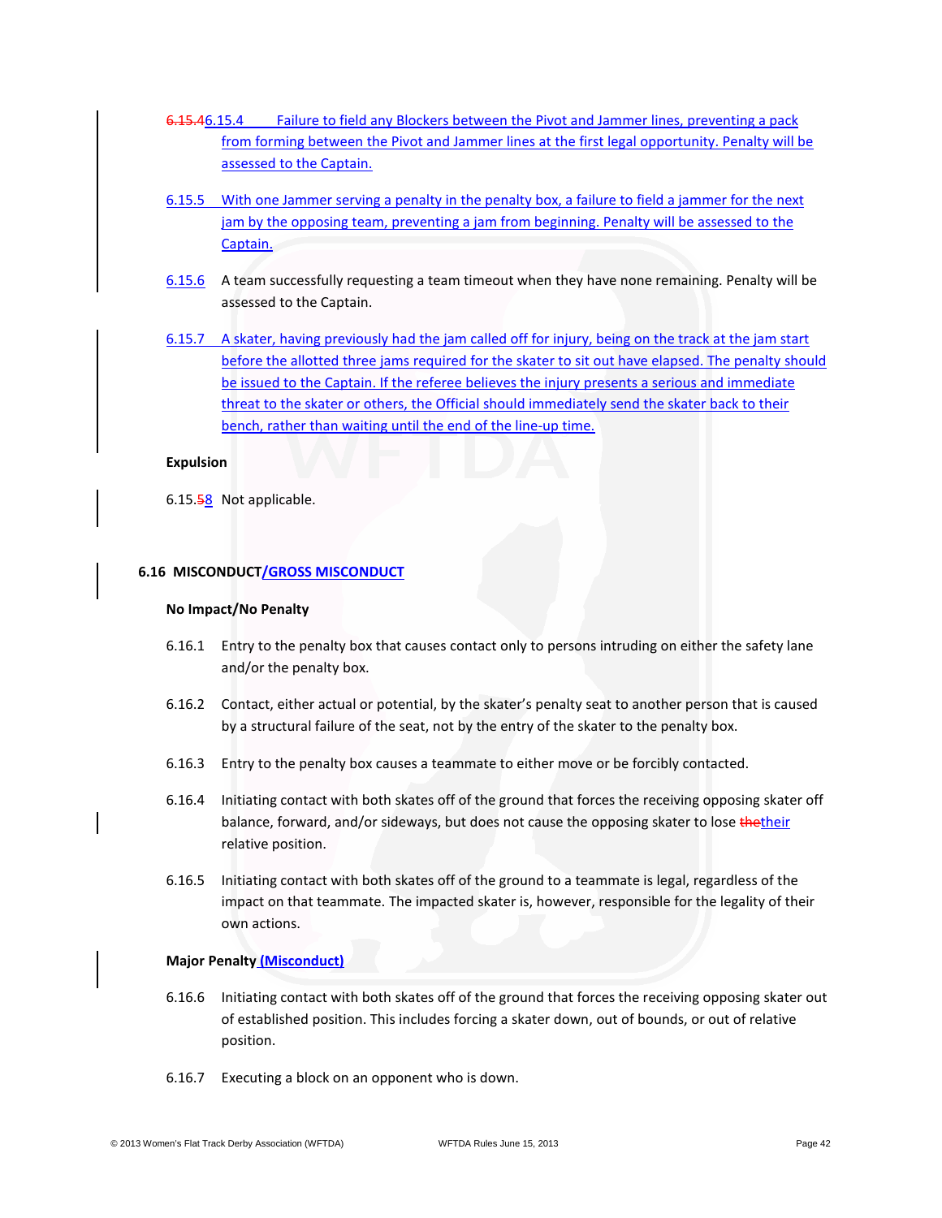6.15.46.15.4 Failure to field any Blockers between the Pivot and Jammer lines, preventing a pack from forming between the Pivot and Jammer lines at the first legal opportunity. Penalty will be assessed to the Captain.

6.15.5 With one Jammer serving a penalty in the penalty box, a failure to field a jammer for the next jam by the opposing team, preventing a jam from beginning. Penalty will be assessed to the Captain.

6.15.6 A team successfully requesting a team timeout when they have none remaining. Penalty will be assessed to the Captain.

6.15.7 A skater, having previously had the jam called off for injury, being on the track at the jam start before the allotted three jams required for the skater to sit out have elapsed. The penalty should be issued to the Captain. If the referee believes the injury presents a serious and immediate threat to the skater or others, the Official should immediately send the skater back to their bench, rather than waiting until the end of the line-up time.

**Expulsion**

6.15.58 Not applicable.

### 6.16 MISCONDUCT/GROSS MISCONDUCT

**No Impact/No Penalty**

6.16.1 Entry to the penalty box that causes contact only to persons intruding on either the safety lane and/or the penalty box.

6.16.2 Contact, either actual or potential, by the skater's penalty seat to another person that is caused by a structural failure of the seat, not by the entry of the skater to the penalty box.

6.16.3 Entry to the penalty box causes a teammate to either move or be forcibly contacted.

6.16.4 Initiating contact with both skates off of the ground that forces the receiving opposing skater off balance, forward, and/or sideways, but does not cause the opposing skater to lose thetheir relative position.

6.16.5 Initiating contact with both skates off of the ground to a teammate is legal, regardless of the impact on that teammate. The impacted skater is, however, responsible for the legality of their own actions.

**Major Penalty (Misconduct)**

6.16.6 Initiating contact with both skates off of the ground that forces the receiving opposing skater out of established position. This includes forcing a skater down, out of bounds, or out of relative position.

6.16.7 Executing a block on an opponent who is down.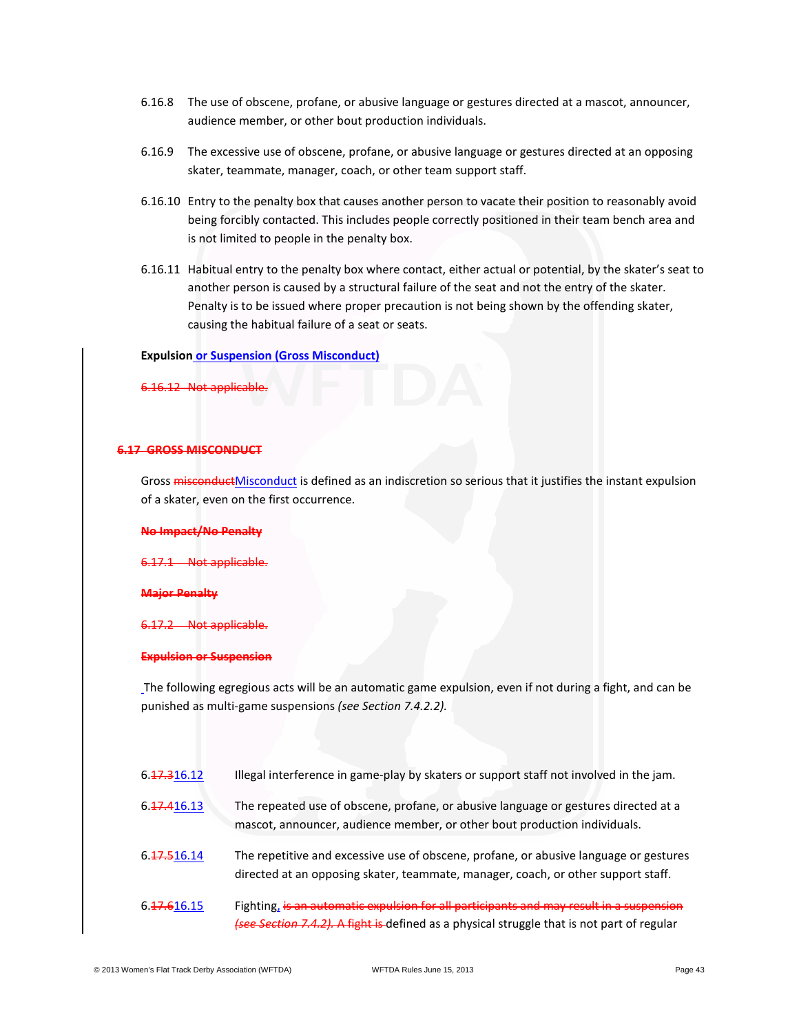6.16.8 The use of obscene, profane, or abusive language or gestures directed at a mascot, announcer, audience member, or other bout production individuals.

6.16.9 The excessive use of obscene, profane, or abusive language or gestures directed at an opposing skater, teammate, manager, coach, or other team support staff.

6.16.10 Entry to the penalty box that causes another person to vacate their position to reasonably avoid being forcibly contacted. This includes people correctly positioned in their team bench area and is not limited to people in the penalty box.

6.16.11 Habitual entry to the penalty box where contact, either actual or potential, by the skater's seat to another person is caused by a structural failure of the seat and not the entry of the skater. Penalty is to be issued where proper precaution is not being shown by the offending skater, causing the habitual failure of a seat or seats.

**Expulsion or Suspension (Gross Misconduct)**

~~6.16.12 Not applicable.~~

## ~~6.17 GROSS MISCONDUCT~~

Gross ~~misconduct~~Misconduct is defined as an indiscretion so serious that it justifies the instant expulsion of a skater, even on the first occurrence.

~~**No Impact/No Penalty**~~

~~6.17.1 Not applicable.~~

~~**Major Penalty**~~

~~6.17.2 Not applicable.~~

~~**Expulsion or Suspension**~~

The following egregious acts will be an automatic game expulsion, even if not during a fight, and can be punished as multi-game suspensions *(see Section 7.4.2.2).*

6.~~17.3~~16.12 Illegal interference in game-play by skaters or support staff not involved in the jam.

6.~~17.4~~16.13 The repeated use of obscene, profane, or abusive language or gestures directed at a mascot, announcer, audience member, or other bout production individuals.

6.~~17.5~~16.14 The repetitive and excessive use of obscene, profane, or abusive language or gestures directed at an opposing skater, teammate, manager, coach, or other support staff.

6.~~17.6~~16.15 Fighting, ~~is an automatic expulsion for all participants and may result in a suspension *(see Section 7.4.2)*. A fight is~~ defined as a physical struggle that is not part of regular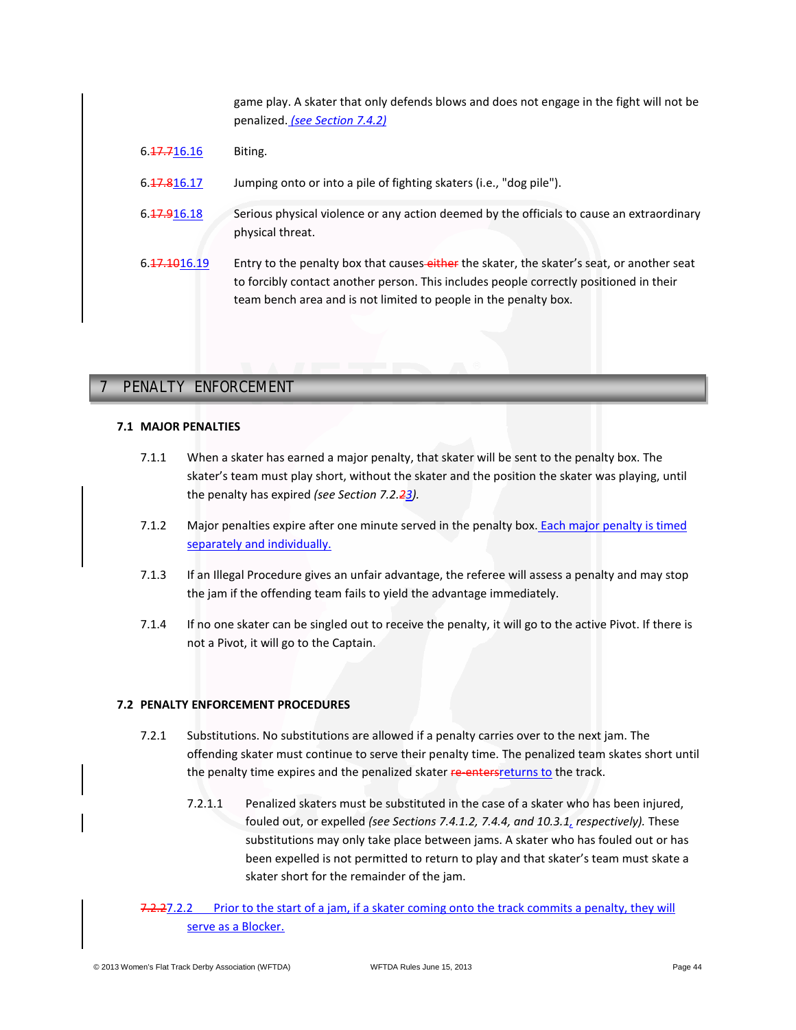game play. A skater that only defends blows and does not engage in the fight will not be penalized. *(see Section 7.4.2)*

6.~~17.7~~16.16 Biting.

6.~~17.8~~16.17 Jumping onto or into a pile of fighting skaters (i.e., "dog pile").

6.~~17.9~~16.18 Serious physical violence or any action deemed by the officials to cause an extraordinary physical threat.

6.~~17.10~~16.19 Entry to the penalty box that causes ~~either~~ the skater, the skater's seat, or another seat to forcibly contact another person. This includes people correctly positioned in their team bench area and is not limited to people in the penalty box.

# 7 PENALTY ENFORCEMENT

## 7.1 MAJOR PENALTIES

7.1.1 When a skater has earned a major penalty, that skater will be sent to the penalty box. The skater's team must play short, without the skater and the position the skater was playing, until the penalty has expired *(see Section 7.2.~~2~~3)*.

7.1.2 Major penalties expire after one minute served in the penalty box. Each major penalty is timed separately and individually.

7.1.3 If an Illegal Procedure gives an unfair advantage, the referee will assess a penalty and may stop the jam if the offending team fails to yield the advantage immediately.

7.1.4 If no one skater can be singled out to receive the penalty, it will go to the active Pivot. If there is not a Pivot, it will go to the Captain.

## 7.2 PENALTY ENFORCEMENT PROCEDURES

7.2.1 Substitutions. No substitutions are allowed if a penalty carries over to the next jam. The offending skater must continue to serve their penalty time. The penalized team skates short until the penalty time expires and the penalized skater ~~re-enters~~returns to the track.

7.2.1.1 Penalized skaters must be substituted in the case of a skater who has been injured, fouled out, or expelled *(see Sections 7.4.1.2, 7.4.4, and 10.3.1, respectively)*. These substitutions may only take place between jams. A skater who has fouled out or has been expelled is not permitted to return to play and that skater's team must skate a skater short for the remainder of the jam.

~~7.2.2~~7.2.2 Prior to the start of a jam, if a skater coming onto the track commits a penalty, they will serve as a Blocker.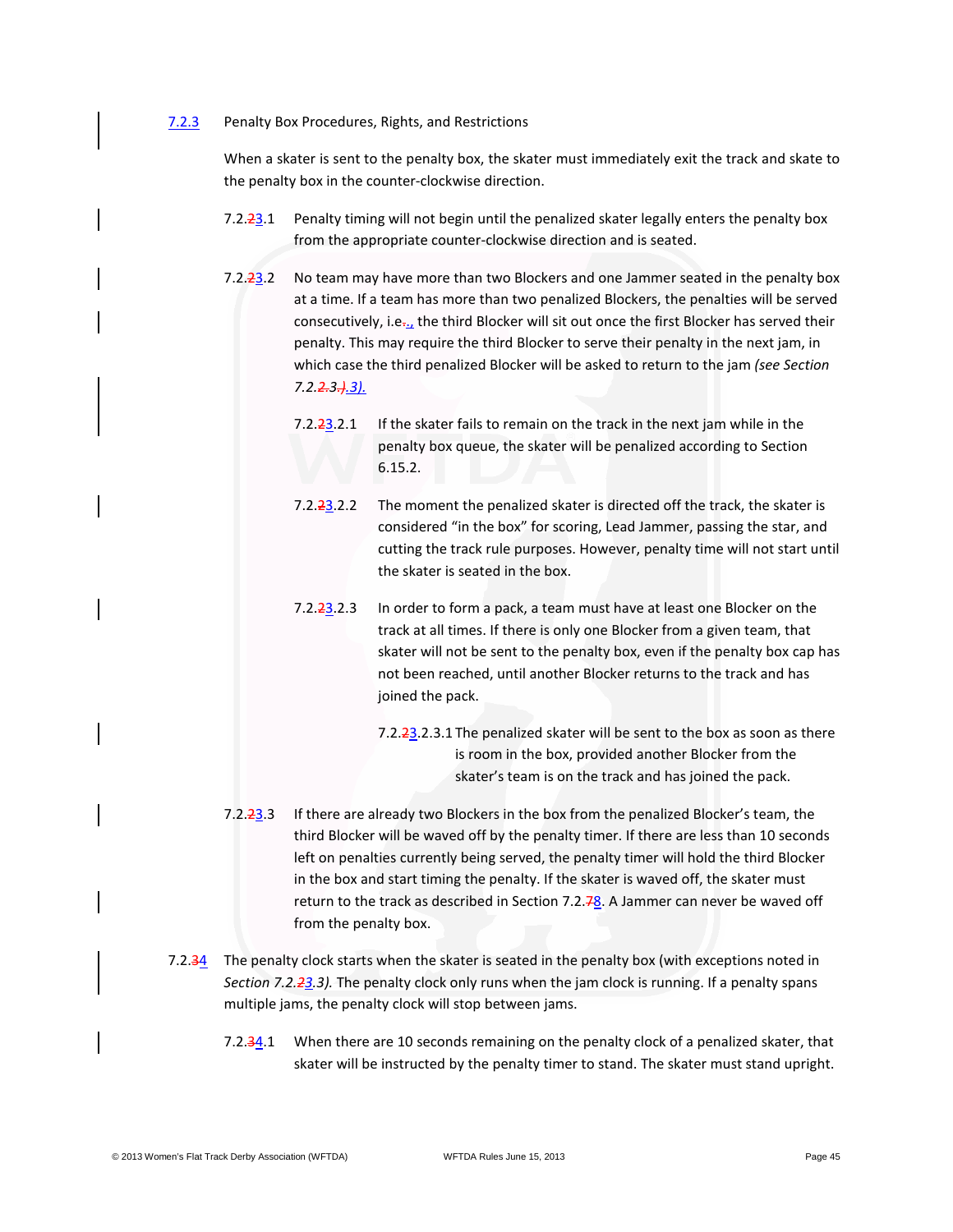7.2.3 Penalty Box Procedures, Rights, and Restrictions

When a skater is sent to the penalty box, the skater must immediately exit the track and skate to the penalty box in the counter-clockwise direction.

7.2.~~2~~3.1 Penalty timing will not begin until the penalized skater legally enters the penalty box from the appropriate counter-clockwise direction and is seated.

7.2.~~2~~3.2 No team may have more than two Blockers and one Jammer seated in the penalty box at a time. If a team has more than two penalized Blockers, the penalties will be served consecutively, i.e~~.~~., the third Blocker will sit out once the first Blocker has served their penalty. This may require the third Blocker to serve their penalty in the next jam, in which case the third penalized Blocker will be asked to return to the jam *(see Section 7.2.~~2~~.3.~~)~~.3).*

7.2.~~2~~3.2.1 If the skater fails to remain on the track in the next jam while in the penalty box queue, the skater will be penalized according to Section 6.15.2.

7.2.~~2~~3.2.2 The moment the penalized skater is directed off the track, the skater is considered "in the box" for scoring, Lead Jammer, passing the star, and cutting the track rule purposes. However, penalty time will not start until the skater is seated in the box.

7.2.~~2~~3.2.3 In order to form a pack, a team must have at least one Blocker on the track at all times. If there is only one Blocker from a given team, that skater will not be sent to the penalty box, even if the penalty box cap has not been reached, until another Blocker returns to the track and has joined the pack.

7.2.~~2~~3.2.3.1 The penalized skater will be sent to the box as soon as there is room in the box, provided another Blocker from the skater's team is on the track and has joined the pack.

7.2.~~2~~3.3 If there are already two Blockers in the box from the penalized Blocker's team, the third Blocker will be waved off by the penalty timer. If there are less than 10 seconds left on penalties currently being served, the penalty timer will hold the third Blocker in the box and start timing the penalty. If the skater is waved off, the skater must return to the track as described in Section 7.2.~~7~~8. A Jammer can never be waved off from the penalty box.

7.2.~~3~~4 The penalty clock starts when the skater is seated in the penalty box (with exceptions noted in *Section 7.2.~~2~~3.3).* The penalty clock only runs when the jam clock is running. If a penalty spans multiple jams, the penalty clock will stop between jams.

7.2.~~3~~4.1 When there are 10 seconds remaining on the penalty clock of a penalized skater, that skater will be instructed by the penalty timer to stand. The skater must stand upright.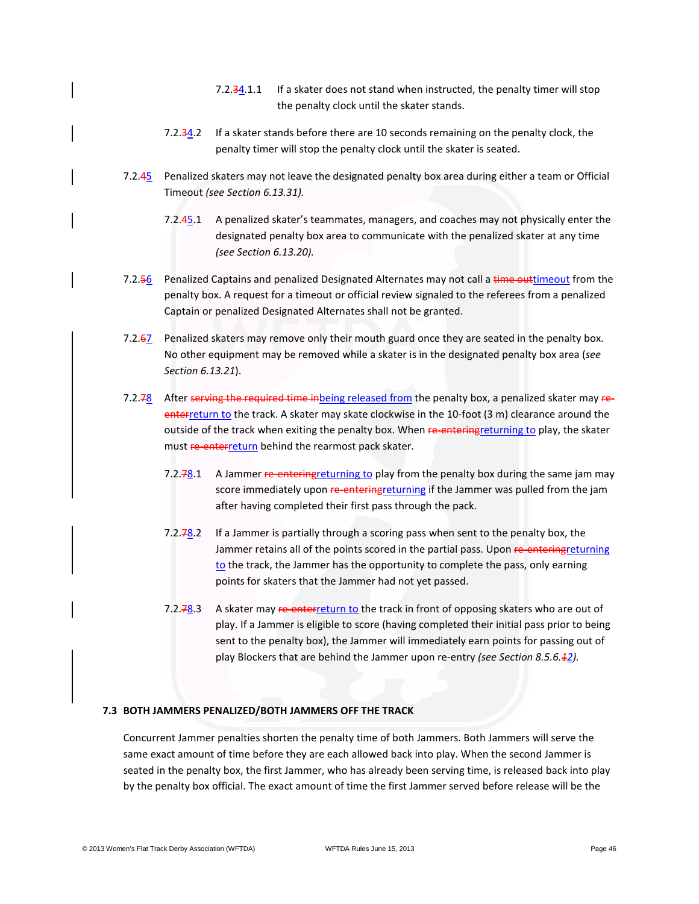7.2.~~3~~4.1.1 If a skater does not stand when instructed, the penalty timer will stop the penalty clock until the skater stands.

7.2.~~3~~4.2 If a skater stands before there are 10 seconds remaining on the penalty clock, the penalty timer will stop the penalty clock until the skater is seated.

7.2.~~4~~5 Penalized skaters may not leave the designated penalty box area during either a team or Official Timeout *(see Section 6.13.31).*

7.2.~~4~~5.1 A penalized skater's teammates, managers, and coaches may not physically enter the designated penalty box area to communicate with the penalized skater at any time *(see Section 6.13.20).*

7.2.~~5~~6 Penalized Captains and penalized Designated Alternates may not call a ~~time out~~timeout from the penalty box. A request for a timeout or official review signaled to the referees from a penalized Captain or penalized Designated Alternates shall not be granted.

7.2.~~6~~7 Penalized skaters may remove only their mouth guard once they are seated in the penalty box. No other equipment may be removed while a skater is in the designated penalty box area (*see Section 6.13.21*).

7.2.~~7~~8 After ~~serving the required time in~~being released from the penalty box, a penalized skater may ~~re-enter~~return to the track. A skater may skate clockwise in the 10-foot (3 m) clearance around the outside of the track when exiting the penalty box. When ~~re-entering~~returning to play, the skater must ~~re-enter~~return behind the rearmost pack skater.

7.2.~~7~~8.1 A Jammer ~~re-entering~~returning to play from the penalty box during the same jam may score immediately upon ~~re-entering~~returning if the Jammer was pulled from the jam after having completed their first pass through the pack.

7.2.~~7~~8.2 If a Jammer is partially through a scoring pass when sent to the penalty box, the Jammer retains all of the points scored in the partial pass. Upon ~~re-entering~~returning to the track, the Jammer has the opportunity to complete the pass, only earning points for skaters that the Jammer had not yet passed.

7.2.~~7~~8.3 A skater may ~~re-enter~~return to the track in front of opposing skaters who are out of play. If a Jammer is eligible to score (having completed their initial pass prior to being sent to the penalty box), the Jammer will immediately earn points for passing out of play Blockers that are behind the Jammer upon re-entry *(see Section 8.5.6.~~1~~2).*

## 7.3 BOTH JAMMERS PENALIZED/BOTH JAMMERS OFF THE TRACK

Concurrent Jammer penalties shorten the penalty time of both Jammers. Both Jammers will serve the same exact amount of time before they are each allowed back into play. When the second Jammer is seated in the penalty box, the first Jammer, who has already been serving time, is released back into play by the penalty box official. The exact amount of time the first Jammer served before release will be the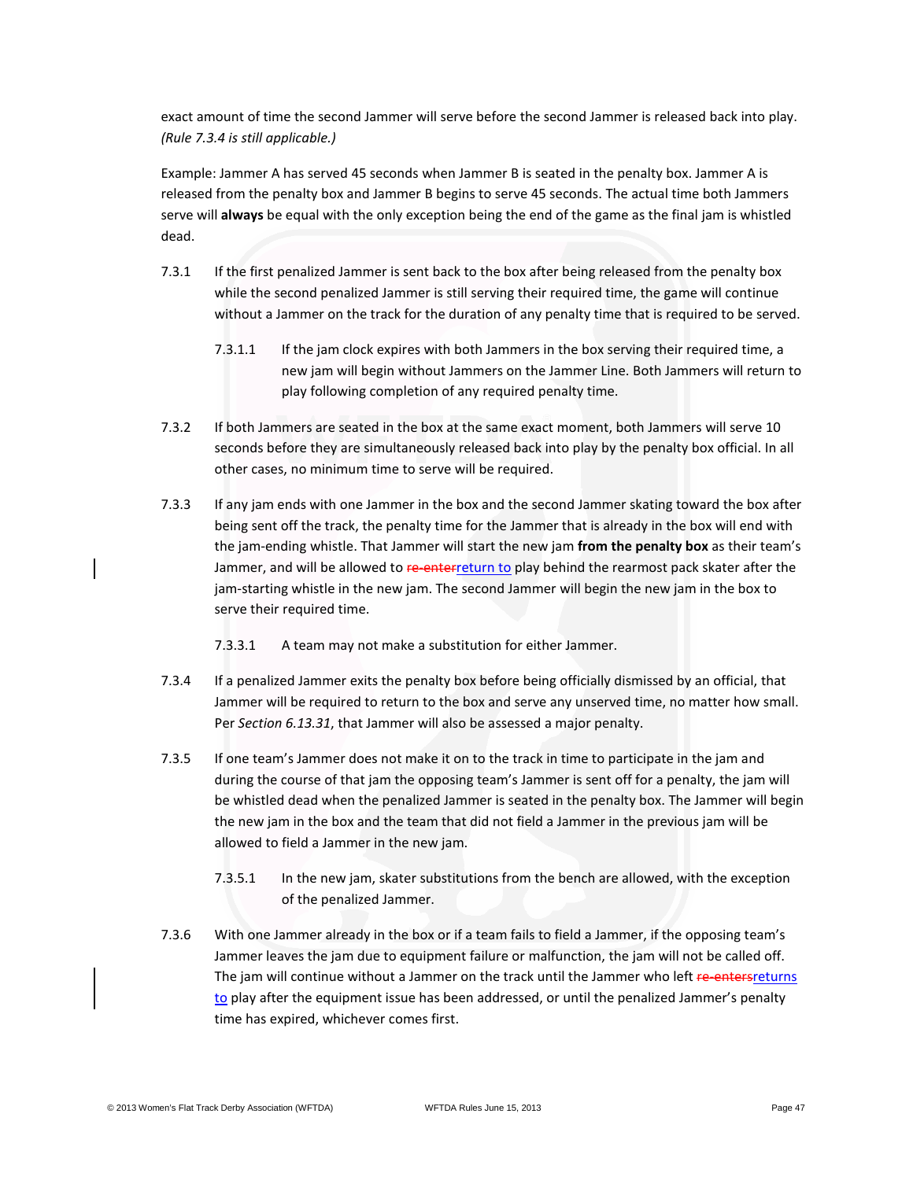exact amount of time the second Jammer will serve before the second Jammer is released back into play. *(Rule 7.3.4 is still applicable.)*

Example: Jammer A has served 45 seconds when Jammer B is seated in the penalty box. Jammer A is released from the penalty box and Jammer B begins to serve 45 seconds. The actual time both Jammers serve will **always** be equal with the only exception being the end of the game as the final jam is whistled dead.

7.3.1 If the first penalized Jammer is sent back to the box after being released from the penalty box while the second penalized Jammer is still serving their required time, the game will continue without a Jammer on the track for the duration of any penalty time that is required to be served.

7.3.1.1 If the jam clock expires with both Jammers in the box serving their required time, a new jam will begin without Jammers on the Jammer Line. Both Jammers will return to play following completion of any required penalty time.

7.3.2 If both Jammers are seated in the box at the same exact moment, both Jammers will serve 10 seconds before they are simultaneously released back into play by the penalty box official. In all other cases, no minimum time to serve will be required.

7.3.3 If any jam ends with one Jammer in the box and the second Jammer skating toward the box after being sent off the track, the penalty time for the Jammer that is already in the box will end with the jam-ending whistle. That Jammer will start the new jam **from the penalty box** as their team's Jammer, and will be allowed to ~~re-enter~~return to play behind the rearmost pack skater after the jam-starting whistle in the new jam. The second Jammer will begin the new jam in the box to serve their required time.

7.3.3.1 A team may not make a substitution for either Jammer.

7.3.4 If a penalized Jammer exits the penalty box before being officially dismissed by an official, that Jammer will be required to return to the box and serve any unserved time, no matter how small. Per *Section 6.13.31*, that Jammer will also be assessed a major penalty.

7.3.5 If one team's Jammer does not make it on to the track in time to participate in the jam and during the course of that jam the opposing team's Jammer is sent off for a penalty, the jam will be whistled dead when the penalized Jammer is seated in the penalty box. The Jammer will begin the new jam in the box and the team that did not field a Jammer in the previous jam will be allowed to field a Jammer in the new jam.

7.3.5.1 In the new jam, skater substitutions from the bench are allowed, with the exception of the penalized Jammer.

7.3.6 With one Jammer already in the box or if a team fails to field a Jammer, if the opposing team's Jammer leaves the jam due to equipment failure or malfunction, the jam will not be called off. The jam will continue without a Jammer on the track until the Jammer who left ~~re-enters~~returns to play after the equipment issue has been addressed, or until the penalized Jammer's penalty time has expired, whichever comes first.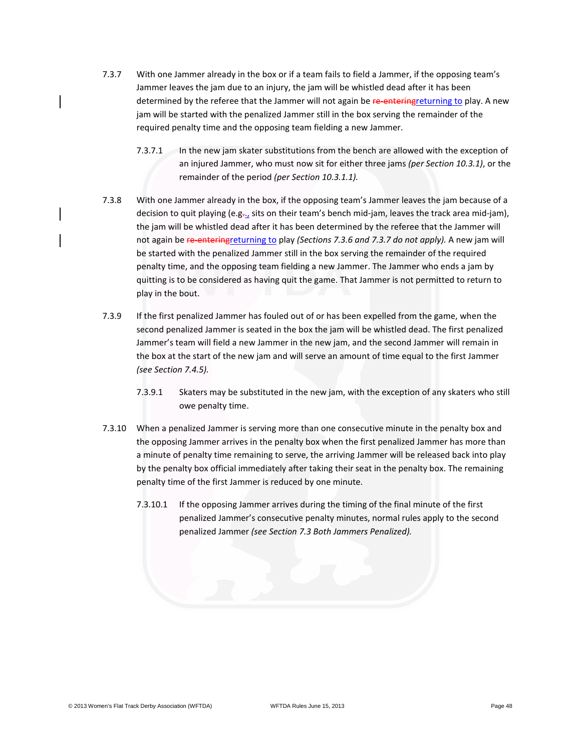7.3.7 With one Jammer already in the box or if a team fails to field a Jammer, if the opposing team's Jammer leaves the jam due to an injury, the jam will be whistled dead after it has been determined by the referee that the Jammer will not again be ~~re-entering~~returning to play. A new jam will be started with the penalized Jammer still in the box serving the remainder of the required penalty time and the opposing team fielding a new Jammer.

7.3.7.1 In the new jam skater substitutions from the bench are allowed with the exception of an injured Jammer, who must now sit for either three jams *(per Section 10.3.1)*, or the remainder of the period *(per Section 10.3.1.1).*

7.3.8 With one Jammer already in the box, if the opposing team's Jammer leaves the jam because of a decision to quit playing (e.g.~~.~~, sits on their team's bench mid-jam, leaves the track area mid-jam), the jam will be whistled dead after it has been determined by the referee that the Jammer will not again be ~~re-entering~~returning to play *(Sections 7.3.6 and 7.3.7 do not apply).* A new jam will be started with the penalized Jammer still in the box serving the remainder of the required penalty time, and the opposing team fielding a new Jammer. The Jammer who ends a jam by quitting is to be considered as having quit the game. That Jammer is not permitted to return to play in the bout.

7.3.9 If the first penalized Jammer has fouled out of or has been expelled from the game, when the second penalized Jammer is seated in the box the jam will be whistled dead. The first penalized Jammer's team will field a new Jammer in the new jam, and the second Jammer will remain in the box at the start of the new jam and will serve an amount of time equal to the first Jammer *(see Section 7.4.5).*

7.3.9.1 Skaters may be substituted in the new jam, with the exception of any skaters who still owe penalty time.

7.3.10 When a penalized Jammer is serving more than one consecutive minute in the penalty box and the opposing Jammer arrives in the penalty box when the first penalized Jammer has more than a minute of penalty time remaining to serve, the arriving Jammer will be released back into play by the penalty box official immediately after taking their seat in the penalty box. The remaining penalty time of the first Jammer is reduced by one minute.

7.3.10.1 If the opposing Jammer arrives during the timing of the final minute of the first penalized Jammer's consecutive penalty minutes, normal rules apply to the second penalized Jammer *(see Section 7.3 Both Jammers Penalized).*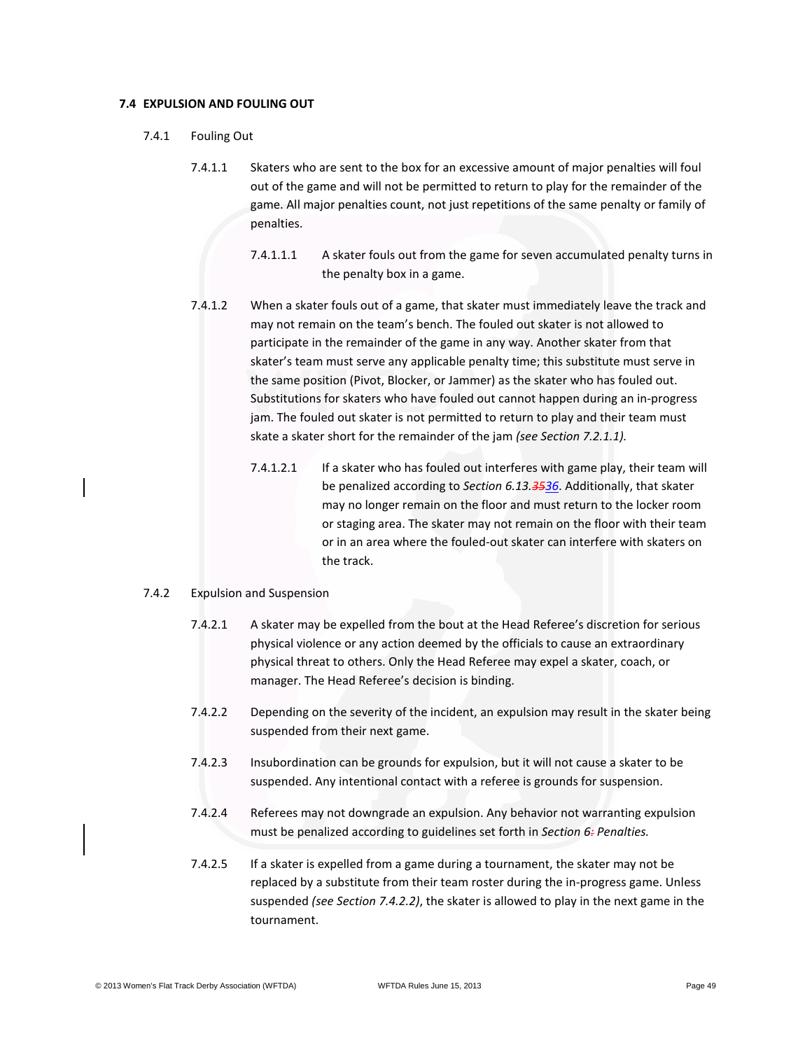### 7.4 EXPULSION AND FOULING OUT

7.4.1 Fouling Out

7.4.1.1 Skaters who are sent to the box for an excessive amount of major penalties will foul out of the game and will not be permitted to return to play for the remainder of the game. All major penalties count, not just repetitions of the same penalty or family of penalties.

7.4.1.1.1 A skater fouls out from the game for seven accumulated penalty turns in the penalty box in a game.

7.4.1.2 When a skater fouls out of a game, that skater must immediately leave the track and may not remain on the team's bench. The fouled out skater is not allowed to participate in the remainder of the game in any way. Another skater from that skater's team must serve any applicable penalty time; this substitute must serve in the same position (Pivot, Blocker, or Jammer) as the skater who has fouled out. Substitutions for skaters who have fouled out cannot happen during an in-progress jam. The fouled out skater is not permitted to return to play and their team must skate a skater short for the remainder of the jam *(see Section 7.2.1.1).*

7.4.1.2.1 If a skater who has fouled out interferes with game play, their team will be penalized according to *Section 6.13.~~35~~36*. Additionally, that skater may no longer remain on the floor and must return to the locker room or staging area. The skater may not remain on the floor with their team or in an area where the fouled-out skater can interfere with skaters on the track.

7.4.2 Expulsion and Suspension

7.4.2.1 A skater may be expelled from the bout at the Head Referee's discretion for serious physical violence or any action deemed by the officials to cause an extraordinary physical threat to others. Only the Head Referee may expel a skater, coach, or manager. The Head Referee's decision is binding.

7.4.2.2 Depending on the severity of the incident, an expulsion may result in the skater being suspended from their next game.

7.4.2.3 Insubordination can be grounds for expulsion, but it will not cause a skater to be suspended. Any intentional contact with a referee is grounds for suspension.

7.4.2.4 Referees may not downgrade an expulsion. Any behavior not warranting expulsion must be penalized according to guidelines set forth in *Section 6~~:~~ Penalties.*

7.4.2.5 If a skater is expelled from a game during a tournament, the skater may not be replaced by a substitute from their team roster during the in-progress game. Unless suspended *(see Section 7.4.2.2)*, the skater is allowed to play in the next game in the tournament.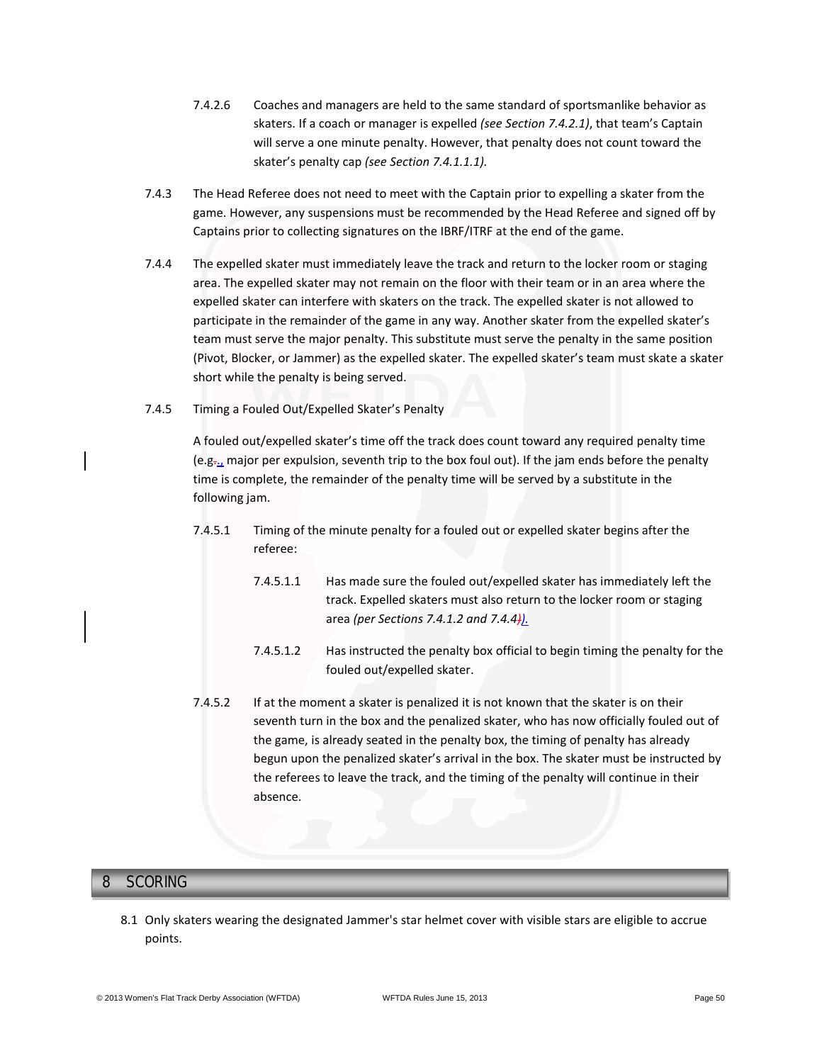7.4.2.6 Coaches and managers are held to the same standard of sportsmanlike behavior as skaters. If a coach or manager is expelled *(see Section 7.4.2.1)*, that team's Captain will serve a one minute penalty. However, that penalty does not count toward the skater's penalty cap *(see Section 7.4.1.1.1).*

7.4.3 The Head Referee does not need to meet with the Captain prior to expelling a skater from the game. However, any suspensions must be recommended by the Head Referee and signed off by Captains prior to collecting signatures on the IBRF/ITRF at the end of the game.

7.4.4 The expelled skater must immediately leave the track and return to the locker room or staging area. The expelled skater may not remain on the floor with their team or in an area where the expelled skater can interfere with skaters on the track. The expelled skater is not allowed to participate in the remainder of the game in any way. Another skater from the expelled skater's team must serve the major penalty. This substitute must serve the penalty in the same position (Pivot, Blocker, or Jammer) as the expelled skater. The expelled skater's team must skate a skater short while the penalty is being served.

7.4.5 Timing a Fouled Out/Expelled Skater's Penalty

A fouled out/expelled skater's time off the track does count toward any required penalty time (e.g., major per expulsion, seventh trip to the box foul out). If the jam ends before the penalty time is complete, the remainder of the penalty time will be served by a substitute in the following jam.

7.4.5.1 Timing of the minute penalty for a fouled out or expelled skater begins after the referee:

7.4.5.1.1 Has made sure the fouled out/expelled skater has immediately left the track. Expelled skaters must also return to the locker room or staging area *(per Sections 7.4.1.2 and 7.4.4).*

7.4.5.1.2 Has instructed the penalty box official to begin timing the penalty for the fouled out/expelled skater.

7.4.5.2 If at the moment a skater is penalized it is not known that the skater is on their seventh turn in the box and the penalized skater, who has now officially fouled out of the game, is already seated in the penalty box, the timing of penalty has already begun upon the penalized skater's arrival in the box. The skater must be instructed by the referees to leave the track, and the timing of the penalty will continue in their absence.

# 8 SCORING

8.1 Only skaters wearing the designated Jammer's star helmet cover with visible stars are eligible to accrue points.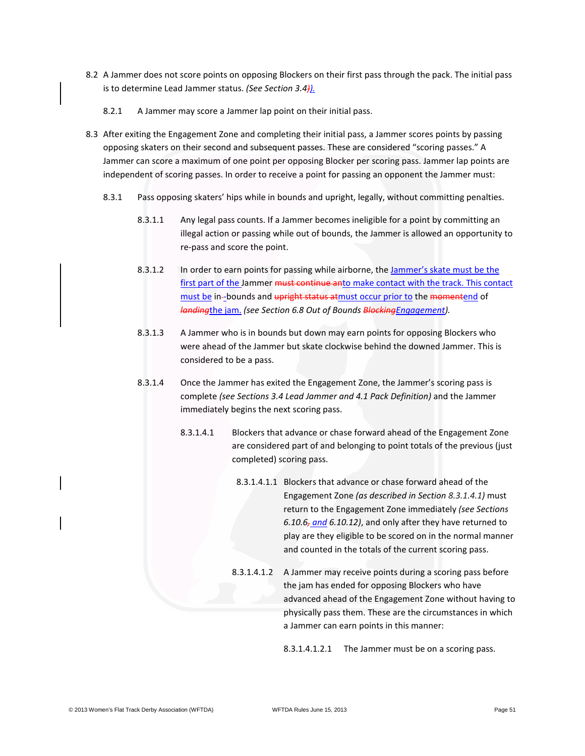8.2 A Jammer does not score points on opposing Blockers on their first pass through the pack. The initial pass is to determine Lead Jammer status. *(See Section 3.4)).*

8.2.1 A Jammer may score a Jammer lap point on their initial pass.

8.3 After exiting the Engagement Zone and completing their initial pass, a Jammer scores points by passing opposing skaters on their second and subsequent passes. These are considered "scoring passes." A Jammer can score a maximum of one point per opposing Blocker per scoring pass. Jammer lap points are independent of scoring passes. In order to receive a point for passing an opponent the Jammer must:

8.3.1 Pass opposing skaters' hips while in bounds and upright, legally, without committing penalties.

8.3.1.1 Any legal pass counts. If a Jammer becomes ineligible for a point by committing an illegal action or passing while out of bounds, the Jammer is allowed an opportunity to re-pass and score the point.

8.3.1.2 In order to earn points for passing while airborne, the Jammer's skate must be the first part of the Jammer ~~must continue an~~to make contact with the track. This contact must be in--bounds and ~~upright status at~~must occur prior to the ~~moment~~end of ~~*landing*~~the jam. *(see Section 6.8 Out of Bounds ~~Blocking~~Engagement).*

8.3.1.3 A Jammer who is in bounds but down may earn points for opposing Blockers who were ahead of the Jammer but skate clockwise behind the downed Jammer. This is considered to be a pass.

8.3.1.4 Once the Jammer has exited the Engagement Zone, the Jammer's scoring pass is complete *(see Sections 3.4 Lead Jammer and 4.1 Pack Definition)* and the Jammer immediately begins the next scoring pass.

8.3.1.4.1 Blockers that advance or chase forward ahead of the Engagement Zone are considered part of and belonging to point totals of the previous (just completed) scoring pass.

8.3.1.4.1.1 Blockers that advance or chase forward ahead of the Engagement Zone *(as described in Section 8.3.1.4.1)* must return to the Engagement Zone immediately *(see Sections 6.10.6, and 6.10.12)*, and only after they have returned to play are they eligible to be scored on in the normal manner and counted in the totals of the current scoring pass.

8.3.1.4.1.2 A Jammer may receive points during a scoring pass before the jam has ended for opposing Blockers who have advanced ahead of the Engagement Zone without having to physically pass them. These are the circumstances in which a Jammer can earn points in this manner:

8.3.1.4.1.2.1 The Jammer must be on a scoring pass.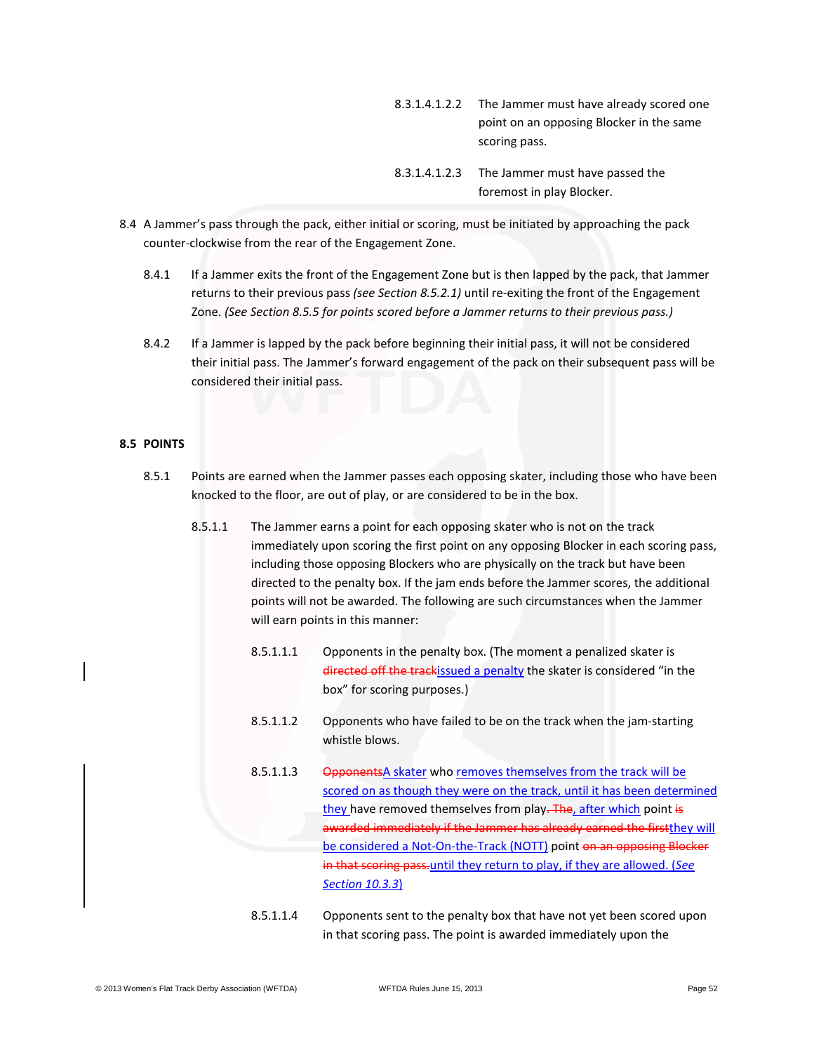8.3.1.4.1.2.2 The Jammer must have already scored one point on an opposing Blocker in the same scoring pass.

8.3.1.4.1.2.3 The Jammer must have passed the foremost in play Blocker.

8.4 A Jammer's pass through the pack, either initial or scoring, must be initiated by approaching the pack counter-clockwise from the rear of the Engagement Zone.

8.4.1 If a Jammer exits the front of the Engagement Zone but is then lapped by the pack, that Jammer returns to their previous pass *(see Section 8.5.2.1)* until re-exiting the front of the Engagement Zone. *(See Section 8.5.5 for points scored before a Jammer returns to their previous pass.)*

8.4.2 If a Jammer is lapped by the pack before beginning their initial pass, it will not be considered their initial pass. The Jammer's forward engagement of the pack on their subsequent pass will be considered their initial pass.

## 8.5 POINTS

8.5.1 Points are earned when the Jammer passes each opposing skater, including those who have been knocked to the floor, are out of play, or are considered to be in the box.

8.5.1.1 The Jammer earns a point for each opposing skater who is not on the track immediately upon scoring the first point on any opposing Blocker in each scoring pass, including those opposing Blockers who are physically on the track but have been directed to the penalty box. If the jam ends before the Jammer scores, the additional points will not be awarded. The following are such circumstances when the Jammer will earn points in this manner:

8.5.1.1.1 Opponents in the penalty box. (The moment a penalized skater is ~~directed off the track~~issued a penalty the skater is considered "in the box" for scoring purposes.)

8.5.1.1.2 Opponents who have failed to be on the track when the jam-starting whistle blows.

8.5.1.1.3 ~~Opponents~~A skater who removes themselves from the track will be scored on as though they were on the track, until it has been determined they have removed themselves from play~~. The~~, after which point ~~is awarded immediately if the Jammer has already earned the first~~they will be considered a Not-On-the-Track (NOTT) point ~~on an opposing Blocker in that scoring pass.~~until they return to play, if they are allowed. (*See Section 10.3.3*)

8.5.1.1.4 Opponents sent to the penalty box that have not yet been scored upon in that scoring pass. The point is awarded immediately upon the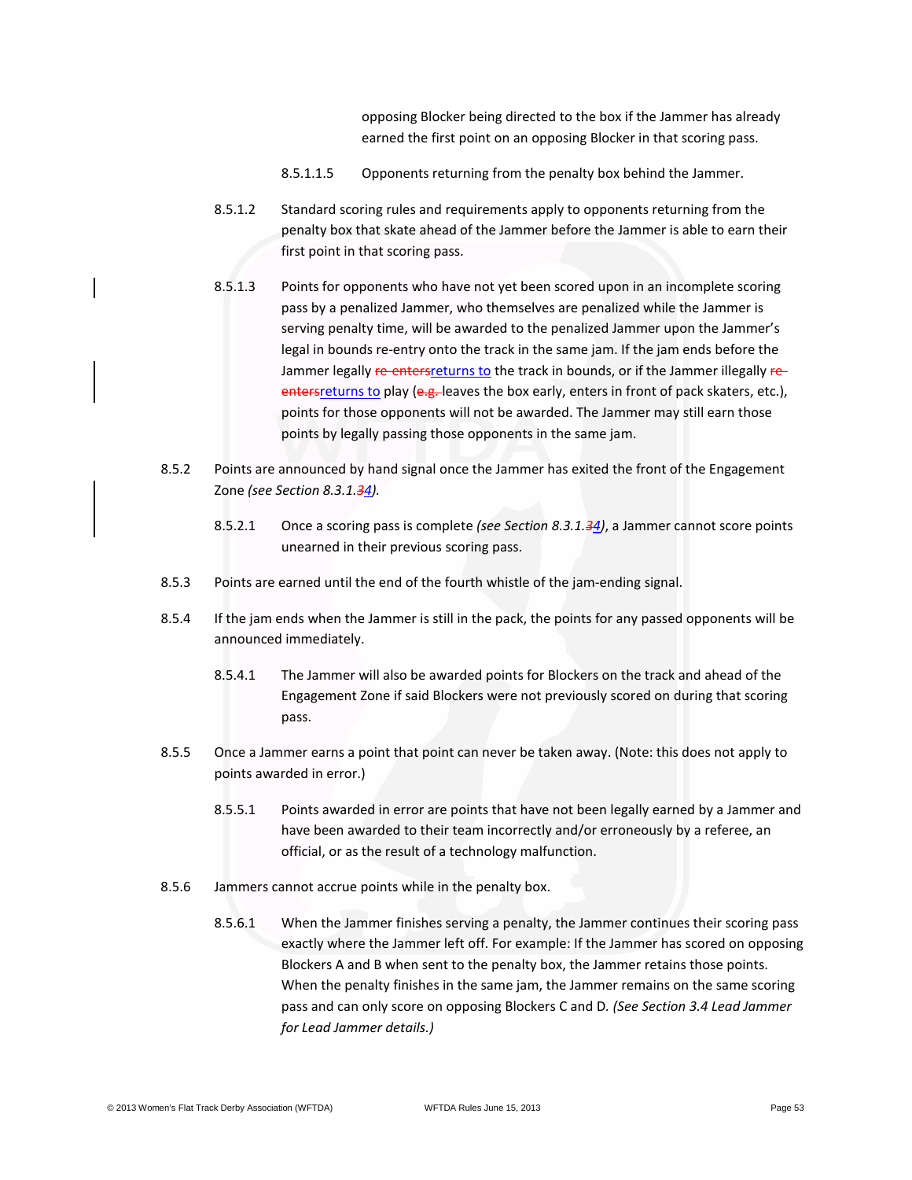opposing Blocker being directed to the box if the Jammer has already earned the first point on an opposing Blocker in that scoring pass.

8.5.1.1.5 Opponents returning from the penalty box behind the Jammer.

8.5.1.2 Standard scoring rules and requirements apply to opponents returning from the penalty box that skate ahead of the Jammer before the Jammer is able to earn their first point in that scoring pass.

8.5.1.3 Points for opponents who have not yet been scored upon in an incomplete scoring pass by a penalized Jammer, who themselves are penalized while the Jammer is serving penalty time, will be awarded to the penalized Jammer upon the Jammer's legal in bounds re-entry onto the track in the same jam. If the jam ends before the Jammer legally ~~re-enters~~returns to the track in bounds, or if the Jammer illegally ~~re-enters~~returns to play (~~e.g.~~ leaves the box early, enters in front of pack skaters, etc.), points for those opponents will not be awarded. The Jammer may still earn those points by legally passing those opponents in the same jam.

8.5.2 Points are announced by hand signal once the Jammer has exited the front of the Engagement Zone *(see Section 8.3.1.~~3~~4)*.

8.5.2.1 Once a scoring pass is complete *(see Section 8.3.1.~~3~~4)*, a Jammer cannot score points unearned in their previous scoring pass.

8.5.3 Points are earned until the end of the fourth whistle of the jam-ending signal.

8.5.4 If the jam ends when the Jammer is still in the pack, the points for any passed opponents will be announced immediately.

8.5.4.1 The Jammer will also be awarded points for Blockers on the track and ahead of the Engagement Zone if said Blockers were not previously scored on during that scoring pass.

8.5.5 Once a Jammer earns a point that point can never be taken away. (Note: this does not apply to points awarded in error.)

8.5.5.1 Points awarded in error are points that have not been legally earned by a Jammer and have been awarded to their team incorrectly and/or erroneously by a referee, an official, or as the result of a technology malfunction.

8.5.6 Jammers cannot accrue points while in the penalty box.

8.5.6.1 When the Jammer finishes serving a penalty, the Jammer continues their scoring pass exactly where the Jammer left off. For example: If the Jammer has scored on opposing Blockers A and B when sent to the penalty box, the Jammer retains those points. When the penalty finishes in the same jam, the Jammer remains on the same scoring pass and can only score on opposing Blockers C and D. *(See Section 3.4 Lead Jammer for Lead Jammer details.)*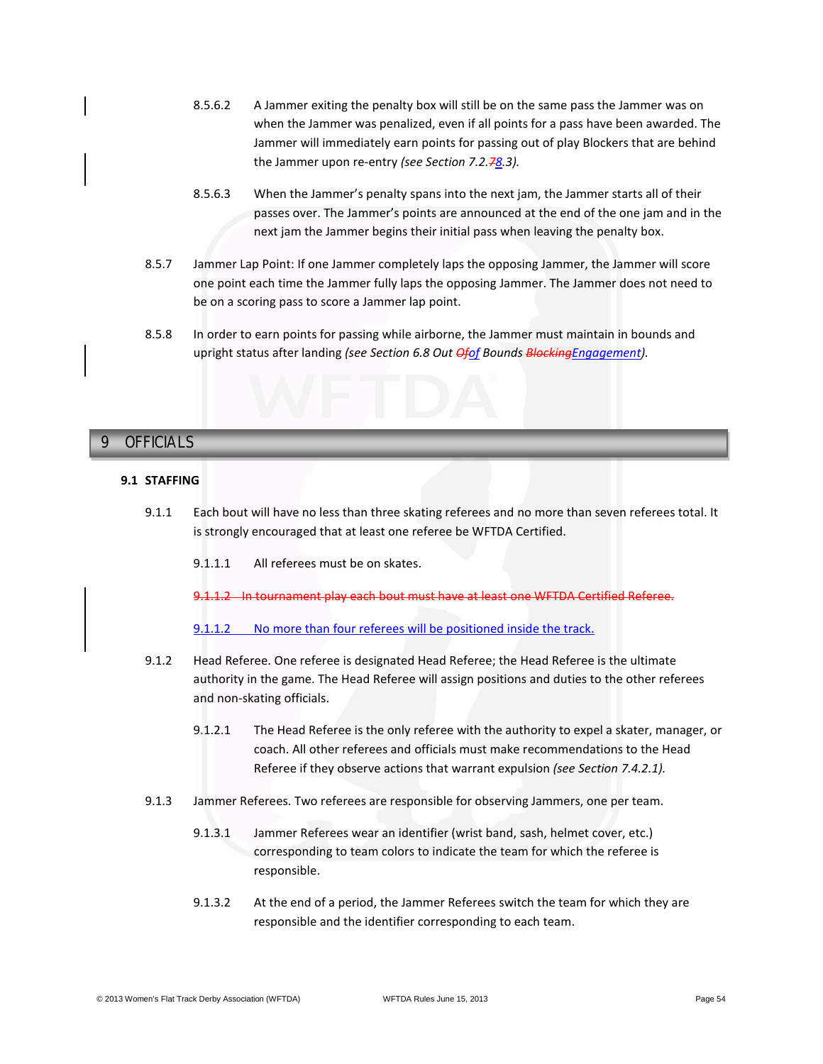8.5.6.2 A Jammer exiting the penalty box will still be on the same pass the Jammer was on when the Jammer was penalized, even if all points for a pass have been awarded. The Jammer will immediately earn points for passing out of play Blockers that are behind the Jammer upon re-entry *(see Section 7.2.~~7~~8.3).*

8.5.6.3 When the Jammer's penalty spans into the next jam, the Jammer starts all of their passes over. The Jammer's points are announced at the end of the one jam and in the next jam the Jammer begins their initial pass when leaving the penalty box.

8.5.7 Jammer Lap Point: If one Jammer completely laps the opposing Jammer, the Jammer will score one point each time the Jammer fully laps the opposing Jammer. The Jammer does not need to be on a scoring pass to score a Jammer lap point.

8.5.8 In order to earn points for passing while airborne, the Jammer must maintain in bounds and upright status after landing *(see Section 6.8 Out ~~Of~~of Bounds ~~Blocking~~Engagement).*

# 9 OFFICIALS

## 9.1 STAFFING

9.1.1 Each bout will have no less than three skating referees and no more than seven referees total. It is strongly encouraged that at least one referee be WFTDA Certified.

9.1.1.1 All referees must be on skates.

~~9.1.1.2 In tournament play each bout must have at least one WFTDA Certified Referee.~~

9.1.1.2 No more than four referees will be positioned inside the track.

9.1.2 Head Referee. One referee is designated Head Referee; the Head Referee is the ultimate authority in the game. The Head Referee will assign positions and duties to the other referees and non-skating officials.

9.1.2.1 The Head Referee is the only referee with the authority to expel a skater, manager, or coach. All other referees and officials must make recommendations to the Head Referee if they observe actions that warrant expulsion *(see Section 7.4.2.1).*

9.1.3 Jammer Referees. Two referees are responsible for observing Jammers, one per team.

9.1.3.1 Jammer Referees wear an identifier (wrist band, sash, helmet cover, etc.) corresponding to team colors to indicate the team for which the referee is responsible.

9.1.3.2 At the end of a period, the Jammer Referees switch the team for which they are responsible and the identifier corresponding to each team.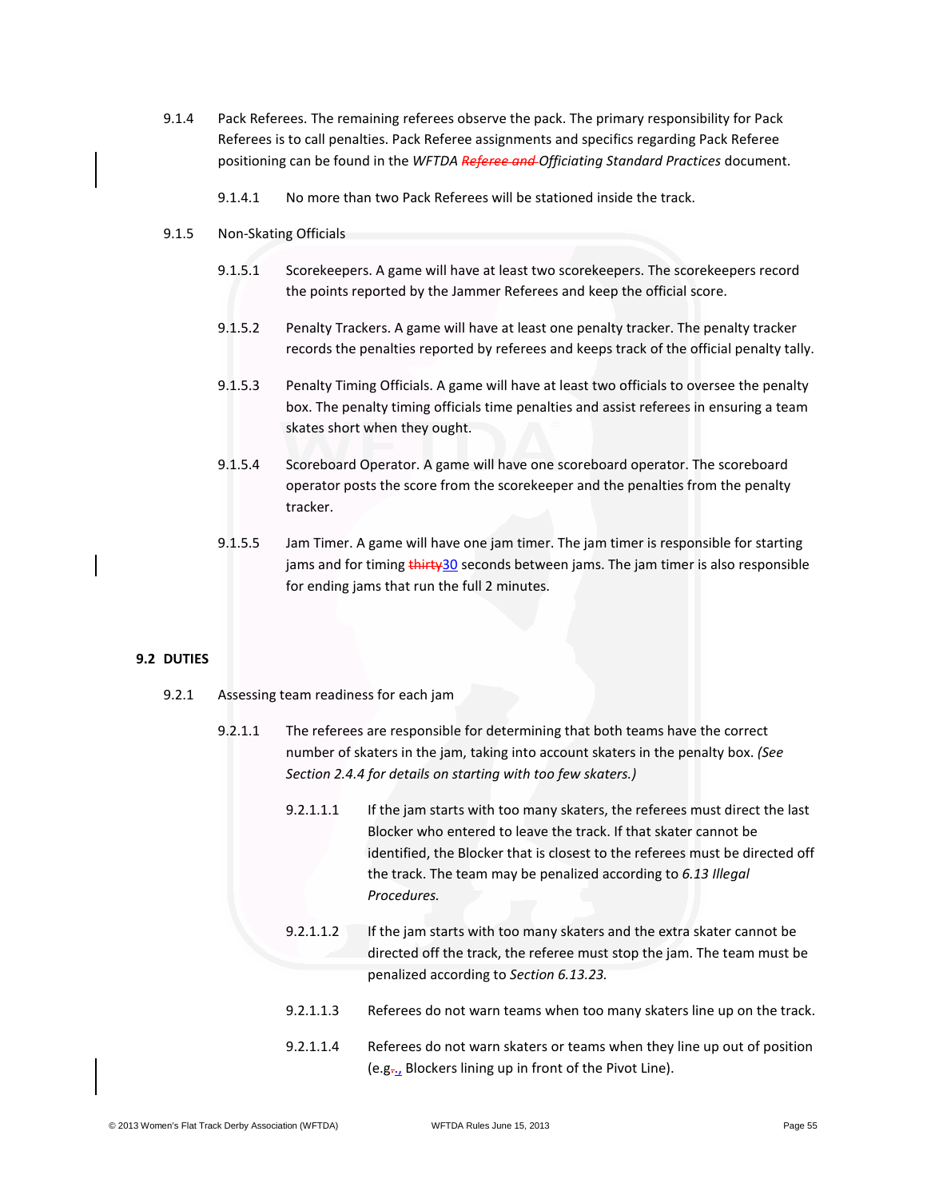9.1.4 Pack Referees. The remaining referees observe the pack. The primary responsibility for Pack Referees is to call penalties. Pack Referee assignments and specifics regarding Pack Referee positioning can be found in the *WFTDA ~~Referee and~~ Officiating Standard Practices* document.

9.1.4.1 No more than two Pack Referees will be stationed inside the track.

9.1.5 Non-Skating Officials

9.1.5.1 Scorekeepers. A game will have at least two scorekeepers. The scorekeepers record the points reported by the Jammer Referees and keep the official score.

9.1.5.2 Penalty Trackers. A game will have at least one penalty tracker. The penalty tracker records the penalties reported by referees and keeps track of the official penalty tally.

9.1.5.3 Penalty Timing Officials. A game will have at least two officials to oversee the penalty box. The penalty timing officials time penalties and assist referees in ensuring a team skates short when they ought.

9.1.5.4 Scoreboard Operator. A game will have one scoreboard operator. The scoreboard operator posts the score from the scorekeeper and the penalties from the penalty tracker.

9.1.5.5 Jam Timer. A game will have one jam timer. The jam timer is responsible for starting jams and for timing ~~thirty~~30 seconds between jams. The jam timer is also responsible for ending jams that run the full 2 minutes.

## 9.2 DUTIES

9.2.1 Assessing team readiness for each jam

9.2.1.1 The referees are responsible for determining that both teams have the correct number of skaters in the jam, taking into account skaters in the penalty box. *(See Section 2.4.4 for details on starting with too few skaters.)*

9.2.1.1.1 If the jam starts with too many skaters, the referees must direct the last Blocker who entered to leave the track. If that skater cannot be identified, the Blocker that is closest to the referees must be directed off the track. The team may be penalized according to *6.13 Illegal Procedures.*

9.2.1.1.2 If the jam starts with too many skaters and the extra skater cannot be directed off the track, the referee must stop the jam. The team must be penalized according to *Section 6.13.23.*

9.2.1.1.3 Referees do not warn teams when too many skaters line up on the track.

9.2.1.1.4 Referees do not warn skaters or teams when they line up out of position (e.g.~~.~~, Blockers lining up in front of the Pivot Line).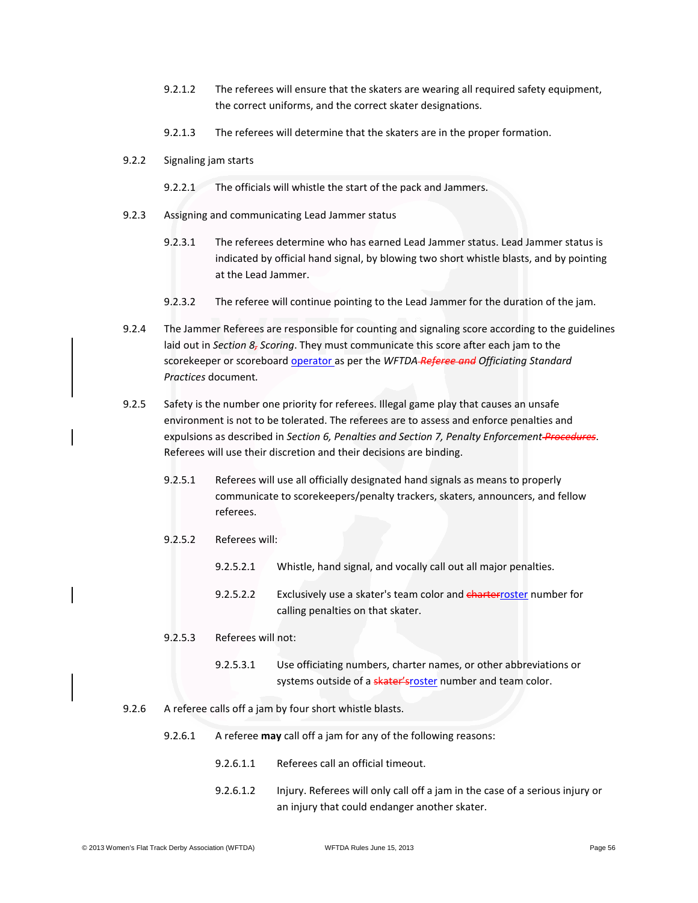9.2.1.2 The referees will ensure that the skaters are wearing all required safety equipment, the correct uniforms, and the correct skater designations.

9.2.1.3 The referees will determine that the skaters are in the proper formation.

9.2.2 Signaling jam starts

9.2.2.1 The officials will whistle the start of the pack and Jammers.

9.2.3 Assigning and communicating Lead Jammer status

9.2.3.1 The referees determine who has earned Lead Jammer status. Lead Jammer status is indicated by official hand signal, by blowing two short whistle blasts, and by pointing at the Lead Jammer.

9.2.3.2 The referee will continue pointing to the Lead Jammer for the duration of the jam.

9.2.4 The Jammer Referees are responsible for counting and signaling score according to the guidelines laid out in *Section 8, Scoring*. They must communicate this score after each jam to the scorekeeper or scoreboard operator as per the *WFTDA ~~Referee and~~ Officiating Standard Practices* document.

9.2.5 Safety is the number one priority for referees. Illegal game play that causes an unsafe environment is not to be tolerated. The referees are to assess and enforce penalties and expulsions as described in *Section 6, Penalties and Section 7, Penalty Enforcement ~~Procedures~~*. Referees will use their discretion and their decisions are binding.

9.2.5.1 Referees will use all officially designated hand signals as means to properly communicate to scorekeepers/penalty trackers, skaters, announcers, and fellow referees.

9.2.5.2 Referees will:

9.2.5.2.1 Whistle, hand signal, and vocally call out all major penalties.

9.2.5.2.2 Exclusively use a skater's team color and ~~charter~~roster number for calling penalties on that skater.

9.2.5.3 Referees will not:

9.2.5.3.1 Use officiating numbers, charter names, or other abbreviations or systems outside of a ~~skater's~~roster number and team color.

9.2.6 A referee calls off a jam by four short whistle blasts.

9.2.6.1 A referee **may** call off a jam for any of the following reasons:

9.2.6.1.1 Referees call an official timeout.

9.2.6.1.2 Injury. Referees will only call off a jam in the case of a serious injury or an injury that could endanger another skater.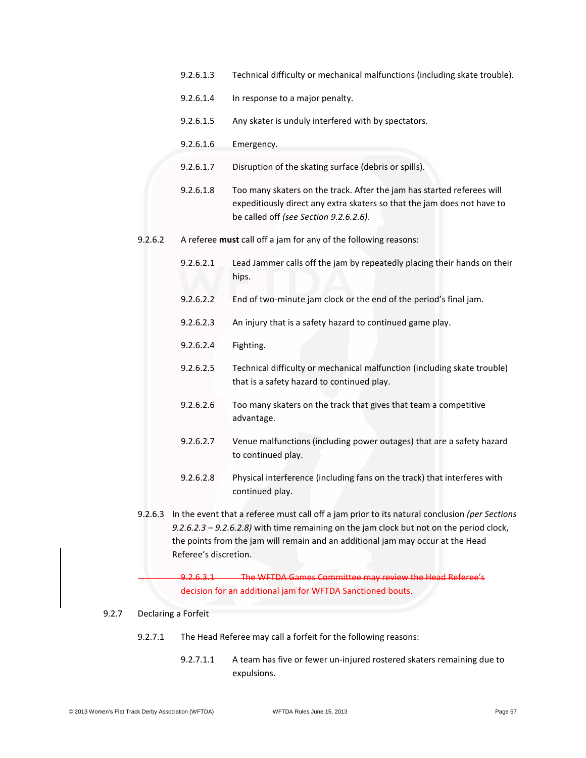9.2.6.1.3 Technical difficulty or mechanical malfunctions (including skate trouble).

9.2.6.1.4 In response to a major penalty.

9.2.6.1.5 Any skater is unduly interfered with by spectators.

9.2.6.1.6 Emergency.

9.2.6.1.7 Disruption of the skating surface (debris or spills).

9.2.6.1.8 Too many skaters on the track. After the jam has started referees will expeditiously direct any extra skaters so that the jam does not have to be called off *(see Section 9.2.6.2.6).*

9.2.6.2 A referee **must** call off a jam for any of the following reasons:

9.2.6.2.1 Lead Jammer calls off the jam by repeatedly placing their hands on their hips.

9.2.6.2.2 End of two-minute jam clock or the end of the period's final jam.

9.2.6.2.3 An injury that is a safety hazard to continued game play.

9.2.6.2.4 Fighting.

9.2.6.2.5 Technical difficulty or mechanical malfunction (including skate trouble) that is a safety hazard to continued play.

9.2.6.2.6 Too many skaters on the track that gives that team a competitive advantage.

9.2.6.2.7 Venue malfunctions (including power outages) that are a safety hazard to continued play.

9.2.6.2.8 Physical interference (including fans on the track) that interferes with continued play.

9.2.6.3 In the event that a referee must call off a jam prior to its natural conclusion *(per Sections 9.2.6.2.3 – 9.2.6.2.8)* with time remaining on the jam clock but not on the period clock, the points from the jam will remain and an additional jam may occur at the Head Referee's discretion.

~~9.2.6.3.1 The WFTDA Games Committee may review the Head Referee's decision for an additional jam for WFTDA Sanctioned bouts.~~

9.2.7 Declaring a Forfeit

9.2.7.1 The Head Referee may call a forfeit for the following reasons:

9.2.7.1.1 A team has five or fewer un-injured rostered skaters remaining due to expulsions.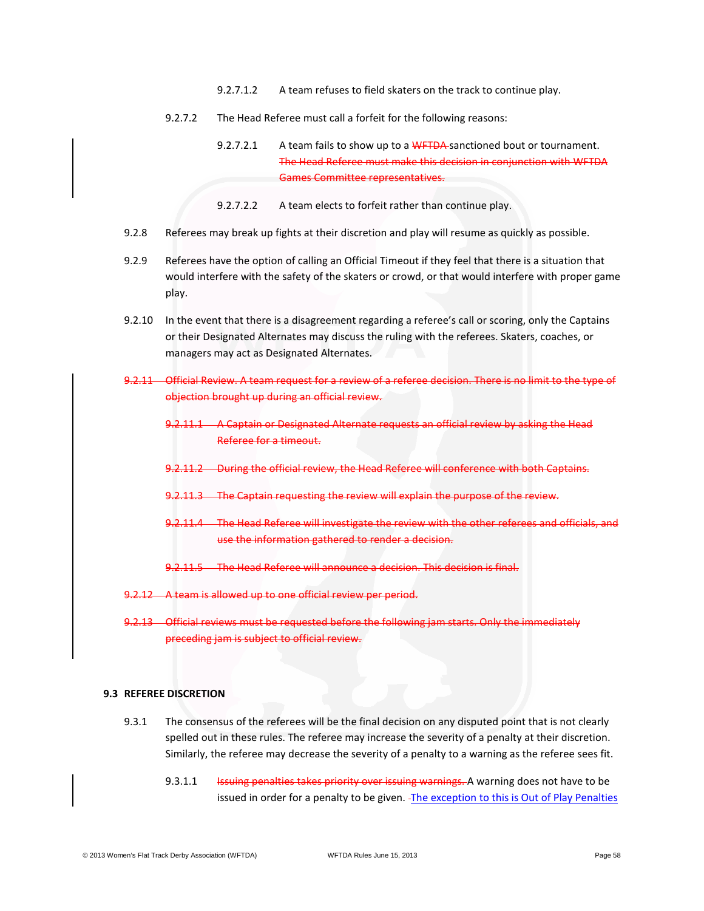9.2.7.1.2 A team refuses to field skaters on the track to continue play.

9.2.7.2 The Head Referee must call a forfeit for the following reasons:

9.2.7.2.1 A team fails to show up to a ~~WFTDA~~ sanctioned bout or tournament. ~~The Head Referee must make this decision in conjunction with WFTDA Games Committee representatives.~~

9.2.7.2.2 A team elects to forfeit rather than continue play.

9.2.8 Referees may break up fights at their discretion and play will resume as quickly as possible.

9.2.9 Referees have the option of calling an Official Timeout if they feel that there is a situation that would interfere with the safety of the skaters or crowd, or that would interfere with proper game play.

9.2.10 In the event that there is a disagreement regarding a referee's call or scoring, only the Captains or their Designated Alternates may discuss the ruling with the referees. Skaters, coaches, or managers may act as Designated Alternates.

~~9.2.11 Official Review. A team request for a review of a referee decision. There is no limit to the type of objection brought up during an official review.~~

~~9.2.11.1 A Captain or Designated Alternate requests an official review by asking the Head Referee for a timeout.~~

~~9.2.11.2 During the official review, the Head Referee will conference with both Captains.~~

~~9.2.11.3 The Captain requesting the review will explain the purpose of the review.~~

~~9.2.11.4 The Head Referee will investigate the review with the other referees and officials, and use the information gathered to render a decision.~~

~~9.2.11.5 The Head Referee will announce a decision. This decision is final.~~

~~9.2.12 A team is allowed up to one official review per period.~~

~~9.2.13 Official reviews must be requested before the following jam starts. Only the immediately preceding jam is subject to official review.~~

### 9.3 REFEREE DISCRETION

9.3.1 The consensus of the referees will be the final decision on any disputed point that is not clearly spelled out in these rules. The referee may increase the severity of a penalty at their discretion. Similarly, the referee may decrease the severity of a penalty to a warning as the referee sees fit.

9.3.1.1 ~~Issuing penalties takes priority over issuing warnings.~~ A warning does not have to be issued in order for a penalty to be given. The exception to this is Out of Play Penalties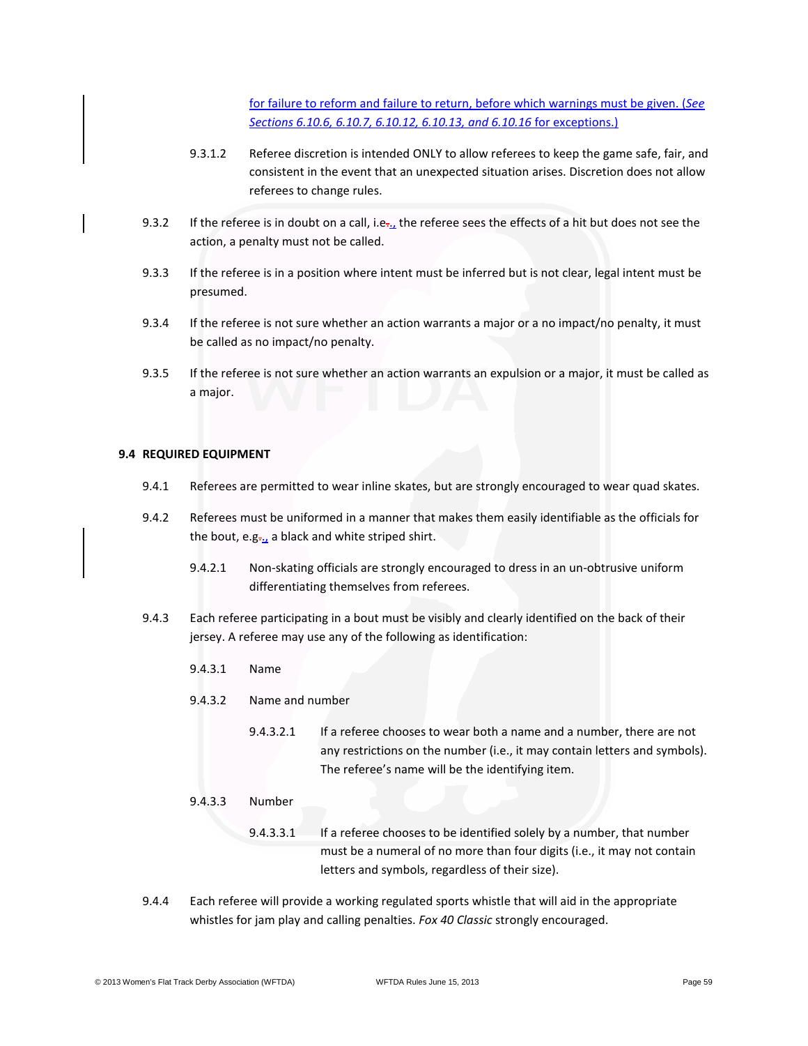for failure to reform and failure to return, before which warnings must be given. (*See Sections 6.10.6, 6.10.7, 6.10.12, 6.10.13, and 6.10.16* for exceptions.)

9.3.1.2 Referee discretion is intended ONLY to allow referees to keep the game safe, fair, and consistent in the event that an unexpected situation arises. Discretion does not allow referees to change rules.

9.3.2 If the referee is in doubt on a call, i.e., the referee sees the effects of a hit but does not see the action, a penalty must not be called.

9.3.3 If the referee is in a position where intent must be inferred but is not clear, legal intent must be presumed.

9.3.4 If the referee is not sure whether an action warrants a major or a no impact/no penalty, it must be called as no impact/no penalty.

9.3.5 If the referee is not sure whether an action warrants an expulsion or a major, it must be called as a major.

## 9.4 REQUIRED EQUIPMENT

9.4.1 Referees are permitted to wear inline skates, but are strongly encouraged to wear quad skates.

9.4.2 Referees must be uniformed in a manner that makes them easily identifiable as the officials for the bout, e.g., a black and white striped shirt.

9.4.2.1 Non-skating officials are strongly encouraged to dress in an un-obtrusive uniform differentiating themselves from referees.

9.4.3 Each referee participating in a bout must be visibly and clearly identified on the back of their jersey. A referee may use any of the following as identification:

9.4.3.1 Name

9.4.3.2 Name and number

9.4.3.2.1 If a referee chooses to wear both a name and a number, there are not any restrictions on the number (i.e., it may contain letters and symbols). The referee's name will be the identifying item.

9.4.3.3 Number

9.4.3.3.1 If a referee chooses to be identified solely by a number, that number must be a numeral of no more than four digits (i.e., it may not contain letters and symbols, regardless of their size).

9.4.4 Each referee will provide a working regulated sports whistle that will aid in the appropriate whistles for jam play and calling penalties. *Fox 40 Classic* strongly encouraged.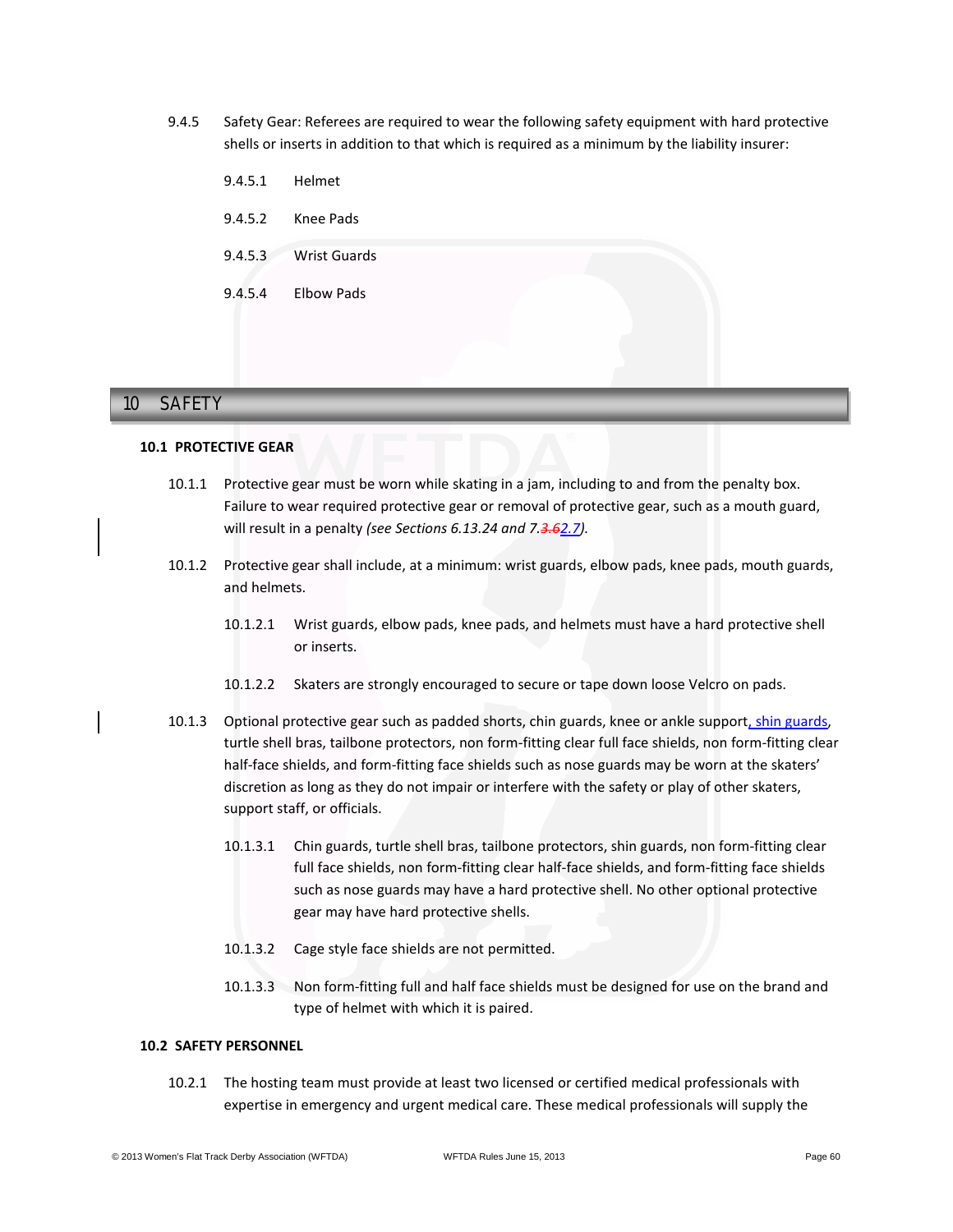9.4.5 Safety Gear: Referees are required to wear the following safety equipment with hard protective shells or inserts in addition to that which is required as a minimum by the liability insurer:

9.4.5.1 Helmet

9.4.5.2 Knee Pads

9.4.5.3 Wrist Guards

9.4.5.4 Elbow Pads

# 10 SAFETY

## 10.1 PROTECTIVE GEAR

10.1.1 Protective gear must be worn while skating in a jam, including to and from the penalty box. Failure to wear required protective gear or removal of protective gear, such as a mouth guard, will result in a penalty *(see Sections 6.13.24 and 7.~~3.6~~2.7)*.

10.1.2 Protective gear shall include, at a minimum: wrist guards, elbow pads, knee pads, mouth guards, and helmets.

10.1.2.1 Wrist guards, elbow pads, knee pads, and helmets must have a hard protective shell or inserts.

10.1.2.2 Skaters are strongly encouraged to secure or tape down loose Velcro on pads.

10.1.3 Optional protective gear such as padded shorts, chin guards, knee or ankle support, shin guards, turtle shell bras, tailbone protectors, non form-fitting clear full face shields, non form-fitting clear half-face shields, and form-fitting face shields such as nose guards may be worn at the skaters' discretion as long as they do not impair or interfere with the safety or play of other skaters, support staff, or officials.

10.1.3.1 Chin guards, turtle shell bras, tailbone protectors, shin guards, non form-fitting clear full face shields, non form-fitting clear half-face shields, and form-fitting face shields such as nose guards may have a hard protective shell. No other optional protective gear may have hard protective shells.

10.1.3.2 Cage style face shields are not permitted.

10.1.3.3 Non form-fitting full and half face shields must be designed for use on the brand and type of helmet with which it is paired.

## 10.2 SAFETY PERSONNEL

10.2.1 The hosting team must provide at least two licensed or certified medical professionals with expertise in emergency and urgent medical care. These medical professionals will supply the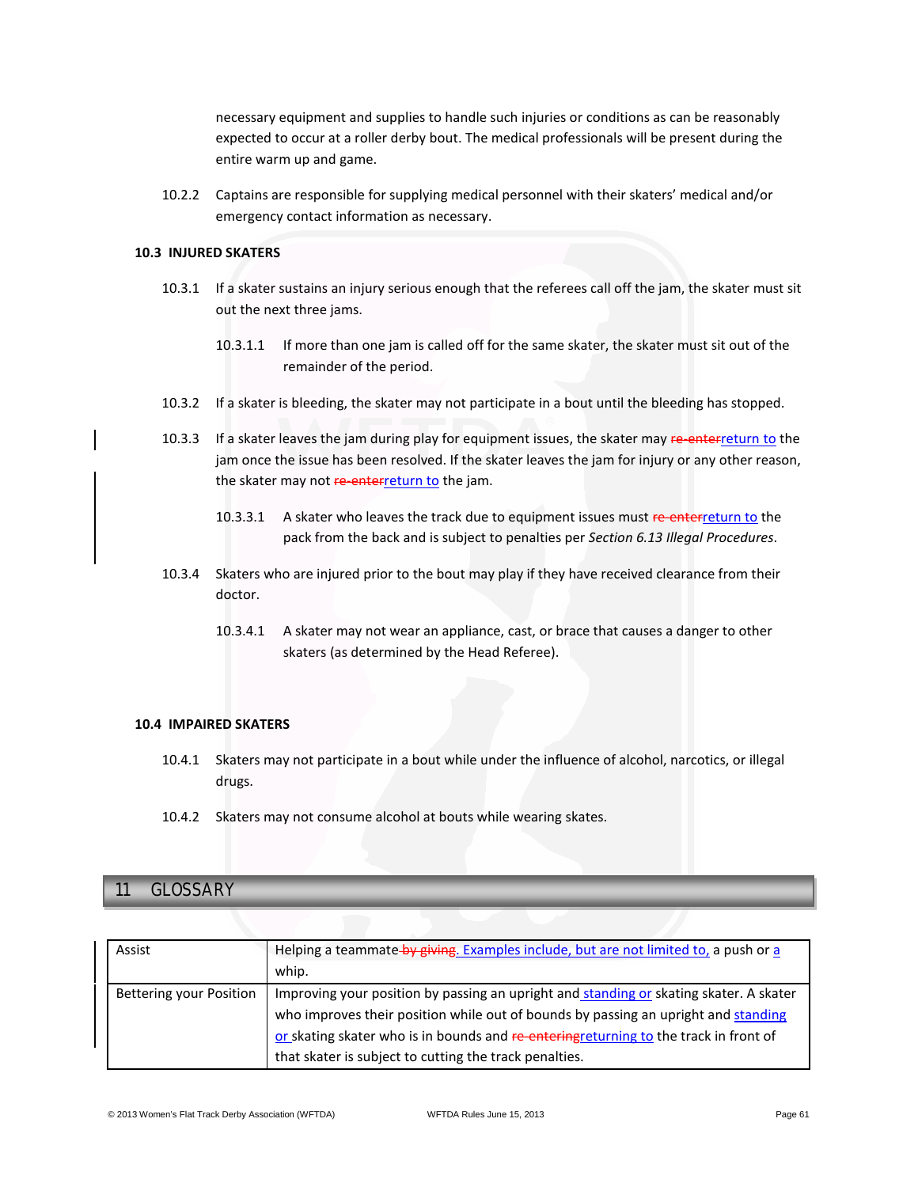necessary equipment and supplies to handle such injuries or conditions as can be reasonably expected to occur at a roller derby bout. The medical professionals will be present during the entire warm up and game.

10.2.2 Captains are responsible for supplying medical personnel with their skaters' medical and/or emergency contact information as necessary.

### 10.3 INJURED SKATERS

10.3.1 If a skater sustains an injury serious enough that the referees call off the jam, the skater must sit out the next three jams.

10.3.1.1 If more than one jam is called off for the same skater, the skater must sit out of the remainder of the period.

10.3.2 If a skater is bleeding, the skater may not participate in a bout until the bleeding has stopped.

10.3.3 If a skater leaves the jam during play for equipment issues, the skater may ~~re-enter~~return to the jam once the issue has been resolved. If the skater leaves the jam for injury or any other reason, the skater may not ~~re-enter~~return to the jam.

10.3.3.1 A skater who leaves the track due to equipment issues must ~~re-enter~~return to the pack from the back and is subject to penalties per *Section 6.13 Illegal Procedures*.

10.3.4 Skaters who are injured prior to the bout may play if they have received clearance from their doctor.

10.3.4.1 A skater may not wear an appliance, cast, or brace that causes a danger to other skaters (as determined by the Head Referee).

### 10.4 IMPAIRED SKATERS

10.4.1 Skaters may not participate in a bout while under the influence of alcohol, narcotics, or illegal drugs.

10.4.2 Skaters may not consume alcohol at bouts while wearing skates.

# 11 GLOSSARY

| | |
|---|---|
| Assist | Helping a teammate ~~by giving~~. Examples include, but are not limited to, a push or a whip. |
| Bettering your Position | Improving your position by passing an upright and standing or skating skater. A skater who improves their position while out of bounds by passing an upright and standing or skating skater who is in bounds and ~~re-entering~~returning to the track in front of that skater is subject to cutting the track penalties. |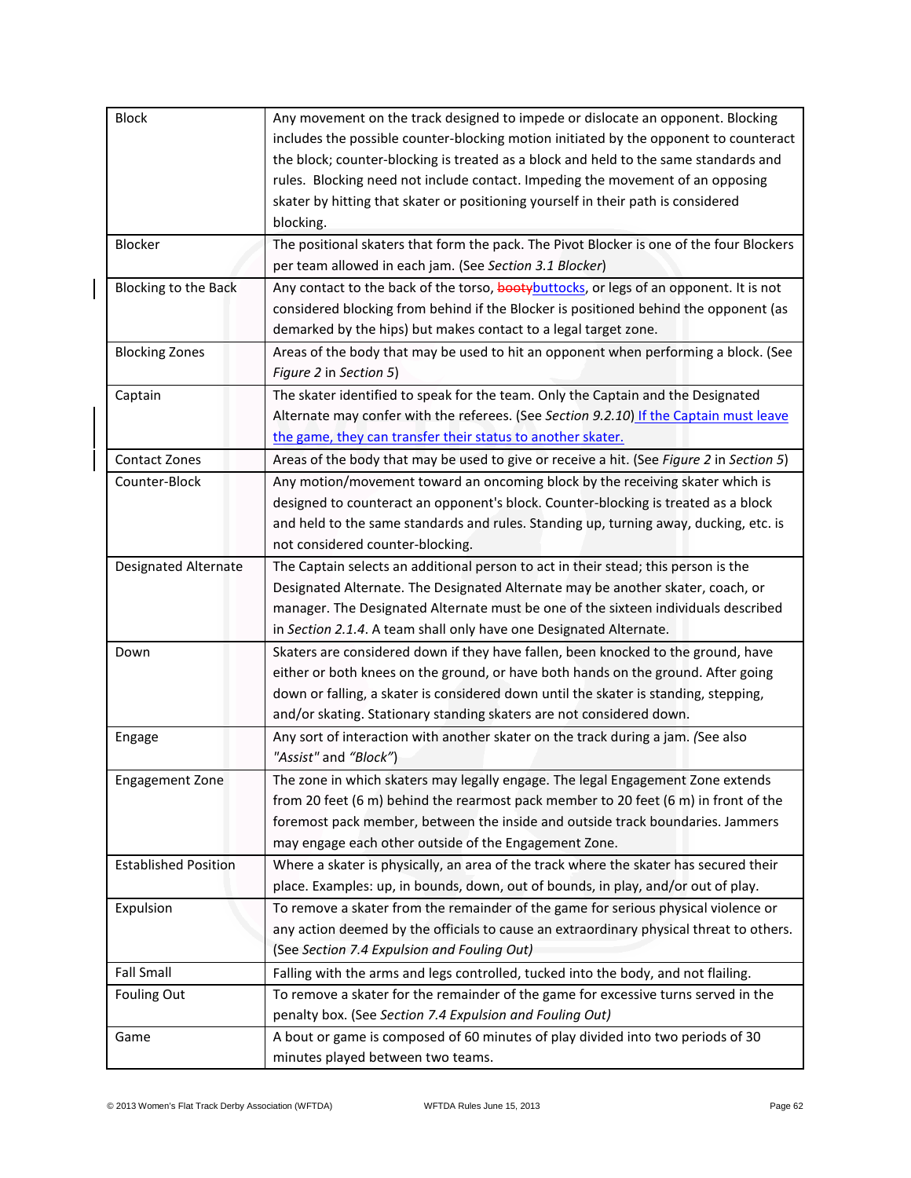| | |
|---|---|
| Block | Any movement on the track designed to impede or dislocate an opponent. Blocking includes the possible counter-blocking motion initiated by the opponent to counteract the block; counter-blocking is treated as a block and held to the same standards and rules. Blocking need not include contact. Impeding the movement of an opposing skater by hitting that skater or positioning yourself in their path is considered blocking. |
| Blocker | The positional skaters that form the pack. The Pivot Blocker is one of the four Blockers per team allowed in each jam. (See *Section 3.1 Blocker*) |
| Blocking to the Back | Any contact to the back of the torso, ~~booty~~buttocks, or legs of an opponent. It is not considered blocking from behind if the Blocker is positioned behind the opponent (as demarked by the hips) but makes contact to a legal target zone. |
| Blocking Zones | Areas of the body that may be used to hit an opponent when performing a block. (See *Figure 2* in *Section 5*) |
| Captain | The skater identified to speak for the team. Only the Captain and the Designated Alternate may confer with the referees. (See *Section 9.2.10*) If the Captain must leave the game, they can transfer their status to another skater. |
| Contact Zones | Areas of the body that may be used to give or receive a hit. (See *Figure 2* in *Section 5*) |
| Counter-Block | Any motion/movement toward an oncoming block by the receiving skater which is designed to counteract an opponent's block. Counter-blocking is treated as a block and held to the same standards and rules. Standing up, turning away, ducking, etc. is not considered counter-blocking. |
| Designated Alternate | The Captain selects an additional person to act in their stead; this person is the Designated Alternate. The Designated Alternate may be another skater, coach, or manager. The Designated Alternate must be one of the sixteen individuals described in *Section 2.1.4*. A team shall only have one Designated Alternate. |
| Down | Skaters are considered down if they have fallen, been knocked to the ground, have either or both knees on the ground, or have both hands on the ground. After going down or falling, a skater is considered down until the skater is standing, stepping, and/or skating. Stationary standing skaters are not considered down. |
| Engage | Any sort of interaction with another skater on the track during a jam. *(*See also *"Assist"* and *"Block")* |
| Engagement Zone | The zone in which skaters may legally engage. The legal Engagement Zone extends from 20 feet (6 m) behind the rearmost pack member to 20 feet (6 m) in front of the foremost pack member, between the inside and outside track boundaries. Jammers may engage each other outside of the Engagement Zone. |
| Established Position | Where a skater is physically, an area of the track where the skater has secured their place. Examples: up, in bounds, down, out of bounds, in play, and/or out of play. |
| Expulsion | To remove a skater from the remainder of the game for serious physical violence or any action deemed by the officials to cause an extraordinary physical threat to others. (See *Section 7.4 Expulsion and Fouling Out)* |
| Fall Small | Falling with the arms and legs controlled, tucked into the body, and not flailing. |
| Fouling Out | To remove a skater for the remainder of the game for excessive turns served in the penalty box. (See *Section 7.4 Expulsion and Fouling Out)* |
| Game | A bout or game is composed of 60 minutes of play divided into two periods of 30 minutes played between two teams. |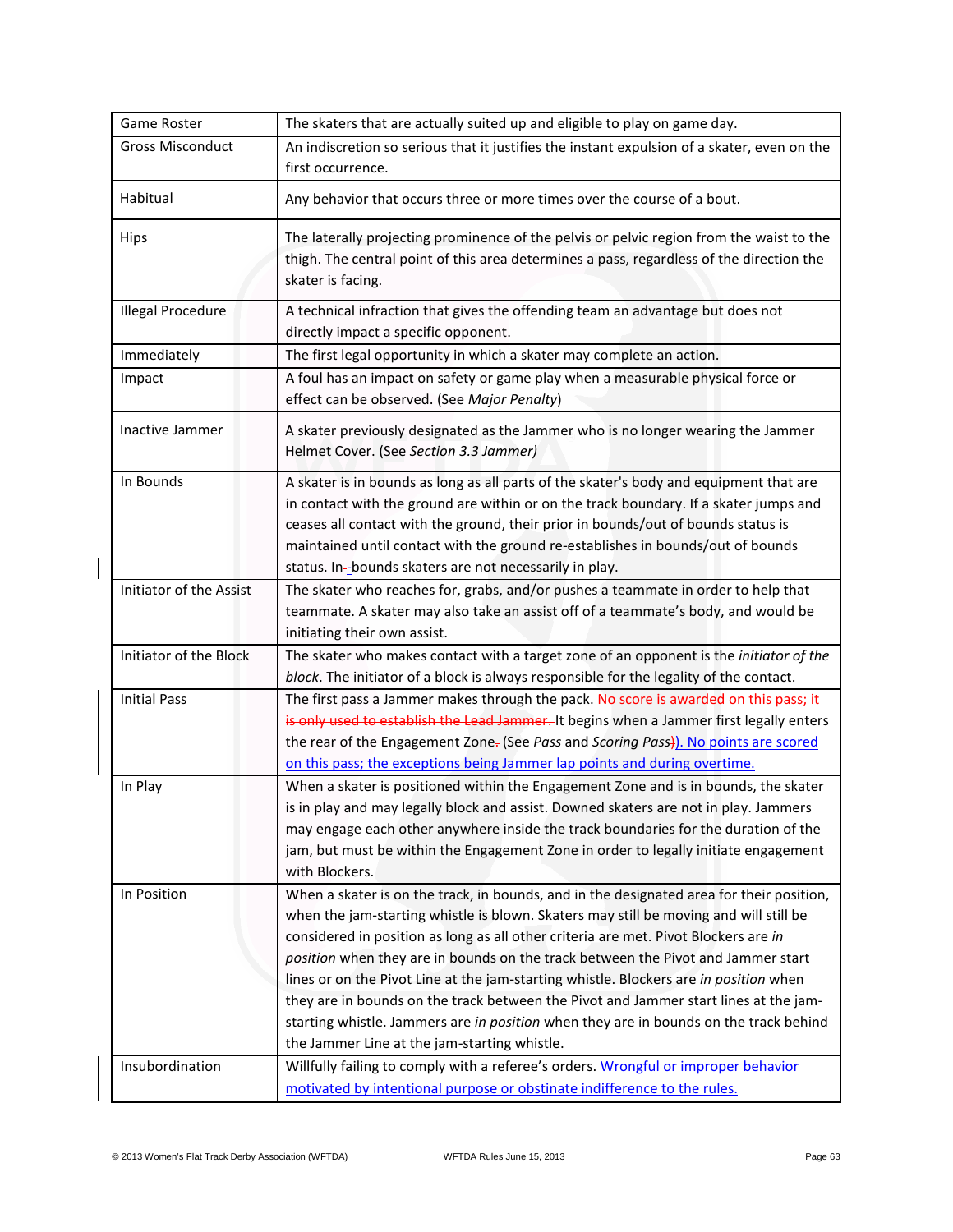| | |
|---|---|
| Game Roster | The skaters that are actually suited up and eligible to play on game day. |
| Gross Misconduct | An indiscretion so serious that it justifies the instant expulsion of a skater, even on the first occurrence. |
| Habitual | Any behavior that occurs three or more times over the course of a bout. |
| Hips | The laterally projecting prominence of the pelvis or pelvic region from the waist to the thigh. The central point of this area determines a pass, regardless of the direction the skater is facing. |
| Illegal Procedure | A technical infraction that gives the offending team an advantage but does not directly impact a specific opponent. |
| Immediately | The first legal opportunity in which a skater may complete an action. |
| Impact | A foul has an impact on safety or game play when a measurable physical force or effect can be observed. (See *Major Penalty*) |
| Inactive Jammer | A skater previously designated as the Jammer who is no longer wearing the Jammer Helmet Cover. (See *Section 3.3 Jammer)* |
| In Bounds | A skater is in bounds as long as all parts of the skater's body and equipment that are in contact with the ground are within or on the track boundary. If a skater jumps and ceases all contact with the ground, their prior in bounds/out of bounds status is maintained until contact with the ground re-establishes in bounds/out of bounds status. In--bounds skaters are not necessarily in play. |
| Initiator of the Assist | The skater who reaches for, grabs, and/or pushes a teammate in order to help that teammate. A skater may also take an assist off of a teammate's body, and would be initiating their own assist. |
| Initiator of the Block | The skater who makes contact with a target zone of an opponent is the *initiator of the block*. The initiator of a block is always responsible for the legality of the contact. |
| Initial Pass | The first pass a Jammer makes through the pack. ~~No score is awarded on this pass; it is only used to establish the Lead Jammer.~~ It begins when a Jammer first legally enters the rear of the Engagement Zone~~.~~ (See *Pass* and *Scoring Pass*~~)~~). No points are scored on this pass; the exceptions being Jammer lap points and during overtime. |
| In Play | When a skater is positioned within the Engagement Zone and is in bounds, the skater is in play and may legally block and assist. Downed skaters are not in play. Jammers may engage each other anywhere inside the track boundaries for the duration of the jam, but must be within the Engagement Zone in order to legally initiate engagement with Blockers. |
| In Position | When a skater is on the track, in bounds, and in the designated area for their position, when the jam-starting whistle is blown. Skaters may still be moving and will still be considered in position as long as all other criteria are met. Pivot Blockers are *in position* when they are in bounds on the track between the Pivot and Jammer start lines or on the Pivot Line at the jam-starting whistle. Blockers are *in position* when they are in bounds on the track between the Pivot and Jammer start lines at the jam-starting whistle. Jammers are *in position* when they are in bounds on the track behind the Jammer Line at the jam-starting whistle. |
| Insubordination | Willfully failing to comply with a referee's orders. Wrongful or improper behavior motivated by intentional purpose or obstinate indifference to the rules. |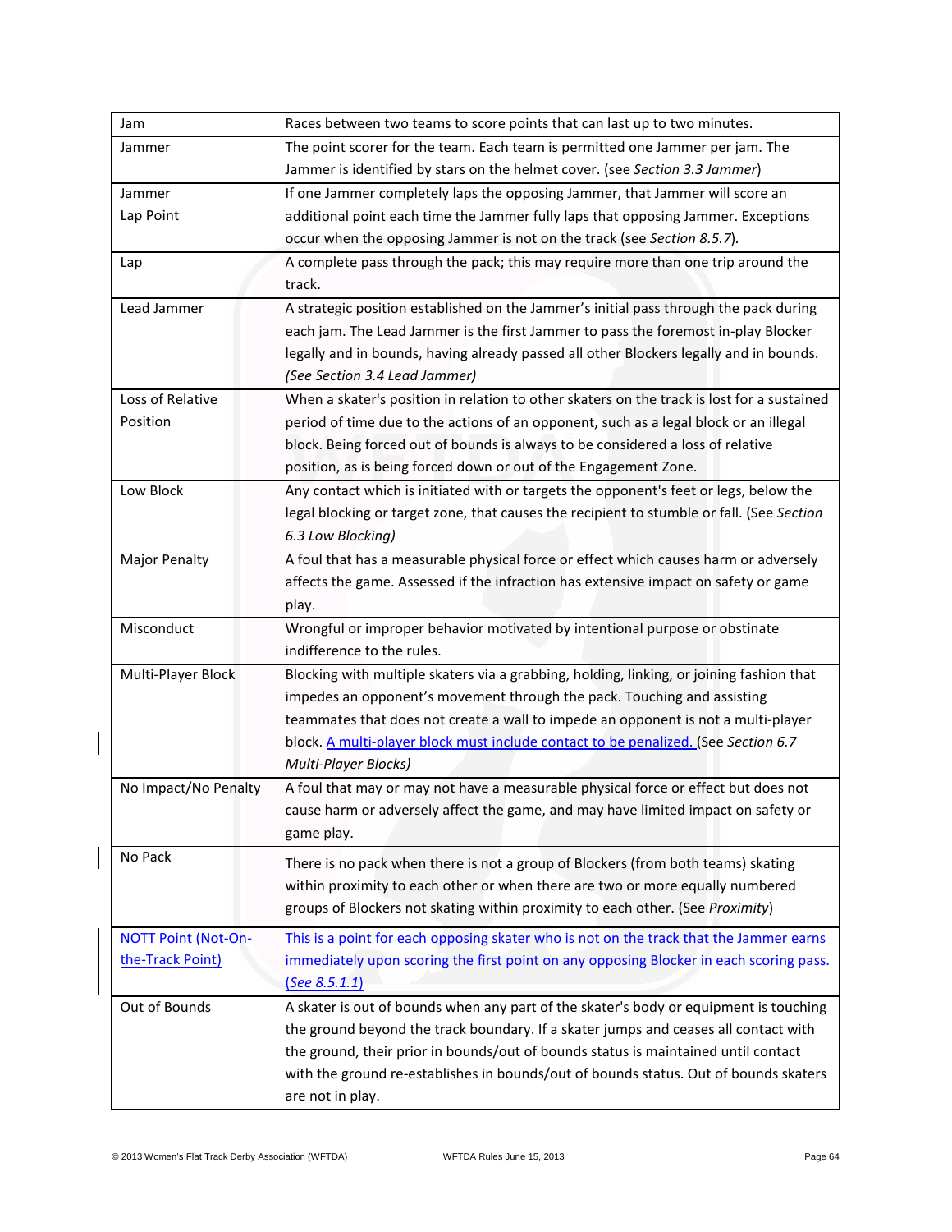| Jam | Races between two teams to score points that can last up to two minutes. |
|---|---|
| Jammer | The point scorer for the team. Each team is permitted one Jammer per jam. The Jammer is identified by stars on the helmet cover. (see *Section 3.3 Jammer*) |
| Jammer Lap Point | If one Jammer completely laps the opposing Jammer, that Jammer will score an additional point each time the Jammer fully laps that opposing Jammer. Exceptions occur when the opposing Jammer is not on the track (see *Section 8.5.7*). |
| Lap | A complete pass through the pack; this may require more than one trip around the track. |
| Lead Jammer | A strategic position established on the Jammer's initial pass through the pack during each jam. The Lead Jammer is the first Jammer to pass the foremost in-play Blocker legally and in bounds, having already passed all other Blockers legally and in bounds. *(See Section 3.4 Lead Jammer)* |
| Loss of Relative Position | When a skater's position in relation to other skaters on the track is lost for a sustained period of time due to the actions of an opponent, such as a legal block or an illegal block. Being forced out of bounds is always to be considered a loss of relative position, as is being forced down or out of the Engagement Zone. |
| Low Block | Any contact which is initiated with or targets the opponent's feet or legs, below the legal blocking or target zone, that causes the recipient to stumble or fall. (See *Section 6.3 Low Blocking)* |
| Major Penalty | A foul that has a measurable physical force or effect which causes harm or adversely affects the game. Assessed if the infraction has extensive impact on safety or game play. |
| Misconduct | Wrongful or improper behavior motivated by intentional purpose or obstinate indifference to the rules. |
| Multi-Player Block | Blocking with multiple skaters via a grabbing, holding, linking, or joining fashion that impedes an opponent's movement through the pack. Touching and assisting teammates that does not create a wall to impede an opponent is not a multi-player block. A multi-player block must include contact to be penalized. (See *Section 6.7 Multi-Player Blocks)* |
| No Impact/No Penalty | A foul that may or may not have a measurable physical force or effect but does not cause harm or adversely affect the game, and may have limited impact on safety or game play. |
| No Pack | There is no pack when there is not a group of Blockers (from both teams) skating within proximity to each other or when there are two or more equally numbered groups of Blockers not skating within proximity to each other. (See *Proximity*) |
| NOTT Point (Not-On-the-Track Point) | This is a point for each opposing skater who is not on the track that the Jammer earns immediately upon scoring the first point on any opposing Blocker in each scoring pass. *(See 8.5.1.1)* |
| Out of Bounds | A skater is out of bounds when any part of the skater's body or equipment is touching the ground beyond the track boundary. If a skater jumps and ceases all contact with the ground, their prior in bounds/out of bounds status is maintained until contact with the ground re-establishes in bounds/out of bounds status. Out of bounds skaters are not in play. |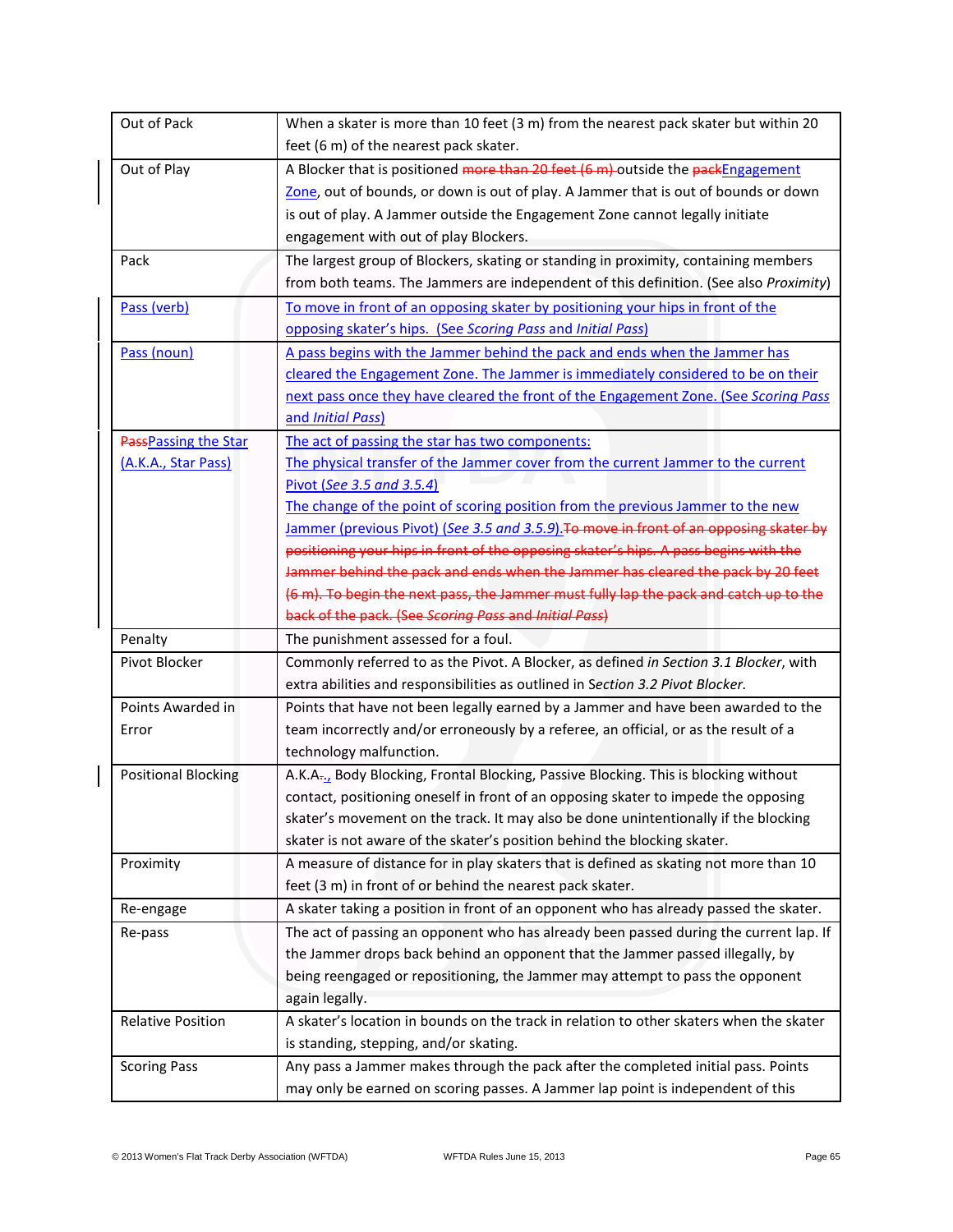| | |
|---|---|
| Out of Pack | When a skater is more than 10 feet (3 m) from the nearest pack skater but within 20 feet (6 m) of the nearest pack skater. |
| Out of Play | A Blocker that is positioned ~~more than 20 feet (6 m)~~ outside the ~~pack~~Engagement Zone, out of bounds, or down is out of play. A Jammer that is out of bounds or down is out of play. A Jammer outside the Engagement Zone cannot legally initiate engagement with out of play Blockers. |
| Pack | The largest group of Blockers, skating or standing in proximity, containing members from both teams. The Jammers are independent of this definition. (See also *Proximity*) |
| Pass (verb) | To move in front of an opposing skater by positioning your hips in front of the opposing skater's hips. (See *Scoring Pass* and *Initial Pass*) |
| Pass (noun) | A pass begins with the Jammer behind the pack and ends when the Jammer has cleared the Engagement Zone. The Jammer is immediately considered to be on their next pass once they have cleared the front of the Engagement Zone. (See *Scoring Pass* and *Initial Pass*) |
| ~~Pass~~Passing the Star (A.K.A., Star Pass) | The act of passing the star has two components:<br>The physical transfer of the Jammer cover from the current Jammer to the current Pivot (*See 3.5 and 3.5.4*)<br>The change of the point of scoring position from the previous Jammer to the new Jammer (previous Pivot) (*See 3.5 and 3.5.9*).~~To move in front of an opposing skater by positioning your hips in front of the opposing skater's hips. A pass begins with the Jammer behind the pack and ends when the Jammer has cleared the pack by 20 feet (6 m). To begin the next pass, the Jammer must fully lap the pack and catch up to the back of the pack. (See *Scoring Pass* and *Initial Pass*)~~ |
| Penalty | The punishment assessed for a foul. |
| Pivot Blocker | Commonly referred to as the Pivot. A Blocker, as defined *in Section 3.1 Blocker*, with extra abilities and responsibilities as outlined in *Section 3.2 Pivot Blocker*. |
| Points Awarded in Error | Points that have not been legally earned by a Jammer and have been awarded to the team incorrectly and/or erroneously by a referee, an official, or as the result of a technology malfunction. |
| Positional Blocking | A.K.A~~.~~., Body Blocking, Frontal Blocking, Passive Blocking. This is blocking without contact, positioning oneself in front of an opposing skater to impede the opposing skater's movement on the track. It may also be done unintentionally if the blocking skater is not aware of the skater's position behind the blocking skater. |
| Proximity | A measure of distance for in play skaters that is defined as skating not more than 10 feet (3 m) in front of or behind the nearest pack skater. |
| Re-engage | A skater taking a position in front of an opponent who has already passed the skater. |
| Re-pass | The act of passing an opponent who has already been passed during the current lap. If the Jammer drops back behind an opponent that the Jammer passed illegally, by being reengaged or repositioning, the Jammer may attempt to pass the opponent again legally. |
| Relative Position | A skater's location in bounds on the track in relation to other skaters when the skater is standing, stepping, and/or skating. |
| Scoring Pass | Any pass a Jammer makes through the pack after the completed initial pass. Points may only be earned on scoring passes. A Jammer lap point is independent of this |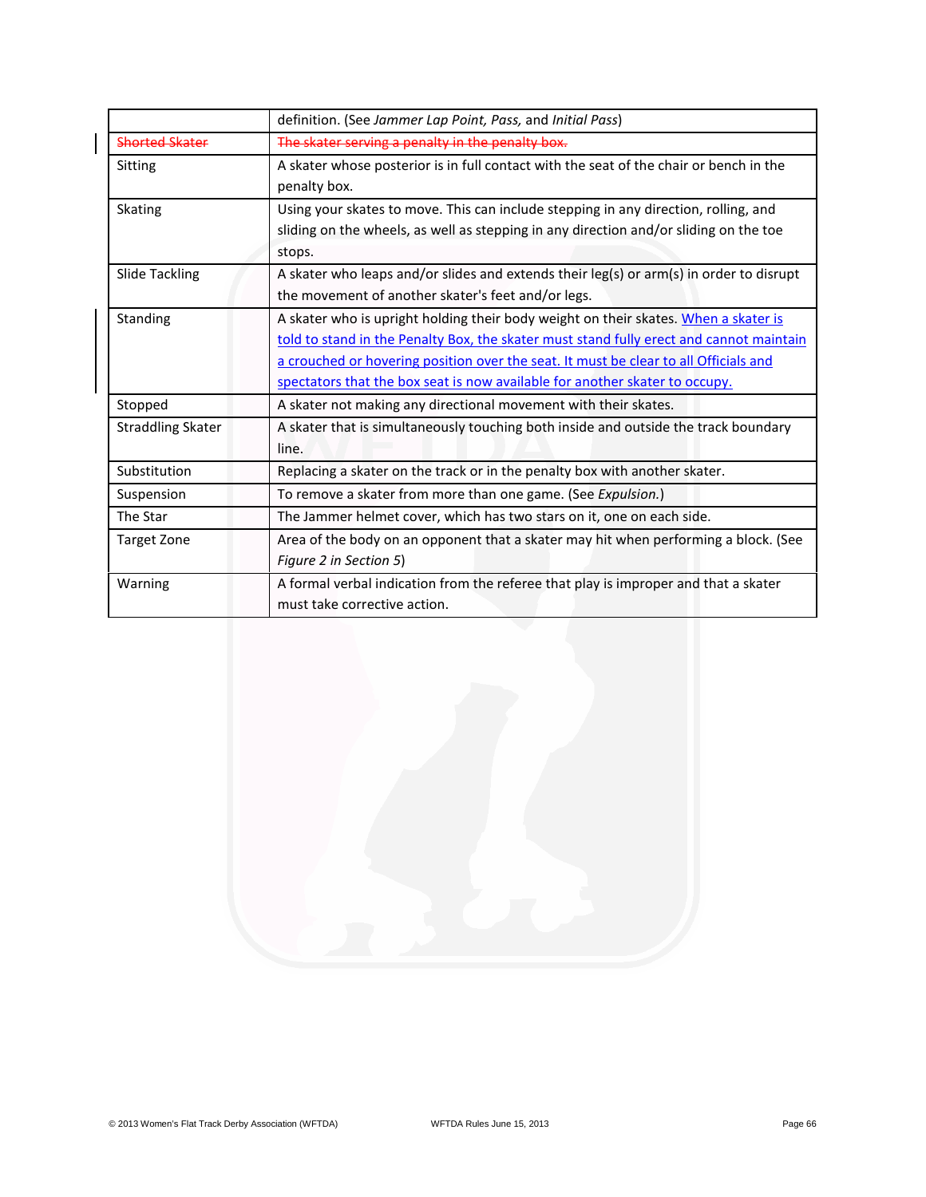| | |
|---|---|
| | definition. (See *Jammer Lap Point, Pass,* and *Initial Pass*) |
| ~~Shorted Skater~~ | ~~The skater serving a penalty in the penalty box.~~ |
| Sitting | A skater whose posterior is in full contact with the seat of the chair or bench in the penalty box. |
| Skating | Using your skates to move. This can include stepping in any direction, rolling, and sliding on the wheels, as well as stepping in any direction and/or sliding on the toe stops. |
| Slide Tackling | A skater who leaps and/or slides and extends their leg(s) or arm(s) in order to disrupt the movement of another skater's feet and/or legs. |
| Standing | A skater who is upright holding their body weight on their skates. When a skater is told to stand in the Penalty Box, the skater must stand fully erect and cannot maintain a crouched or hovering position over the seat. It must be clear to all Officials and spectators that the box seat is now available for another skater to occupy. |
| Stopped | A skater not making any directional movement with their skates. |
| Straddling Skater | A skater that is simultaneously touching both inside and outside the track boundary line. |
| Substitution | Replacing a skater on the track or in the penalty box with another skater. |
| Suspension | To remove a skater from more than one game. (See *Expulsion.*) |
| The Star | The Jammer helmet cover, which has two stars on it, one on each side. |
| Target Zone | Area of the body on an opponent that a skater may hit when performing a block. (See *Figure 2 in Section 5*) |
| Warning | A formal verbal indication from the referee that play is improper and that a skater must take corrective action. |